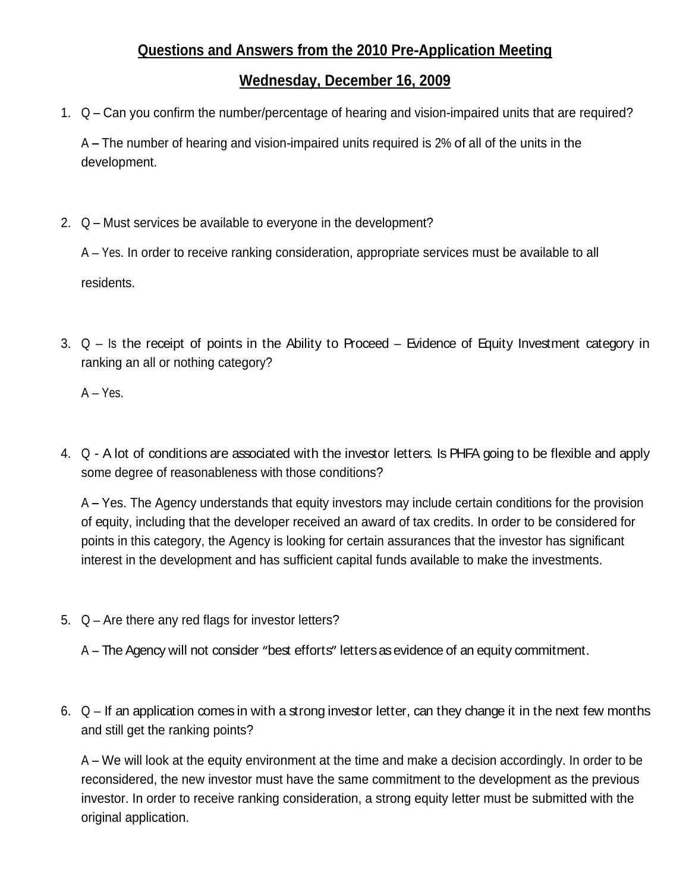**Questions and Answers from the 2010 Pre-Application Meeting**

**Wednesday, December 16, 2009**

1. Q – Can you confirm the number/percentage of hearing and vision-impaired units that are required?

   A – The number of hearing and vision-impaired units required is 2% of all of the units in the development.

2. Q – Must services be available to everyone in the development?

   A – Yes. In order to receive ranking consideration, appropriate services must be available to all residents.

3. Q – Is the receipt of points in the Ability to Proceed – Evidence of Equity Investment category in ranking an all or nothing category?

   A – Yes.

4. Q - A lot of conditions are associated with the investor letters. Is PHFA going to be flexible and apply some degree of reasonableness with those conditions?

   A – Yes. The Agency understands that equity investors may include certain conditions for the provision of equity, including that the developer received an award of tax credits. In order to be considered for points in this category, the Agency is looking for certain assurances that the investor has significant interest in the development and has sufficient capital funds available to make the investments.

5. Q – Are there any red flags for investor letters?

   A – The Agency will not consider "best efforts" letters as evidence of an equity commitment.

6. Q – If an application comes in with a strong investor letter, can they change it in the next few months and still get the ranking points?

   A – We will look at the equity environment at the time and make a decision accordingly. In order to be reconsidered, the new investor must have the same commitment to the development as the previous investor. In order to receive ranking consideration, a strong equity letter must be submitted with the original application.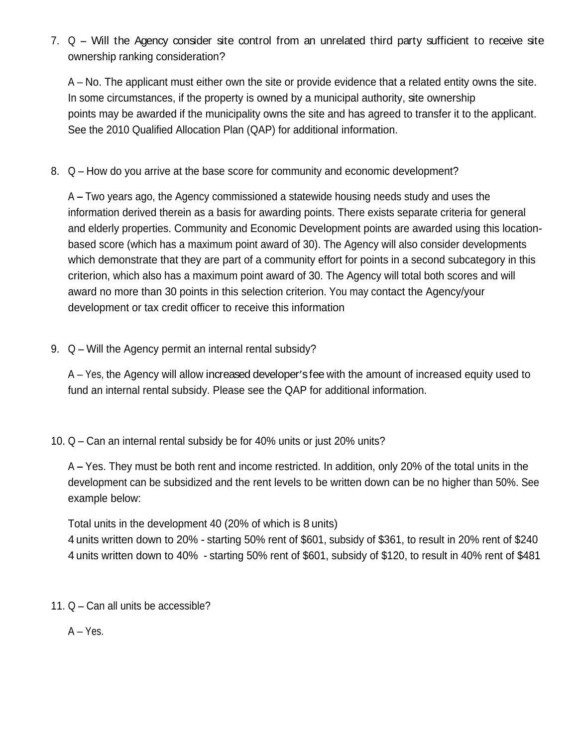7. Q – Will the Agency consider site control from an unrelated third party sufficient to receive site ownership ranking consideration?

   A – No. The applicant must either own the site or provide evidence that a related entity owns the site. In some circumstances, if the property is owned by a municipal authority, site ownership points may be awarded if the municipality owns the site and has agreed to transfer it to the applicant. See the 2010 Qualified Allocation Plan (QAP) for additional information.

8. Q – How do you arrive at the base score for community and economic development?

   A – Two years ago, the Agency commissioned a statewide housing needs study and uses the information derived therein as a basis for awarding points. There exists separate criteria for general and elderly properties. Community and Economic Development points are awarded using this location-based score (which has a maximum point award of 30). The Agency will also consider developments which demonstrate that they are part of a community effort for points in a second subcategory in this criterion, which also has a maximum point award of 30. The Agency will total both scores and will award no more than 30 points in this selection criterion. You may contact the Agency/your development or tax credit officer to receive this information

9. Q – Will the Agency permit an internal rental subsidy?

   A – Yes, the Agency will allow increased developer's fee with the amount of increased equity used to fund an internal rental subsidy. Please see the QAP for additional information.

10. Q – Can an internal rental subsidy be for 40% units or just 20% units?

    A – Yes. They must be both rent and income restricted. In addition, only 20% of the total units in the development can be subsidized and the rent levels to be written down can be no higher than 50%. See example below:

    Total units in the development 40 (20% of which is 8 units)
    4 units written down to 20% - starting 50% rent of $601, subsidy of $361, to result in 20% rent of $240
    4 units written down to 40% - starting 50% rent of $601, subsidy of $120, to result in 40% rent of $481

11. Q – Can all units be accessible?

    A – Yes.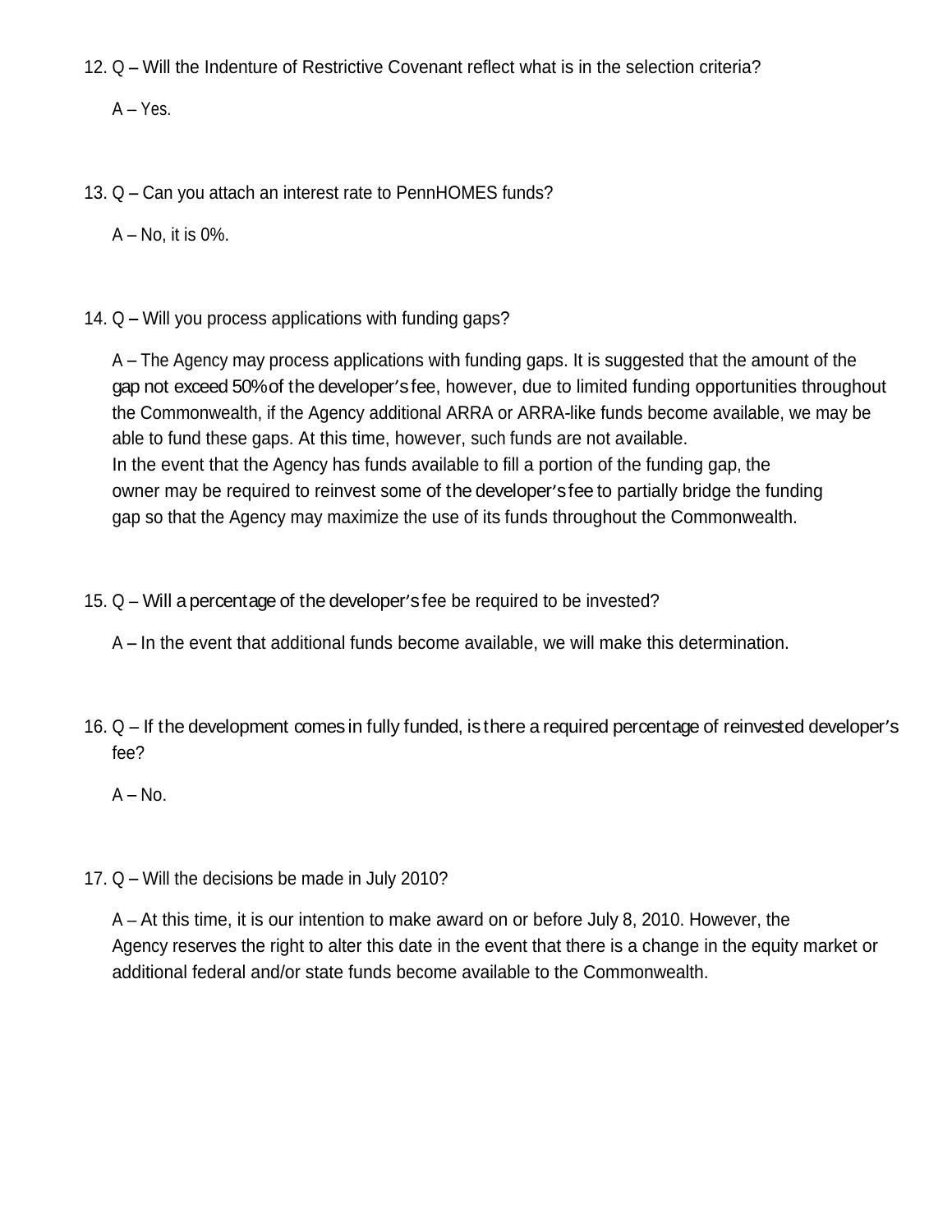12. Q – Will the Indenture of Restrictive Covenant reflect what is in the selection criteria?

    A – Yes.

13. Q – Can you attach an interest rate to PennHOMES funds?

    A – No, it is 0%.

14. Q – Will you process applications with funding gaps?

    A – The Agency may process applications with funding gaps. It is suggested that the amount of the gap not exceed 50% of the developer's fee, however, due to limited funding opportunities throughout the Commonwealth, if the Agency additional ARRA or ARRA-like funds become available, we may be able to fund these gaps. At this time, however, such funds are not available.
    In the event that the Agency has funds available to fill a portion of the funding gap, the owner may be required to reinvest some of the developer's fee to partially bridge the funding gap so that the Agency may maximize the use of its funds throughout the Commonwealth.

15. Q – Will a percentage of the developer's fee be required to be invested?

    A – In the event that additional funds become available, we will make this determination.

16. Q – If the development comes in fully funded, is there a required percentage of reinvested developer's fee?

    A – No.

17. Q – Will the decisions be made in July 2010?

    A – At this time, it is our intention to make award on or before July 8, 2010. However, the Agency reserves the right to alter this date in the event that there is a change in the equity market or additional federal and/or state funds become available to the Commonwealth.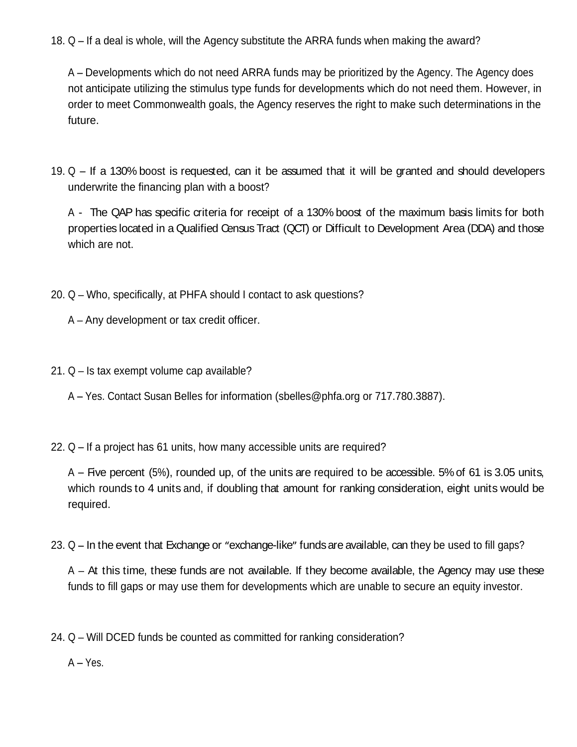18. Q – If a deal is whole, will the Agency substitute the ARRA funds when making the award?

    A – Developments which do not need ARRA funds may be prioritized by the Agency. The Agency does not anticipate utilizing the stimulus type funds for developments which do not need them. However, in order to meet Commonwealth goals, the Agency reserves the right to make such determinations in the future.

19. Q – If a 130% boost is requested, can it be assumed that it will be granted and should developers underwrite the financing plan with a boost?

    A - The QAP has specific criteria for receipt of a 130% boost of the maximum basis limits for both properties located in a Qualified Census Tract (QCT) or Difficult to Development Area (DDA) and those which are not.

20. Q – Who, specifically, at PHFA should I contact to ask questions?

    A – Any development or tax credit officer.

21. Q – Is tax exempt volume cap available?

    A – Yes. Contact Susan Belles for information (sbelles@phfa.org or 717.780.3887).

22. Q – If a project has 61 units, how many accessible units are required?

    A – Five percent (5%), rounded up, of the units are required to be accessible. 5% of 61 is 3.05 units, which rounds to 4 units and, if doubling that amount for ranking consideration, eight units would be required.

23. Q – In the event that Exchange or "exchange-like" funds are available, can they be used to fill gaps?

    A – At this time, these funds are not available. If they become available, the Agency may use these funds to fill gaps or may use them for developments which are unable to secure an equity investor.

24. Q – Will DCED funds be counted as committed for ranking consideration?

    A – Yes.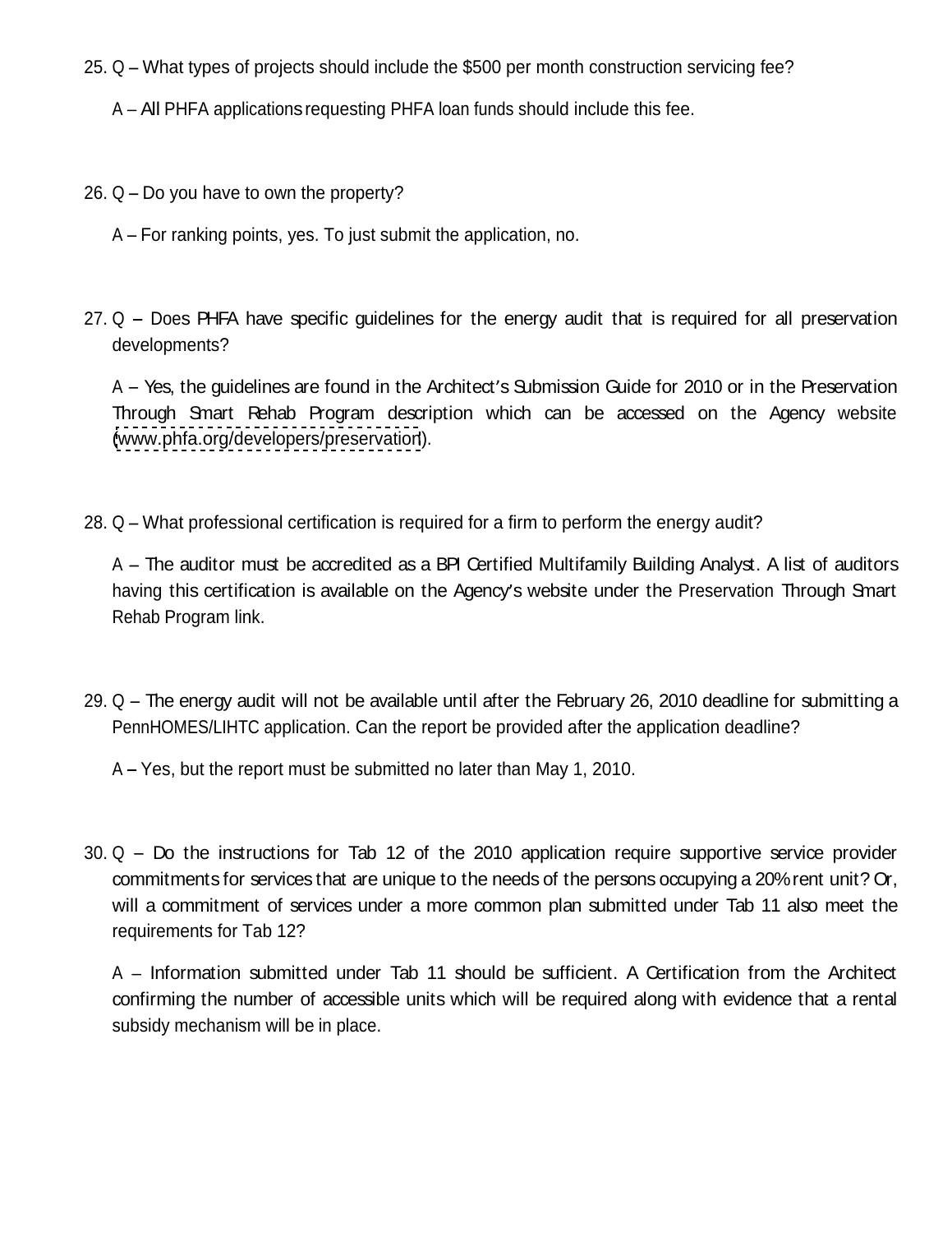25. Q – What types of projects should include the $500 per month construction servicing fee?

    A – All PHFA applications requesting PHFA loan funds should include this fee.

26. Q – Do you have to own the property?

    A – For ranking points, yes. To just submit the application, no.

27. Q – Does PHFA have specific guidelines for the energy audit that is required for all preservation developments?

    A – Yes, the guidelines are found in the Architect's Submission Guide for 2010 or in the Preservation Through Smart Rehab Program description which can be accessed on the Agency website (www.phfa.org/developers/preservation).

28. Q – What professional certification is required for a firm to perform the energy audit?

    A – The auditor must be accredited as a BPI Certified Multifamily Building Analyst. A list of auditors having this certification is available on the Agency's website under the Preservation Through Smart Rehab Program link.

29. Q – The energy audit will not be available until after the February 26, 2010 deadline for submitting a PennHOMES/LIHTC application. Can the report be provided after the application deadline?

    A – Yes, but the report must be submitted no later than May 1, 2010.

30. Q – Do the instructions for Tab 12 of the 2010 application require supportive service provider commitments for services that are unique to the needs of the persons occupying a 20% rent unit? Or, will a commitment of services under a more common plan submitted under Tab 11 also meet the requirements for Tab 12?

    A – Information submitted under Tab 11 should be sufficient. A Certification from the Architect confirming the number of accessible units which will be required along with evidence that a rental subsidy mechanism will be in place.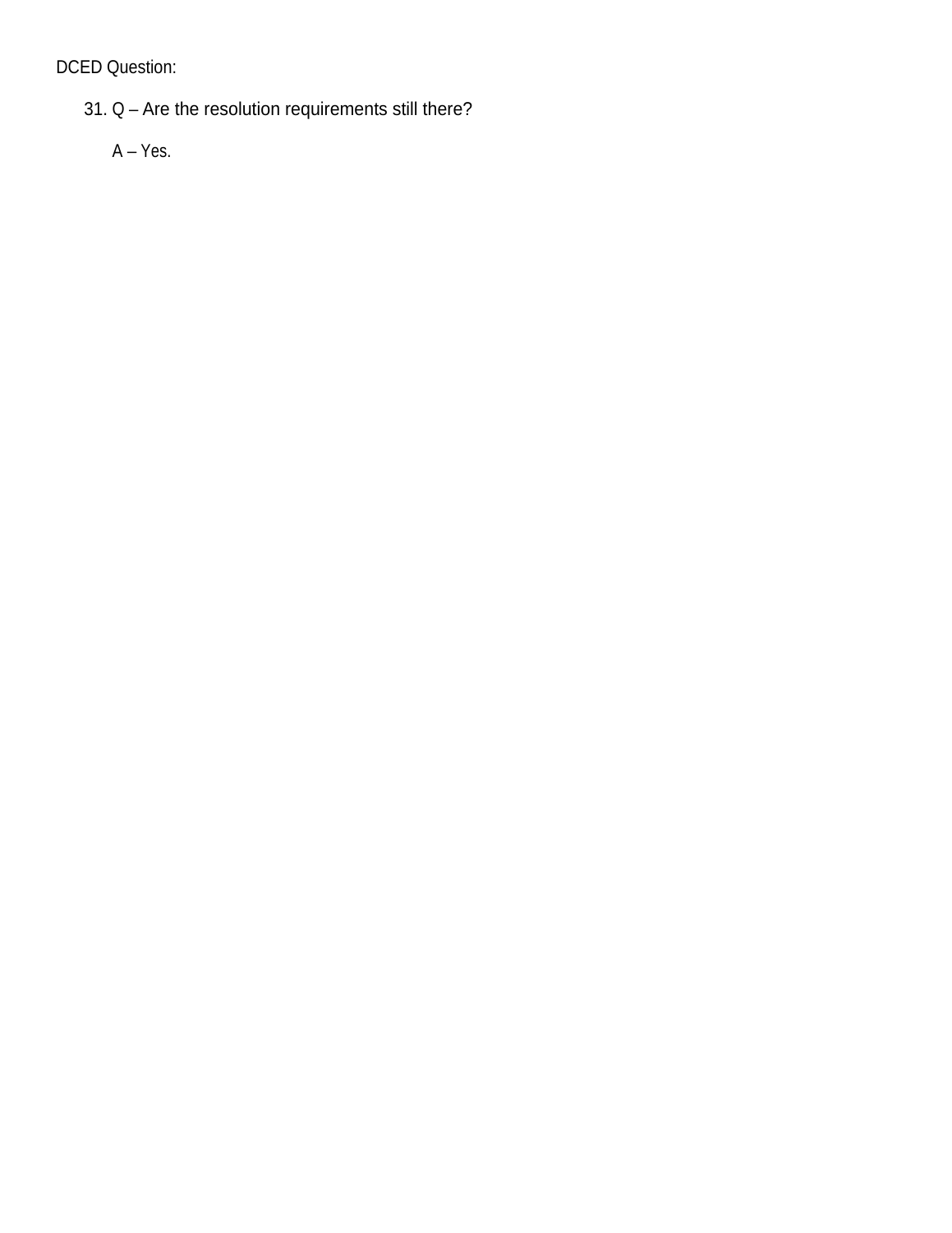DCED Question:

31. Q – Are the resolution requirements still there?

    A – Yes.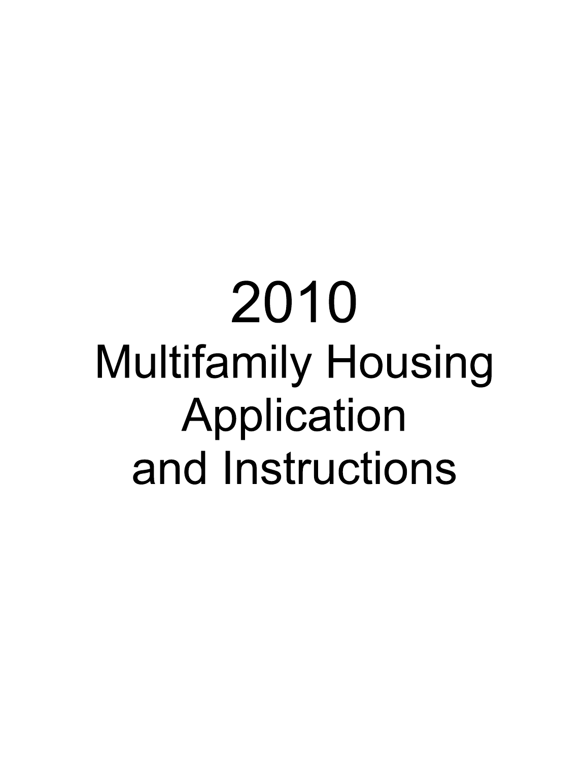# 2010 Multifamily Housing Application and Instructions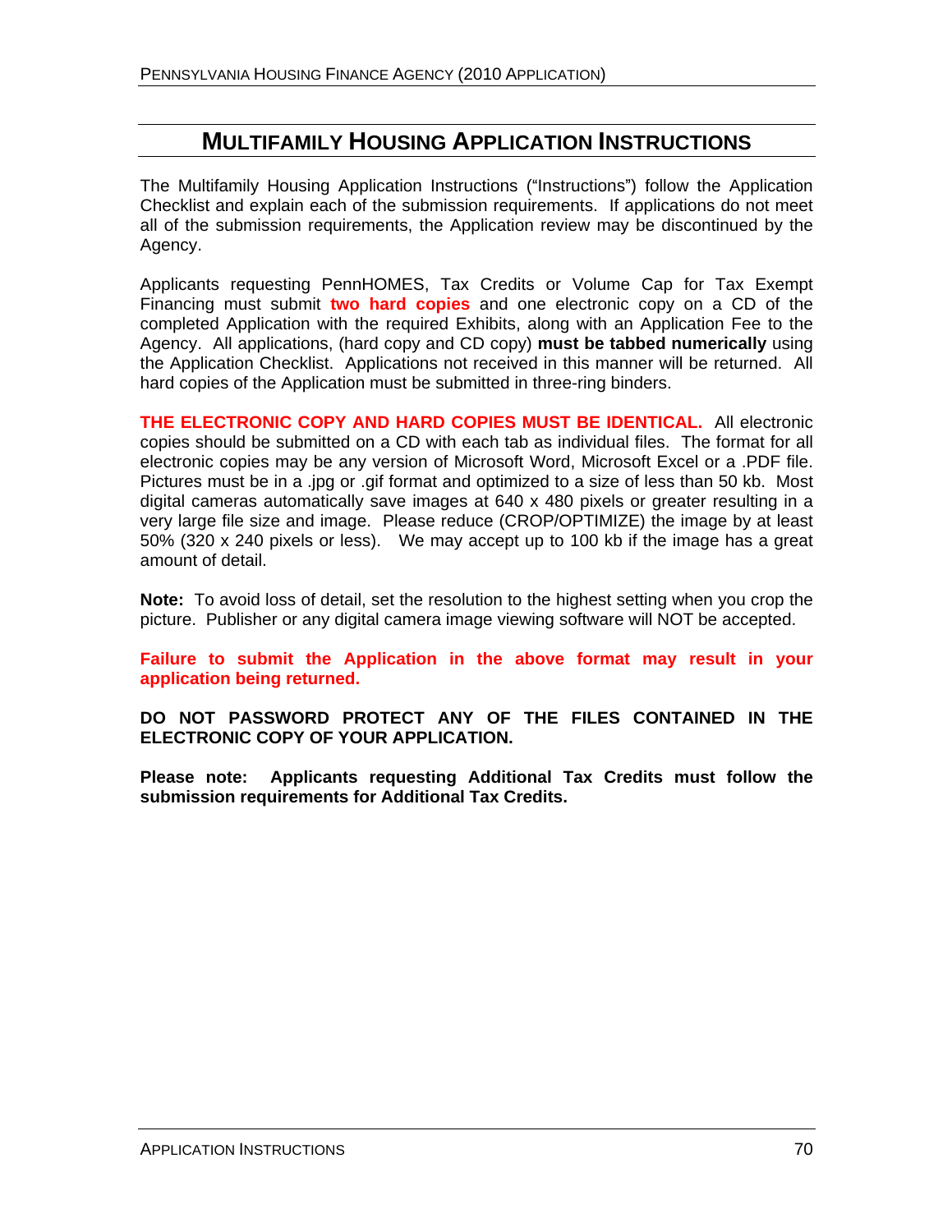# Multifamily Housing Application Instructions

The Multifamily Housing Application Instructions ("Instructions") follow the Application Checklist and explain each of the submission requirements. If applications do not meet all of the submission requirements, the Application review may be discontinued by the Agency.

Applicants requesting PennHOMES, Tax Credits or Volume Cap for Tax Exempt Financing must submit **two hard copies** and one electronic copy on a CD of the completed Application with the required Exhibits, along with an Application Fee to the Agency. All applications, (hard copy and CD copy) **must be tabbed numerically** using the Application Checklist. Applications not received in this manner will be returned. All hard copies of the Application must be submitted in three-ring binders.

**THE ELECTRONIC COPY AND HARD COPIES MUST BE IDENTICAL.** All electronic copies should be submitted on a CD with each tab as individual files. The format for all electronic copies may be any version of Microsoft Word, Microsoft Excel or a .PDF file. Pictures must be in a .jpg or .gif format and optimized to a size of less than 50 kb. Most digital cameras automatically save images at 640 x 480 pixels or greater resulting in a very large file size and image. Please reduce (CROP/OPTIMIZE) the image by at least 50% (320 x 240 pixels or less). We may accept up to 100 kb if the image has a great amount of detail.

**Note:** To avoid loss of detail, set the resolution to the highest setting when you crop the picture. Publisher or any digital camera image viewing software will NOT be accepted.

**Failure to submit the Application in the above format may result in your application being returned.**

**DO NOT PASSWORD PROTECT ANY OF THE FILES CONTAINED IN THE ELECTRONIC COPY OF YOUR APPLICATION.**

**Please note: Applicants requesting Additional Tax Credits must follow the submission requirements for Additional Tax Credits.**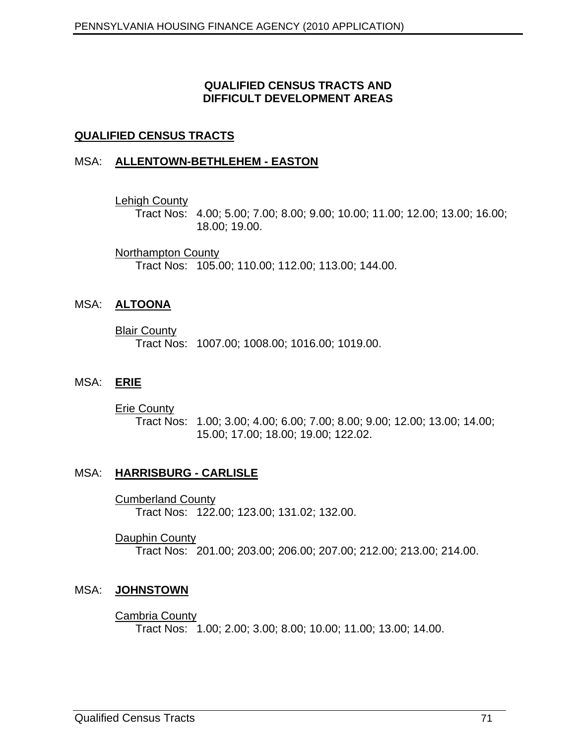## QUALIFIED CENSUS TRACTS AND DIFFICULT DEVELOPMENT AREAS

### QUALIFIED CENSUS TRACTS

#### MSA: ALLENTOWN-BETHLEHEM - EASTON

Lehigh County
Tract Nos: 4.00; 5.00; 7.00; 8.00; 9.00; 10.00; 11.00; 12.00; 13.00; 16.00; 18.00; 19.00.

Northampton County
Tract Nos: 105.00; 110.00; 112.00; 113.00; 144.00.

#### MSA: ALTOONA

Blair County
Tract Nos: 1007.00; 1008.00; 1016.00; 1019.00.

#### MSA: ERIE

Erie County
Tract Nos: 1.00; 3.00; 4.00; 6.00; 7.00; 8.00; 9.00; 12.00; 13.00; 14.00; 15.00; 17.00; 18.00; 19.00; 122.02.

#### MSA: HARRISBURG - CARLISLE

Cumberland County
Tract Nos: 122.00; 123.00; 131.02; 132.00.

Dauphin County
Tract Nos: 201.00; 203.00; 206.00; 207.00; 212.00; 213.00; 214.00.

#### MSA: JOHNSTOWN

Cambria County
Tract Nos: 1.00; 2.00; 3.00; 8.00; 10.00; 11.00; 13.00; 14.00.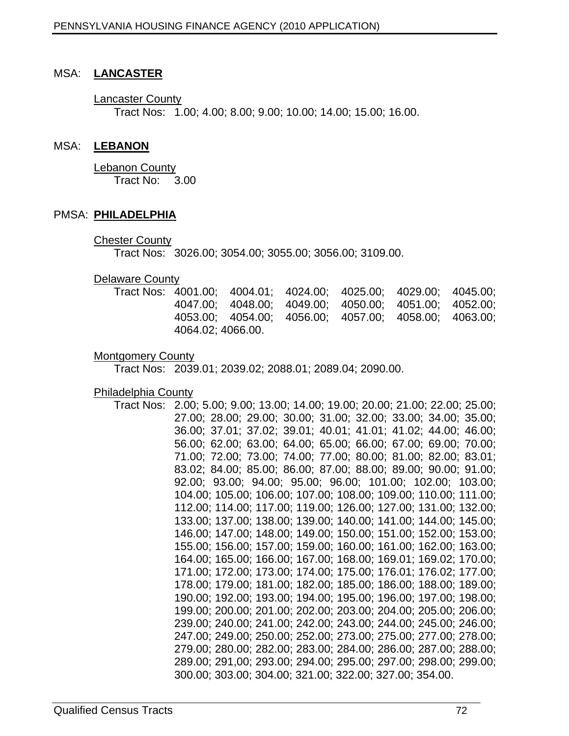## MSA: **LANCASTER**

Lancaster County
Tract Nos: 1.00; 4.00; 8.00; 9.00; 10.00; 14.00; 15.00; 16.00.

## MSA: **LEBANON**

Lebanon County
Tract No: 3.00

## PMSA: **PHILADELPHIA**

Chester County
Tract Nos: 3026.00; 3054.00; 3055.00; 3056.00; 3109.00.

Delaware County
Tract Nos: 4001.00; 4004.01; 4024.00; 4025.00; 4029.00; 4045.00; 4047.00; 4048.00; 4049.00; 4050.00; 4051.00; 4052.00; 4053.00; 4054.00; 4056.00; 4057.00; 4058.00; 4063.00; 4064.02; 4066.00.

Montgomery County
Tract Nos: 2039.01; 2039.02; 2088.01; 2089.04; 2090.00.

Philadelphia County
Tract Nos: 2.00; 5.00; 9.00; 13.00; 14.00; 19.00; 20.00; 21.00; 22.00; 25.00; 27.00; 28.00; 29.00; 30.00; 31.00; 32.00; 33.00; 34.00; 35.00; 36.00; 37.01; 37.02; 39.01; 40.01; 41.01; 41.02; 44.00; 46.00; 56.00; 62.00; 63.00; 64.00; 65.00; 66.00; 67.00; 69.00; 70.00; 71.00; 72.00; 73.00; 74.00; 77.00; 80.00; 81.00; 82.00; 83.01; 83.02; 84.00; 85.00; 86.00; 87.00; 88.00; 89.00; 90.00; 91.00; 92.00; 93.00; 94.00; 95.00; 96.00; 101.00; 102.00; 103.00; 104.00; 105.00; 106.00; 107.00; 108.00; 109.00; 110.00; 111.00; 112.00; 114.00; 117.00; 119.00; 126.00; 127.00; 131.00; 132.00; 133.00; 137.00; 138.00; 139.00; 140.00; 141.00; 144.00; 145.00; 146.00; 147.00; 148.00; 149.00; 150.00; 151.00; 152.00; 153.00; 155.00; 156.00; 157.00; 159.00; 160.00; 161.00; 162.00; 163.00; 164.00; 165.00; 166.00; 167.00; 168.00; 169.01; 169.02; 170.00; 171.00; 172.00; 173.00; 174.00; 175.00; 176.01; 176.02; 177.00; 178.00; 179.00; 181.00; 182.00; 185.00; 186.00; 188.00; 189.00; 190.00; 192.00; 193.00; 194.00; 195.00; 196.00; 197.00; 198.00; 199.00; 200.00; 201.00; 202.00; 203.00; 204.00; 205.00; 206.00; 239.00; 240.00; 241.00; 242.00; 243.00; 244.00; 245.00; 246.00; 247.00; 249.00; 250.00; 252.00; 273.00; 275.00; 277.00; 278.00; 279.00; 280.00; 282.00; 283.00; 284.00; 286.00; 287.00; 288.00; 289.00; 291,00; 293.00; 294.00; 295.00; 297.00; 298.00; 299.00; 300.00; 303.00; 304.00; 321.00; 322.00; 327.00; 354.00.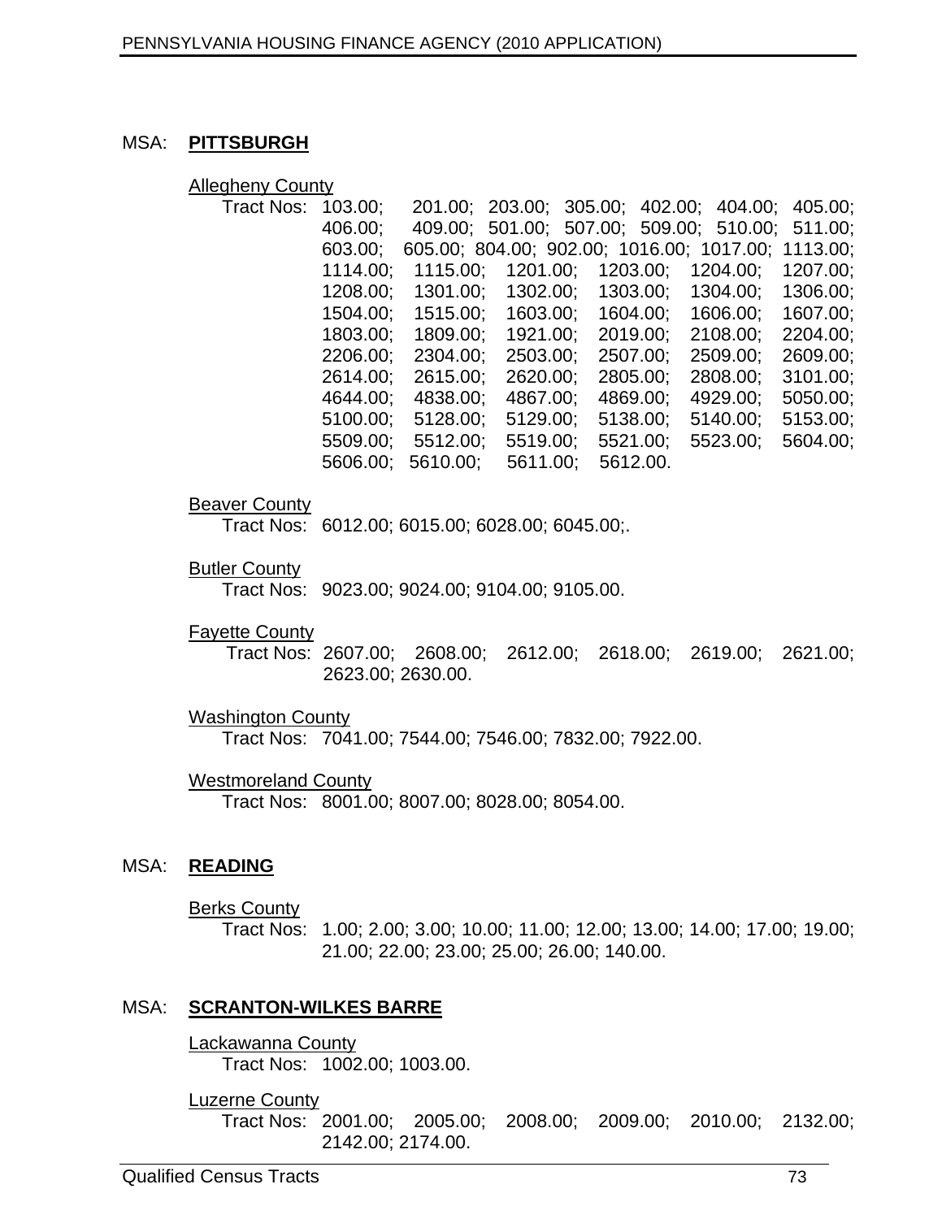MSA: **PITTSBURGH**

Allegheny County

Tract Nos: 103.00; 201.00; 203.00; 305.00; 402.00; 404.00; 405.00; 406.00; 409.00; 501.00; 507.00; 509.00; 510.00; 511.00; 603.00; 605.00; 804.00; 902.00; 1016.00; 1017.00; 1113.00; 1114.00; 1115.00; 1201.00; 1203.00; 1204.00; 1207.00; 1208.00; 1301.00; 1302.00; 1303.00; 1304.00; 1306.00; 1504.00; 1515.00; 1603.00; 1604.00; 1606.00; 1607.00; 1803.00; 1809.00; 1921.00; 2019.00; 2108.00; 2204.00; 2206.00; 2304.00; 2503.00; 2507.00; 2509.00; 2609.00; 2614.00; 2615.00; 2620.00; 2805.00; 2808.00; 3101.00; 4644.00; 4838.00; 4867.00; 4869.00; 4929.00; 5050.00; 5100.00; 5128.00; 5129.00; 5138.00; 5140.00; 5153.00; 5509.00; 5512.00; 5519.00; 5521.00; 5523.00; 5604.00; 5606.00; 5610.00; 5611.00; 5612.00.

Beaver County

Tract Nos: 6012.00; 6015.00; 6028.00; 6045.00;.

Butler County

Tract Nos: 9023.00; 9024.00; 9104.00; 9105.00.

Fayette County

Tract Nos: 2607.00; 2608.00; 2612.00; 2618.00; 2619.00; 2621.00; 2623.00; 2630.00.

Washington County

Tract Nos: 7041.00; 7544.00; 7546.00; 7832.00; 7922.00.

Westmoreland County

Tract Nos: 8001.00; 8007.00; 8028.00; 8054.00.

MSA: **READING**

Berks County

Tract Nos: 1.00; 2.00; 3.00; 10.00; 11.00; 12.00; 13.00; 14.00; 17.00; 19.00; 21.00; 22.00; 23.00; 25.00; 26.00; 140.00.

MSA: **SCRANTON-WILKES BARRE**

Lackawanna County

Tract Nos: 1002.00; 1003.00.

Luzerne County

Tract Nos: 2001.00; 2005.00; 2008.00; 2009.00; 2010.00; 2132.00; 2142.00; 2174.00.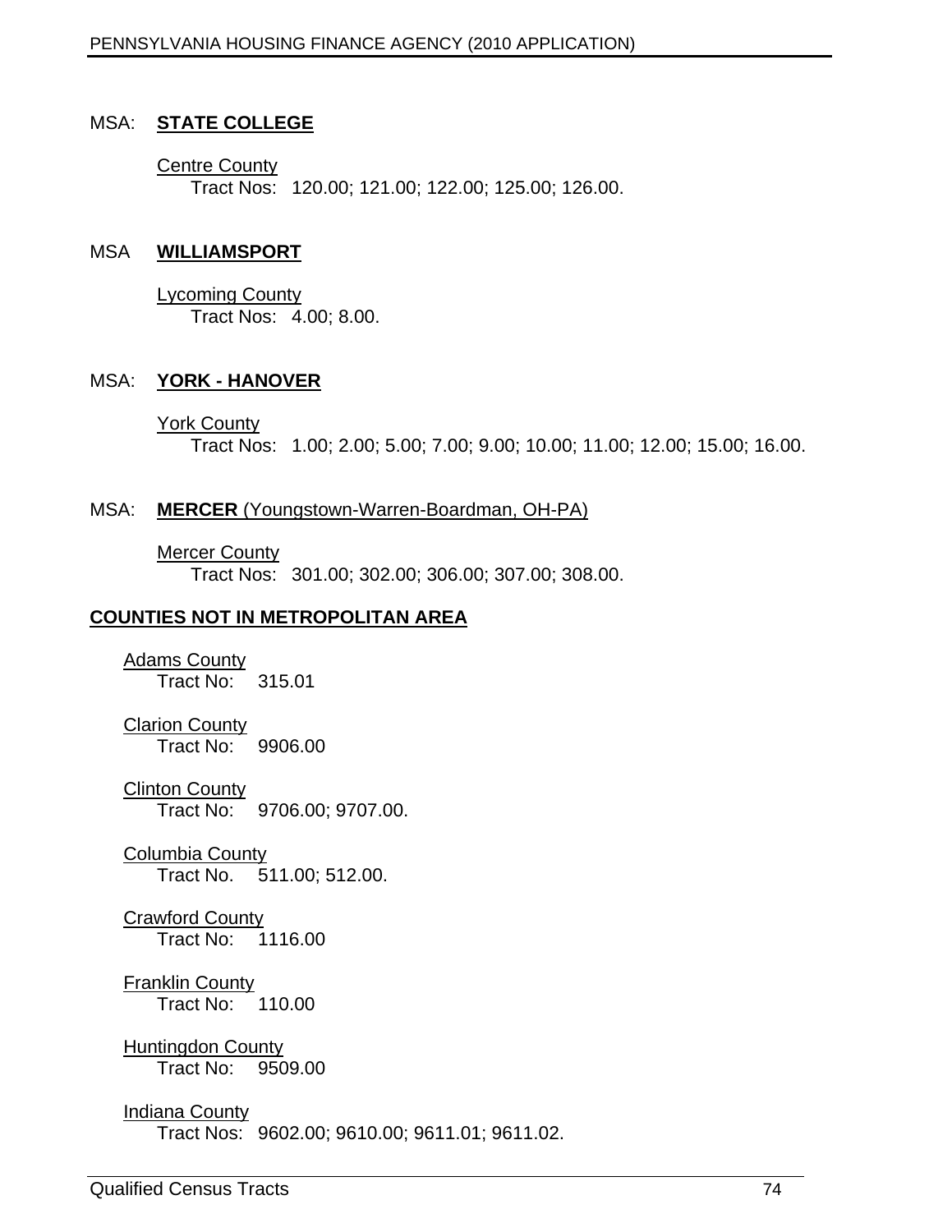MSA: **STATE COLLEGE**

Centre County
Tract Nos: 120.00; 121.00; 122.00; 125.00; 126.00.

MSA **WILLIAMSPORT**

Lycoming County
Tract Nos: 4.00; 8.00.

MSA: **YORK - HANOVER**

York County
Tract Nos: 1.00; 2.00; 5.00; 7.00; 9.00; 10.00; 11.00; 12.00; 15.00; 16.00.

MSA: **MERCER** (Youngstown-Warren-Boardman, OH-PA)

Mercer County
Tract Nos: 301.00; 302.00; 306.00; 307.00; 308.00.

**COUNTIES NOT IN METROPOLITAN AREA**

Adams County
Tract No: 315.01

Clarion County
Tract No: 9906.00

Clinton County
Tract No: 9706.00; 9707.00.

Columbia County
Tract No. 511.00; 512.00.

Crawford County
Tract No: 1116.00

Franklin County
Tract No: 110.00

Huntingdon County
Tract No: 9509.00

Indiana County
Tract Nos: 9602.00; 9610.00; 9611.01; 9611.02.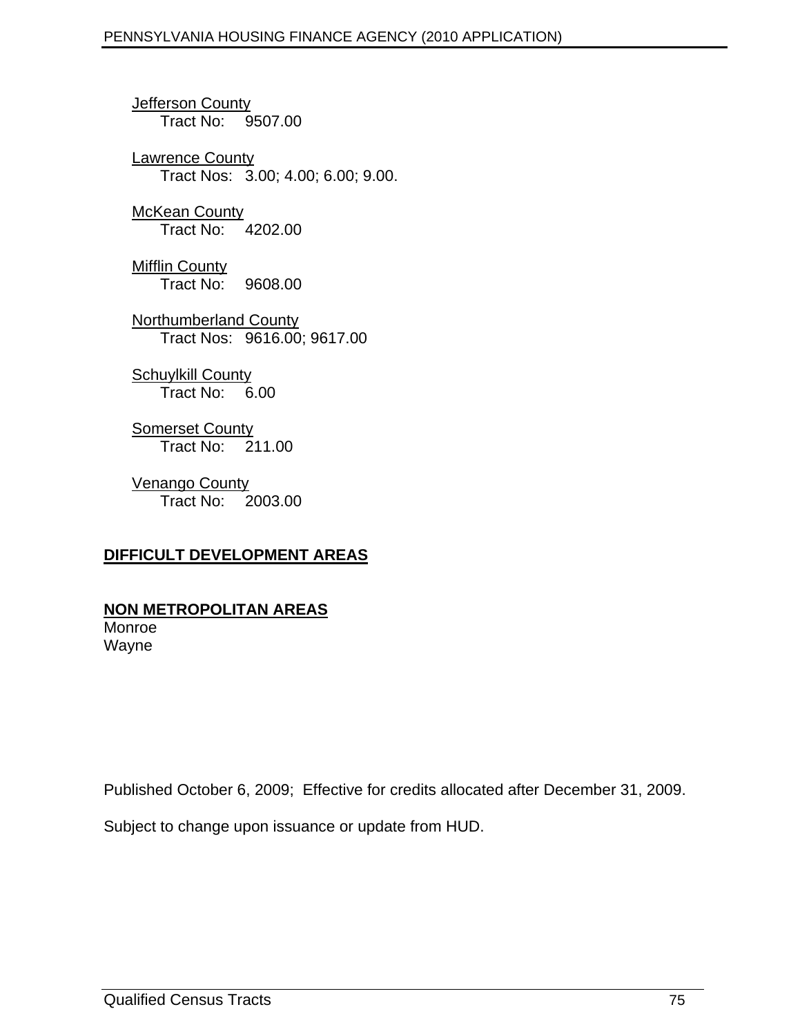Jefferson County
Tract No: 9507.00

Lawrence County
Tract Nos: 3.00; 4.00; 6.00; 9.00.

McKean County
Tract No: 4202.00

Mifflin County
Tract No: 9608.00

Northumberland County
Tract Nos: 9616.00; 9617.00

Schuylkill County
Tract No: 6.00

Somerset County
Tract No: 211.00

Venango County
Tract No: 2003.00

## DIFFICULT DEVELOPMENT AREAS

### NON METROPOLITAN AREAS

Monroe
Wayne

Published October 6, 2009; Effective for credits allocated after December 31, 2009.

Subject to change upon issuance or update from HUD.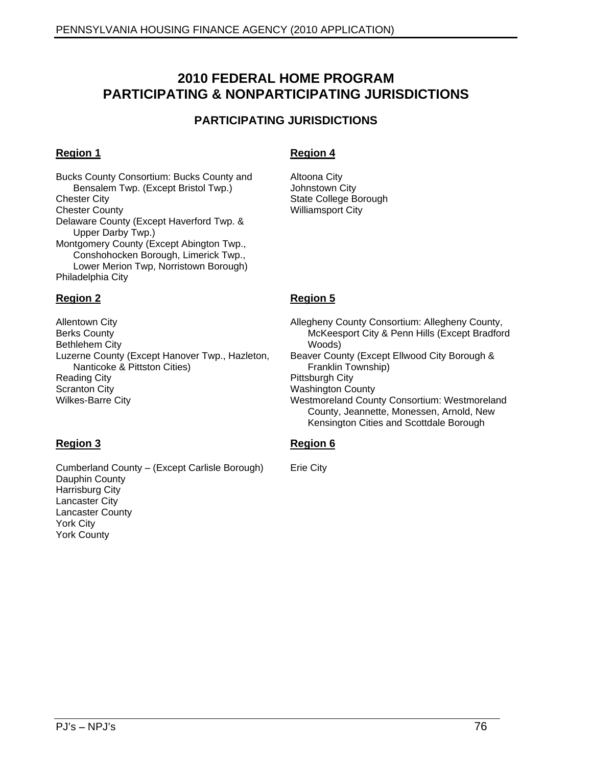# 2010 FEDERAL HOME PROGRAM PARTICIPATING & NONPARTICIPATING JURISDICTIONS

## PARTICIPATING JURISDICTIONS

### Region 1

Bucks County Consortium: Bucks County and Bensalem Twp. (Except Bristol Twp.)
Chester City
Chester County
Delaware County (Except Haverford Twp. & Upper Darby Twp.)
Montgomery County (Except Abington Twp., Conshohocken Borough, Limerick Twp., Lower Merion Twp, Norristown Borough)
Philadelphia City

### Region 2

Allentown City
Berks County
Bethlehem City
Luzerne County (Except Hanover Twp., Hazleton, Nanticoke & Pittston Cities)
Reading City
Scranton City
Wilkes-Barre City

### Region 3

Cumberland County – (Except Carlisle Borough)
Dauphin County
Harrisburg City
Lancaster City
Lancaster County
York City
York County

### Region 4

Altoona City
Johnstown City
State College Borough
Williamsport City

### Region 5

Allegheny County Consortium: Allegheny County, McKeesport City & Penn Hills (Except Bradford Woods)
Beaver County (Except Ellwood City Borough & Franklin Township)
Pittsburgh City
Washington County
Westmoreland County Consortium: Westmoreland County, Jeannette, Monessen, Arnold, New Kensington Cities and Scottdale Borough

### Region 6

Erie City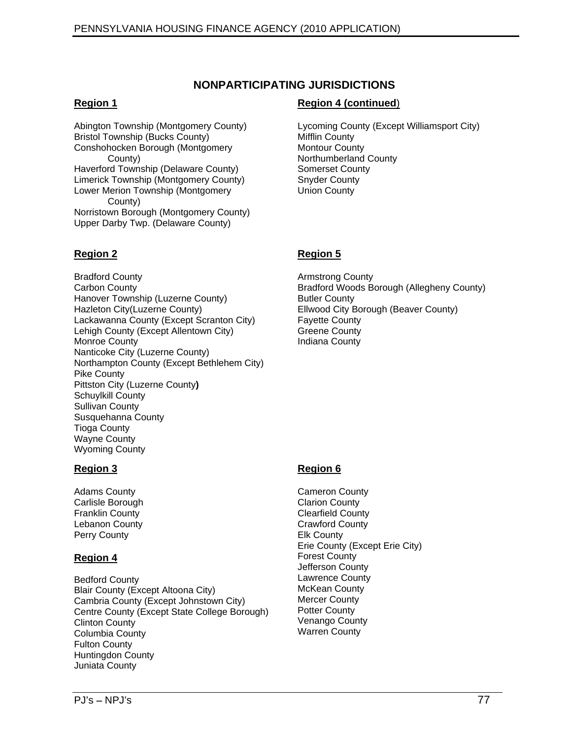# NONPARTICIPATING JURISDICTIONS

## Region 1

Abington Township (Montgomery County)
Bristol Township (Bucks County)
Conshohocken Borough (Montgomery County)
Haverford Township (Delaware County)
Limerick Township (Montgomery County)
Lower Merion Township (Montgomery County)
Norristown Borough (Montgomery County)
Upper Darby Twp. (Delaware County)

## Region 2

Bradford County
Carbon County
Hanover Township (Luzerne County)
Hazleton City(Luzerne County)
Lackawanna County (Except Scranton City)
Lehigh County (Except Allentown City)
Monroe County
Nanticoke City (Luzerne County)
Northampton County (Except Bethlehem City)
Pike County
Pittston City (Luzerne County)
Schuylkill County
Sullivan County
Susquehanna County
Tioga County
Wayne County
Wyoming County

## Region 3

Adams County
Carlisle Borough
Franklin County
Lebanon County
Perry County

## Region 4

Bedford County
Blair County (Except Altoona City)
Cambria County (Except Johnstown City)
Centre County (Except State College Borough)
Clinton County
Columbia County
Fulton County
Huntingdon County
Juniata County

## Region 4 (continued)

Lycoming County (Except Williamsport City)
Mifflin County
Montour County
Northumberland County
Somerset County
Snyder County
Union County

## Region 5

Armstrong County
Bradford Woods Borough (Allegheny County)
Butler County
Ellwood City Borough (Beaver County)
Fayette County
Greene County
Indiana County

## Region 6

Cameron County
Clarion County
Clearfield County
Crawford County
Elk County
Erie County (Except Erie City)
Forest County
Jefferson County
Lawrence County
McKean County
Mercer County
Potter County
Venango County
Warren County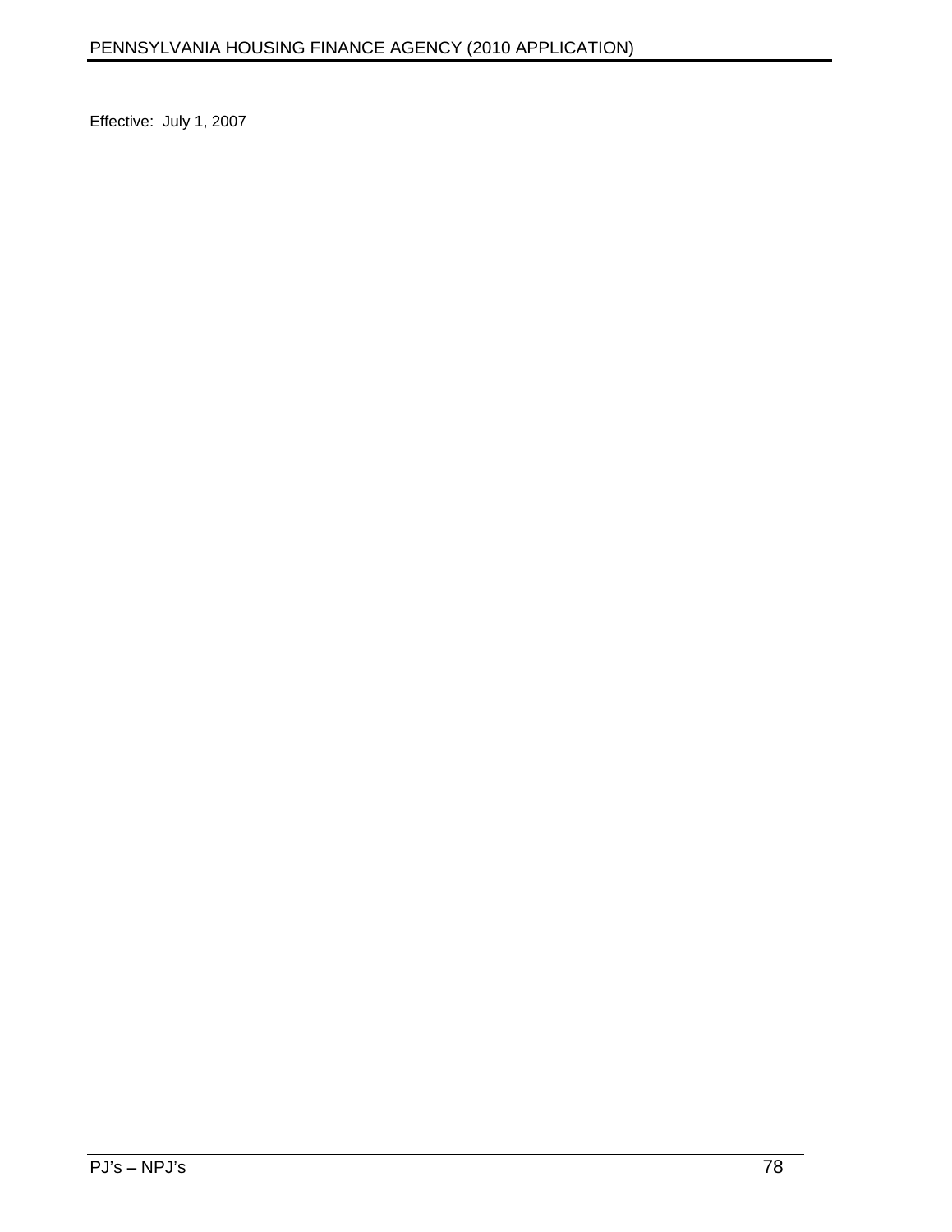Effective: July 1, 2007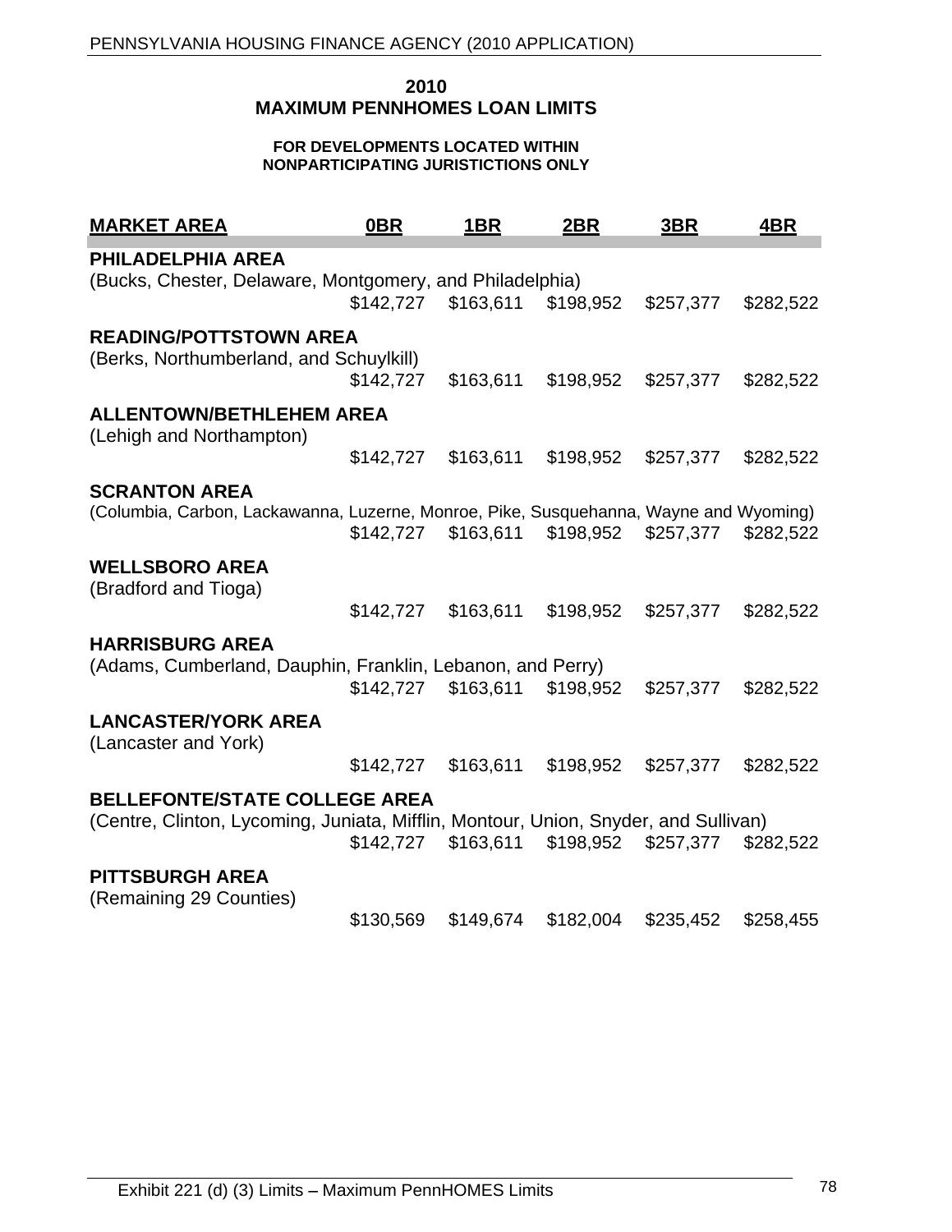## 2010
## MAXIMUM PENNHOMES LOAN LIMITS

**FOR DEVELOPMENTS LOCATED WITHIN NONPARTICIPATING JURISTICTIONS ONLY**

| MARKET AREA | 0BR | 1BR | 2BR | 3BR | 4BR |
|---|---|---|---|---|---|
| **PHILADELPHIA AREA**<br>(Bucks, Chester, Delaware, Montgomery, and Philadelphia) | $142,727 | $163,611 | $198,952 | $257,377 | $282,522 |
| **READING/POTTSTOWN AREA**<br>(Berks, Northumberland, and Schuylkill) | $142,727 | $163,611 | $198,952 | $257,377 | $282,522 |
| **ALLENTOWN/BETHLEHEM AREA**<br>(Lehigh and Northampton) | $142,727 | $163,611 | $198,952 | $257,377 | $282,522 |
| **SCRANTON AREA**<br>(Columbia, Carbon, Lackawanna, Luzerne, Monroe, Pike, Susquehanna, Wayne and Wyoming) | $142,727 | $163,611 | $198,952 | $257,377 | $282,522 |
| **WELLSBORO AREA**<br>(Bradford and Tioga) | $142,727 | $163,611 | $198,952 | $257,377 | $282,522 |
| **HARRISBURG AREA**<br>(Adams, Cumberland, Dauphin, Franklin, Lebanon, and Perry) | $142,727 | $163,611 | $198,952 | $257,377 | $282,522 |
| **LANCASTER/YORK AREA**<br>(Lancaster and York) | $142,727 | $163,611 | $198,952 | $257,377 | $282,522 |
| **BELLEFONTE/STATE COLLEGE AREA**<br>(Centre, Clinton, Lycoming, Juniata, Mifflin, Montour, Union, Snyder, and Sullivan) | $142,727 | $163,611 | $198,952 | $257,377 | $282,522 |
| **PITTSBURGH AREA**<br>(Remaining 29 Counties) | $130,569 | $149,674 | $182,004 | $235,452 | $258,455 |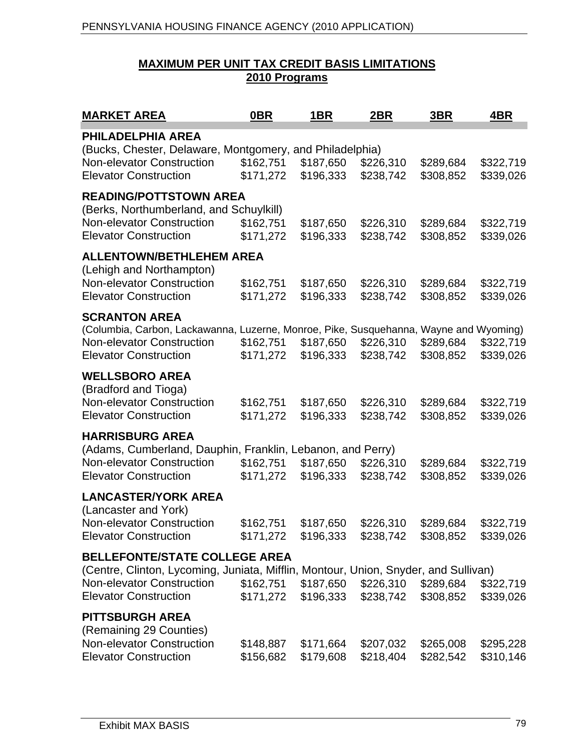## MAXIMUM PER UNIT TAX CREDIT BASIS LIMITATIONS
## 2010 Programs

| MARKET AREA | 0BR | 1BR | 2BR | 3BR | 4BR |
|---|---|---|---|---|---|
| **PHILADELPHIA AREA** | | | | | |
| (Bucks, Chester, Delaware, Montgomery, and Philadelphia) | | | | | |
| Non-elevator Construction | $162,751 | $187,650 | $226,310 | $289,684 | $322,719 |
| Elevator Construction | $171,272 | $196,333 | $238,742 | $308,852 | $339,026 |
| **READING/POTTSTOWN AREA** | | | | | |
| (Berks, Northumberland, and Schuylkill) | | | | | |
| Non-elevator Construction | $162,751 | $187,650 | $226,310 | $289,684 | $322,719 |
| Elevator Construction | $171,272 | $196,333 | $238,742 | $308,852 | $339,026 |
| **ALLENTOWN/BETHLEHEM AREA** | | | | | |
| (Lehigh and Northampton) | | | | | |
| Non-elevator Construction | $162,751 | $187,650 | $226,310 | $289,684 | $322,719 |
| Elevator Construction | $171,272 | $196,333 | $238,742 | $308,852 | $339,026 |
| **SCRANTON AREA** | | | | | |
| (Columbia, Carbon, Lackawanna, Luzerne, Monroe, Pike, Susquehanna, Wayne and Wyoming) | | | | | |
| Non-elevator Construction | $162,751 | $187,650 | $226,310 | $289,684 | $322,719 |
| Elevator Construction | $171,272 | $196,333 | $238,742 | $308,852 | $339,026 |
| **WELLSBORO AREA** | | | | | |
| (Bradford and Tioga) | | | | | |
| Non-elevator Construction | $162,751 | $187,650 | $226,310 | $289,684 | $322,719 |
| Elevator Construction | $171,272 | $196,333 | $238,742 | $308,852 | $339,026 |
| **HARRISBURG AREA** | | | | | |
| (Adams, Cumberland, Dauphin, Franklin, Lebanon, and Perry) | | | | | |
| Non-elevator Construction | $162,751 | $187,650 | $226,310 | $289,684 | $322,719 |
| Elevator Construction | $171,272 | $196,333 | $238,742 | $308,852 | $339,026 |
| **LANCASTER/YORK AREA** | | | | | |
| (Lancaster and York) | | | | | |
| Non-elevator Construction | $162,751 | $187,650 | $226,310 | $289,684 | $322,719 |
| Elevator Construction | $171,272 | $196,333 | $238,742 | $308,852 | $339,026 |
| **BELLEFONTE/STATE COLLEGE AREA** | | | | | |
| (Centre, Clinton, Lycoming, Juniata, Mifflin, Montour, Union, Snyder, and Sullivan) | | | | | |
| Non-elevator Construction | $162,751 | $187,650 | $226,310 | $289,684 | $322,719 |
| Elevator Construction | $171,272 | $196,333 | $238,742 | $308,852 | $339,026 |
| **PITTSBURGH AREA** | | | | | |
| (Remaining 29 Counties) | | | | | |
| Non-elevator Construction | $148,887 | $171,664 | $207,032 | $265,008 | $295,228 |
| Elevator Construction | $156,682 | $179,608 | $218,404 | $282,542 | $310,146 |

Exhibit MAX BASIS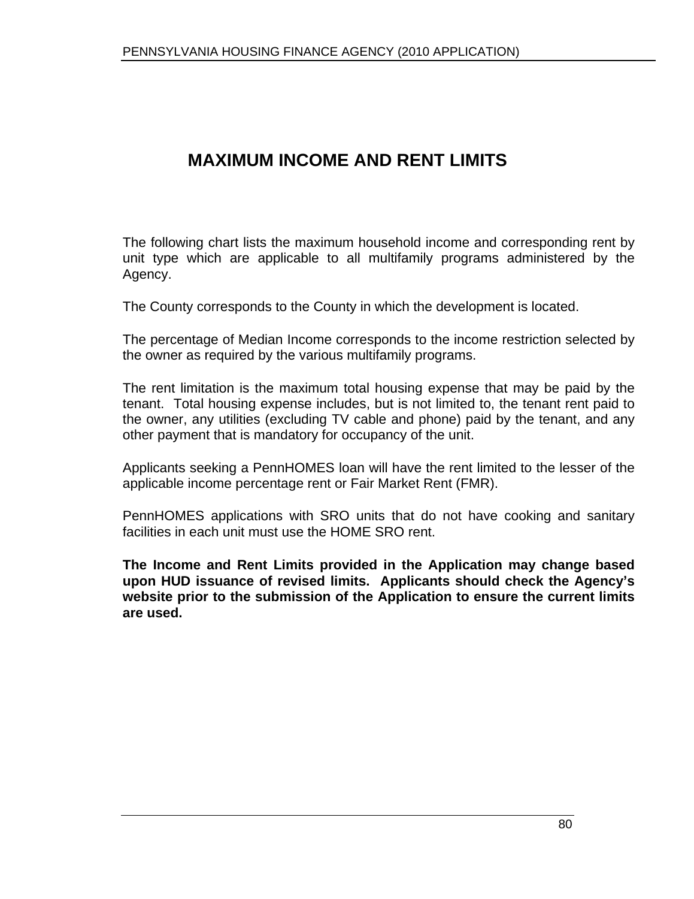# MAXIMUM INCOME AND RENT LIMITS

The following chart lists the maximum household income and corresponding rent by unit type which are applicable to all multifamily programs administered by the Agency.

The County corresponds to the County in which the development is located.

The percentage of Median Income corresponds to the income restriction selected by the owner as required by the various multifamily programs.

The rent limitation is the maximum total housing expense that may be paid by the tenant. Total housing expense includes, but is not limited to, the tenant rent paid to the owner, any utilities (excluding TV cable and phone) paid by the tenant, and any other payment that is mandatory for occupancy of the unit.

Applicants seeking a PennHOMES loan will have the rent limited to the lesser of the applicable income percentage rent or Fair Market Rent (FMR).

PennHOMES applications with SRO units that do not have cooking and sanitary facilities in each unit must use the HOME SRO rent.

**The Income and Rent Limits provided in the Application may change based upon HUD issuance of revised limits. Applicants should check the Agency's website prior to the submission of the Application to ensure the current limits are used.**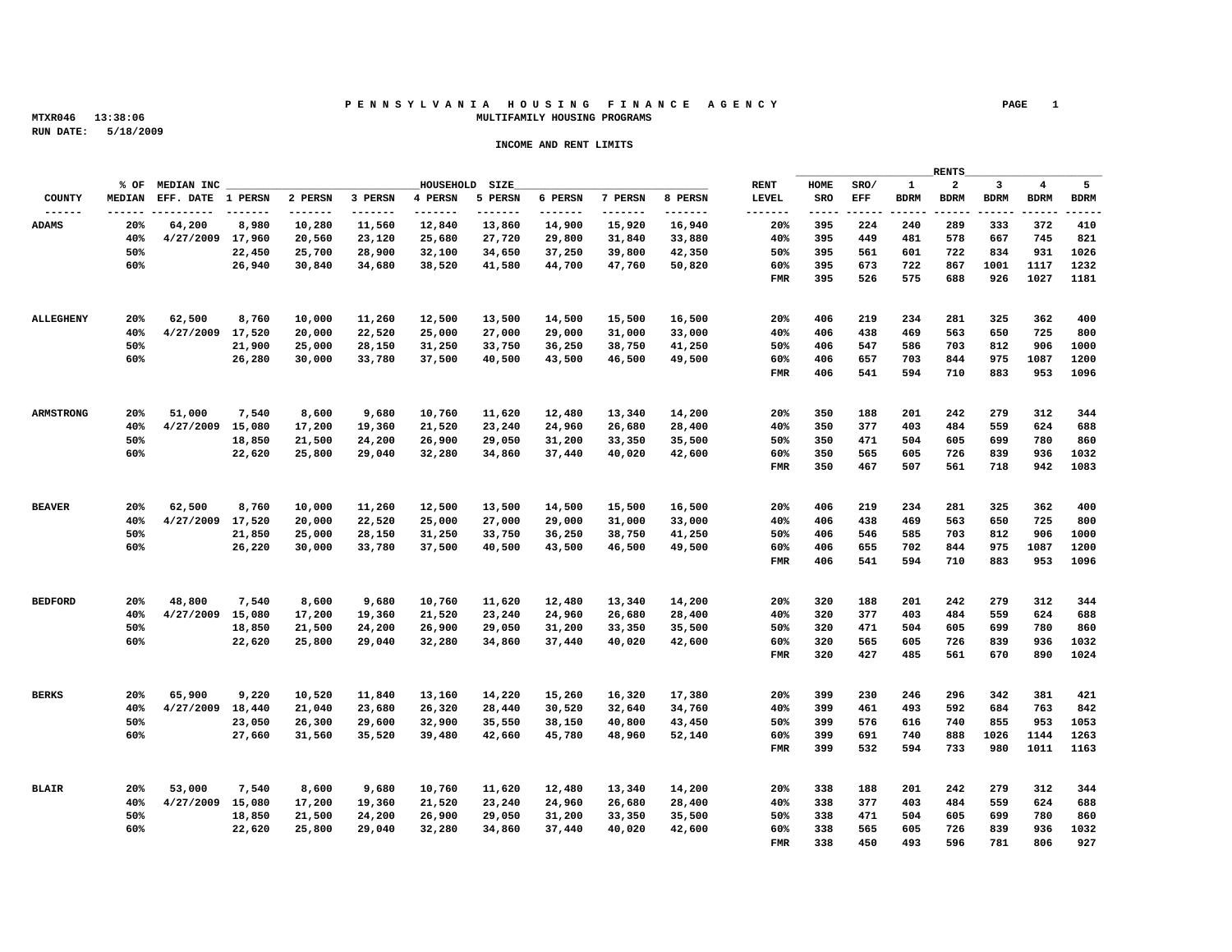PENNSYLVANIA HOUSING FINANCE AGENCY

MTXR046 13:38:06

MULTIFAMILY HOUSING PROGRAMS

RUN DATE: 5/18/2009

INCOME AND RENT LIMITS

| COUNTY | % OF MEDIAN | MEDIAN INC EFF. DATE | 1 PERSN | 2 PERSN | 3 PERSN | 4 PERSN | 5 PERSN | 6 PERSN | 7 PERSN | 8 PERSN | RENT LEVEL | HOME SRO | SRO/ EFF | 1 BDRM | 2 BDRM | 3 BDRM | 4 BDRM | 5 BDRM |
|---|---|---|---|---|---|---|---|---|---|---|---|---|---|---|---|---|---|---|
| | | | HOUSEHOLD SIZE | | | | | | | | | RENTS | | | | | | |
| ADAMS | 20% | 64,200 | 8,980 | 10,280 | 11,560 | 12,840 | 13,860 | 14,900 | 15,920 | 16,940 | 20% | 395 | 224 | 240 | 289 | 333 | 372 | 410 |
| | 40% | 4/27/2009 | 17,960 | 20,560 | 23,120 | 25,680 | 27,720 | 29,800 | 31,840 | 33,880 | 40% | 395 | 449 | 481 | 578 | 667 | 745 | 821 |
| | 50% | | 22,450 | 25,700 | 28,900 | 32,100 | 34,650 | 37,250 | 39,800 | 42,350 | 50% | 395 | 561 | 601 | 722 | 834 | 931 | 1026 |
| | 60% | | 26,940 | 30,840 | 34,680 | 38,520 | 41,580 | 44,700 | 47,760 | 50,820 | 60% | 395 | 673 | 722 | 867 | 1001 | 1117 | 1232 |
| | | | | | | | | | | | FMR | 395 | 526 | 575 | 688 | 926 | 1027 | 1181 |
| ALLEGHENY | 20% | 62,500 | 8,760 | 10,000 | 11,260 | 12,500 | 13,500 | 14,500 | 15,500 | 16,500 | 20% | 406 | 219 | 234 | 281 | 325 | 362 | 400 |
| | 40% | 4/27/2009 | 17,520 | 20,000 | 22,520 | 25,000 | 27,000 | 29,000 | 31,000 | 33,000 | 40% | 406 | 438 | 469 | 563 | 650 | 725 | 800 |
| | 50% | | 21,900 | 25,000 | 28,150 | 31,250 | 33,750 | 36,250 | 38,750 | 41,250 | 50% | 406 | 547 | 586 | 703 | 812 | 906 | 1000 |
| | 60% | | 26,280 | 30,000 | 33,780 | 37,500 | 40,500 | 43,500 | 46,500 | 49,500 | 60% | 406 | 657 | 703 | 844 | 975 | 1087 | 1200 |
| | | | | | | | | | | | FMR | 406 | 541 | 594 | 710 | 883 | 953 | 1096 |
| ARMSTRONG | 20% | 51,000 | 7,540 | 8,600 | 9,680 | 10,760 | 11,620 | 12,480 | 13,340 | 14,200 | 20% | 350 | 188 | 201 | 242 | 279 | 312 | 344 |
| | 40% | 4/27/2009 | 15,080 | 17,200 | 19,360 | 21,520 | 23,240 | 24,960 | 26,680 | 28,400 | 40% | 350 | 377 | 403 | 484 | 559 | 624 | 688 |
| | 50% | | 18,850 | 21,500 | 24,200 | 26,900 | 29,050 | 31,200 | 33,350 | 35,500 | 50% | 350 | 471 | 504 | 605 | 699 | 780 | 860 |
| | 60% | | 22,620 | 25,800 | 29,040 | 32,280 | 34,860 | 37,440 | 40,020 | 42,600 | 60% | 350 | 565 | 605 | 726 | 839 | 936 | 1032 |
| | | | | | | | | | | | FMR | 350 | 467 | 507 | 561 | 718 | 942 | 1083 |
| BEAVER | 20% | 62,500 | 8,760 | 10,000 | 11,260 | 12,500 | 13,500 | 14,500 | 15,500 | 16,500 | 20% | 406 | 219 | 234 | 281 | 325 | 362 | 400 |
| | 40% | 4/27/2009 | 17,520 | 20,000 | 22,520 | 25,000 | 27,000 | 29,000 | 31,000 | 33,000 | 40% | 406 | 438 | 469 | 563 | 650 | 725 | 800 |
| | 50% | | 21,850 | 25,000 | 28,150 | 31,250 | 33,750 | 36,250 | 38,750 | 41,250 | 50% | 406 | 546 | 585 | 703 | 812 | 906 | 1000 |
| | 60% | | 26,220 | 30,000 | 33,780 | 37,500 | 40,500 | 43,500 | 46,500 | 49,500 | 60% | 406 | 655 | 702 | 844 | 975 | 1087 | 1200 |
| | | | | | | | | | | | FMR | 406 | 541 | 594 | 710 | 883 | 953 | 1096 |
| BEDFORD | 20% | 48,800 | 7,540 | 8,600 | 9,680 | 10,760 | 11,620 | 12,480 | 13,340 | 14,200 | 20% | 320 | 188 | 201 | 242 | 279 | 312 | 344 |
| | 40% | 4/27/2009 | 15,080 | 17,200 | 19,360 | 21,520 | 23,240 | 24,960 | 26,680 | 28,400 | 40% | 320 | 377 | 403 | 484 | 559 | 624 | 688 |
| | 50% | | 18,850 | 21,500 | 24,200 | 26,900 | 29,050 | 31,200 | 33,350 | 35,500 | 50% | 320 | 471 | 504 | 605 | 699 | 780 | 860 |
| | 60% | | 22,620 | 25,800 | 29,040 | 32,280 | 34,860 | 37,440 | 40,020 | 42,600 | 60% | 320 | 565 | 605 | 726 | 839 | 936 | 1032 |
| | | | | | | | | | | | FMR | 320 | 427 | 485 | 561 | 670 | 890 | 1024 |
| BERKS | 20% | 65,900 | 9,220 | 10,520 | 11,840 | 13,160 | 14,220 | 15,260 | 16,320 | 17,380 | 20% | 399 | 230 | 246 | 296 | 342 | 381 | 421 |
| | 40% | 4/27/2009 | 18,440 | 21,040 | 23,680 | 26,320 | 28,440 | 30,520 | 32,640 | 34,760 | 40% | 399 | 461 | 493 | 592 | 684 | 763 | 842 |
| | 50% | | 23,050 | 26,300 | 29,600 | 32,900 | 35,550 | 38,150 | 40,800 | 43,450 | 50% | 399 | 576 | 616 | 740 | 855 | 953 | 1053 |
| | 60% | | 27,660 | 31,560 | 35,520 | 39,480 | 42,660 | 45,780 | 48,960 | 52,140 | 60% | 399 | 691 | 740 | 888 | 1026 | 1144 | 1263 |
| | | | | | | | | | | | FMR | 399 | 532 | 594 | 733 | 980 | 1011 | 1163 |
| BLAIR | 20% | 53,000 | 7,540 | 8,600 | 9,680 | 10,760 | 11,620 | 12,480 | 13,340 | 14,200 | 20% | 338 | 188 | 201 | 242 | 279 | 312 | 344 |
| | 40% | 4/27/2009 | 15,080 | 17,200 | 19,360 | 21,520 | 23,240 | 24,960 | 26,680 | 28,400 | 40% | 338 | 377 | 403 | 484 | 559 | 624 | 688 |
| | 50% | | 18,850 | 21,500 | 24,200 | 26,900 | 29,050 | 31,200 | 33,350 | 35,500 | 50% | 338 | 471 | 504 | 605 | 699 | 780 | 860 |
| | 60% | | 22,620 | 25,800 | 29,040 | 32,280 | 34,860 | 37,440 | 40,020 | 42,600 | 60% | 338 | 565 | 605 | 726 | 839 | 936 | 1032 |
| | | | | | | | | | | | FMR | 338 | 450 | 493 | 596 | 781 | 806 | 927 |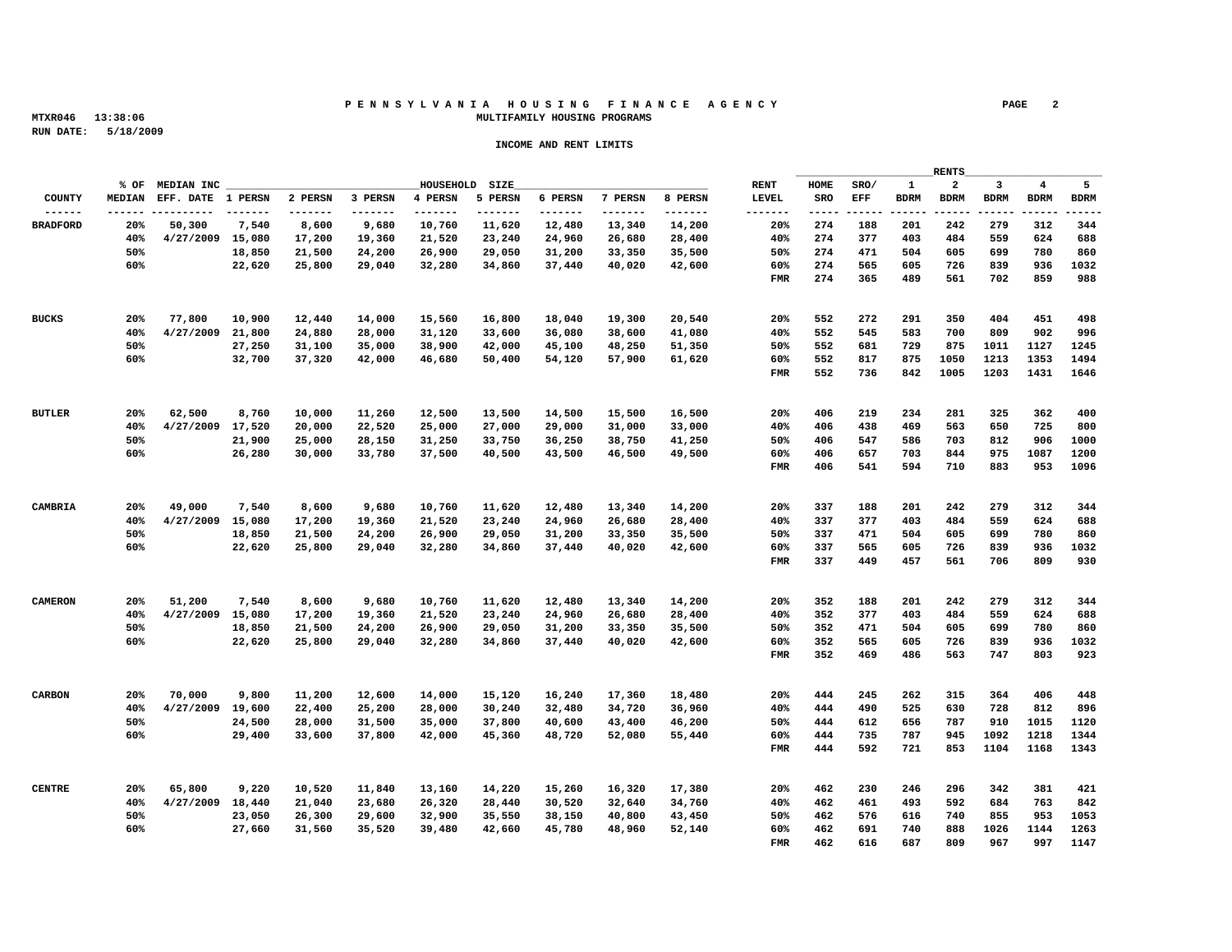# PENNSYLVANIA HOUSING FINANCE AGENCY

## MULTIFAMILY HOUSING PROGRAMS

MTXR046 13:38:06
RUN DATE: 5/18/2009

### INCOME AND RENT LIMITS

| COUNTY | % OF MEDIAN | MEDIAN INC EFF. DATE | 1 PERSN | 2 PERSN | 3 PERSN | 4 PERSN | 5 PERSN | 6 PERSN | 7 PERSN | 8 PERSN | RENT LEVEL | HOME SRO | SRO/ EFF | 1 BDRM | 2 BDRM | 3 BDRM | 4 BDRM | 5 BDRM |
|---|---|---|---|---|---|---|---|---|---|---|---|---|---|---|---|---|---|---|
| BRADFORD | 20% | 50,300 | 7,540 | 8,600 | 9,680 | 10,760 | 11,620 | 12,480 | 13,340 | 14,200 | 20% | 274 | 188 | 201 | 242 | 279 | 312 | 344 |
| | 40% | 4/27/2009 | 15,080 | 17,200 | 19,360 | 21,520 | 23,240 | 24,960 | 26,680 | 28,400 | 40% | 274 | 377 | 403 | 484 | 559 | 624 | 688 |
| | 50% | | 18,850 | 21,500 | 24,200 | 26,900 | 29,050 | 31,200 | 33,350 | 35,500 | 50% | 274 | 471 | 504 | 605 | 699 | 780 | 860 |
| | 60% | | 22,620 | 25,800 | 29,040 | 32,280 | 34,860 | 37,440 | 40,020 | 42,600 | 60% | 274 | 565 | 605 | 726 | 839 | 936 | 1032 |
| | | | | | | | | | | | FMR | 274 | 365 | 489 | 561 | 702 | 859 | 988 |
| BUCKS | 20% | 77,800 | 10,900 | 12,440 | 14,000 | 15,560 | 16,800 | 18,040 | 19,300 | 20,540 | 20% | 552 | 272 | 291 | 350 | 404 | 451 | 498 |
| | 40% | 4/27/2009 | 21,800 | 24,880 | 28,000 | 31,120 | 33,600 | 36,080 | 38,600 | 41,080 | 40% | 552 | 545 | 583 | 700 | 809 | 902 | 996 |
| | 50% | | 27,250 | 31,100 | 35,000 | 38,900 | 42,000 | 45,100 | 48,250 | 51,350 | 50% | 552 | 681 | 729 | 875 | 1011 | 1127 | 1245 |
| | 60% | | 32,700 | 37,320 | 42,000 | 46,680 | 50,400 | 54,120 | 57,900 | 61,620 | 60% | 552 | 817 | 875 | 1050 | 1213 | 1353 | 1494 |
| | | | | | | | | | | | FMR | 552 | 736 | 842 | 1005 | 1203 | 1431 | 1646 |
| BUTLER | 20% | 62,500 | 8,760 | 10,000 | 11,260 | 12,500 | 13,500 | 14,500 | 15,500 | 16,500 | 20% | 406 | 219 | 234 | 281 | 325 | 362 | 400 |
| | 40% | 4/27/2009 | 17,520 | 20,000 | 22,520 | 25,000 | 27,000 | 29,000 | 31,000 | 33,000 | 40% | 406 | 438 | 469 | 563 | 650 | 725 | 800 |
| | 50% | | 21,900 | 25,000 | 28,150 | 31,250 | 33,750 | 36,250 | 38,750 | 41,250 | 50% | 406 | 547 | 586 | 703 | 812 | 906 | 1000 |
| | 60% | | 26,280 | 30,000 | 33,780 | 37,500 | 40,500 | 43,500 | 46,500 | 49,500 | 60% | 406 | 657 | 703 | 844 | 975 | 1087 | 1200 |
| | | | | | | | | | | | FMR | 406 | 541 | 594 | 710 | 883 | 953 | 1096 |
| CAMBRIA | 20% | 49,000 | 7,540 | 8,600 | 9,680 | 10,760 | 11,620 | 12,480 | 13,340 | 14,200 | 20% | 337 | 188 | 201 | 242 | 279 | 312 | 344 |
| | 40% | 4/27/2009 | 15,080 | 17,200 | 19,360 | 21,520 | 23,240 | 24,960 | 26,680 | 28,400 | 40% | 337 | 377 | 403 | 484 | 559 | 624 | 688 |
| | 50% | | 18,850 | 21,500 | 24,200 | 26,900 | 29,050 | 31,200 | 33,350 | 35,500 | 50% | 337 | 471 | 504 | 605 | 699 | 780 | 860 |
| | 60% | | 22,620 | 25,800 | 29,040 | 32,280 | 34,860 | 37,440 | 40,020 | 42,600 | 60% | 337 | 565 | 605 | 726 | 839 | 936 | 1032 |
| | | | | | | | | | | | FMR | 337 | 449 | 457 | 561 | 706 | 809 | 930 |
| CAMERON | 20% | 51,200 | 7,540 | 8,600 | 9,680 | 10,760 | 11,620 | 12,480 | 13,340 | 14,200 | 20% | 352 | 188 | 201 | 242 | 279 | 312 | 344 |
| | 40% | 4/27/2009 | 15,080 | 17,200 | 19,360 | 21,520 | 23,240 | 24,960 | 26,680 | 28,400 | 40% | 352 | 377 | 403 | 484 | 559 | 624 | 688 |
| | 50% | | 18,850 | 21,500 | 24,200 | 26,900 | 29,050 | 31,200 | 33,350 | 35,500 | 50% | 352 | 471 | 504 | 605 | 699 | 780 | 860 |
| | 60% | | 22,620 | 25,800 | 29,040 | 32,280 | 34,860 | 37,440 | 40,020 | 42,600 | 60% | 352 | 565 | 605 | 726 | 839 | 936 | 1032 |
| | | | | | | | | | | | FMR | 352 | 469 | 486 | 563 | 747 | 803 | 923 |
| CARBON | 20% | 70,000 | 9,800 | 11,200 | 12,600 | 14,000 | 15,120 | 16,240 | 17,360 | 18,480 | 20% | 444 | 245 | 262 | 315 | 364 | 406 | 448 |
| | 40% | 4/27/2009 | 19,600 | 22,400 | 25,200 | 28,000 | 30,240 | 32,480 | 34,720 | 36,960 | 40% | 444 | 490 | 525 | 630 | 728 | 812 | 896 |
| | 50% | | 24,500 | 28,000 | 31,500 | 35,000 | 37,800 | 40,600 | 43,400 | 46,200 | 50% | 444 | 612 | 656 | 787 | 910 | 1015 | 1120 |
| | 60% | | 29,400 | 33,600 | 37,800 | 42,000 | 45,360 | 48,720 | 52,080 | 55,440 | 60% | 444 | 735 | 787 | 945 | 1092 | 1218 | 1344 |
| | | | | | | | | | | | FMR | 444 | 592 | 721 | 853 | 1104 | 1168 | 1343 |
| CENTRE | 20% | 65,800 | 9,220 | 10,520 | 11,840 | 13,160 | 14,220 | 15,260 | 16,320 | 17,380 | 20% | 462 | 230 | 246 | 296 | 342 | 381 | 421 |
| | 40% | 4/27/2009 | 18,440 | 21,040 | 23,680 | 26,320 | 28,440 | 30,520 | 32,640 | 34,760 | 40% | 462 | 461 | 493 | 592 | 684 | 763 | 842 |
| | 50% | | 23,050 | 26,300 | 29,600 | 32,900 | 35,550 | 38,150 | 40,800 | 43,450 | 50% | 462 | 576 | 616 | 740 | 855 | 953 | 1053 |
| | 60% | | 27,660 | 31,560 | 35,520 | 39,480 | 42,660 | 45,780 | 48,960 | 52,140 | 60% | 462 | 691 | 740 | 888 | 1026 | 1144 | 1263 |
| | | | | | | | | | | | FMR | 462 | 616 | 687 | 809 | 967 | 997 | 1147 |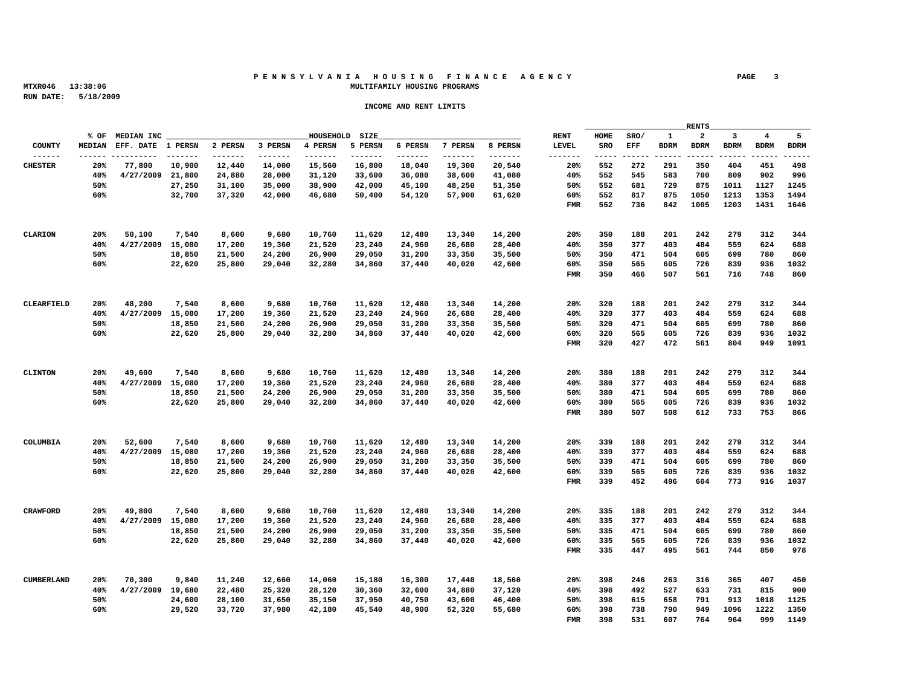# PENNSYLVANIA HOUSING FINANCE AGENCY

MTXR046 13:38:06

RUN DATE: 5/18/2009

## MULTIFAMILY HOUSING PROGRAMS

### INCOME AND RENT LIMITS

| COUNTY | % OF MEDIAN | MEDIAN INC EFF. DATE | 1 PERSN | 2 PERSN | 3 PERSN | 4 PERSN | 5 PERSN | 6 PERSN | 7 PERSN | 8 PERSN | RENT LEVEL | HOME SRO | SRO/ EFF | 1 BDRM | 2 BDRM | 3 BDRM | 4 BDRM | 5 BDRM |
|---|---|---|---|---|---|---|---|---|---|---|---|---|---|---|---|---|---|---|
| | | | HOUSEHOLD SIZE | | | | | | | | | RENTS | | | | | | |
| CHESTER | 20% | 77,800 | 10,900 | 12,440 | 14,000 | 15,560 | 16,800 | 18,040 | 19,300 | 20,540 | 20% | 552 | 272 | 291 | 350 | 404 | 451 | 498 |
| | 40% | 4/27/2009 | 21,800 | 24,880 | 28,000 | 31,120 | 33,600 | 36,080 | 38,600 | 41,080 | 40% | 552 | 545 | 583 | 700 | 809 | 902 | 996 |
| | 50% | | 27,250 | 31,100 | 35,000 | 38,900 | 42,000 | 45,100 | 48,250 | 51,350 | 50% | 552 | 681 | 729 | 875 | 1011 | 1127 | 1245 |
| | 60% | | 32,700 | 37,320 | 42,000 | 46,680 | 50,400 | 54,120 | 57,900 | 61,620 | 60% | 552 | 817 | 875 | 1050 | 1213 | 1353 | 1494 |
| | | | | | | | | | | | FMR | 552 | 736 | 842 | 1005 | 1203 | 1431 | 1646 |
| CLARION | 20% | 50,100 | 7,540 | 8,600 | 9,680 | 10,760 | 11,620 | 12,480 | 13,340 | 14,200 | 20% | 350 | 188 | 201 | 242 | 279 | 312 | 344 |
| | 40% | 4/27/2009 | 15,080 | 17,200 | 19,360 | 21,520 | 23,240 | 24,960 | 26,680 | 28,400 | 40% | 350 | 377 | 403 | 484 | 559 | 624 | 688 |
| | 50% | | 18,850 | 21,500 | 24,200 | 26,900 | 29,050 | 31,200 | 33,350 | 35,500 | 50% | 350 | 471 | 504 | 605 | 699 | 780 | 860 |
| | 60% | | 22,620 | 25,800 | 29,040 | 32,280 | 34,860 | 37,440 | 40,020 | 42,600 | 60% | 350 | 565 | 605 | 726 | 839 | 936 | 1032 |
| | | | | | | | | | | | FMR | 350 | 466 | 507 | 561 | 716 | 748 | 860 |
| CLEARFIELD | 20% | 48,200 | 7,540 | 8,600 | 9,680 | 10,760 | 11,620 | 12,480 | 13,340 | 14,200 | 20% | 320 | 188 | 201 | 242 | 279 | 312 | 344 |
| | 40% | 4/27/2009 | 15,080 | 17,200 | 19,360 | 21,520 | 23,240 | 24,960 | 26,680 | 28,400 | 40% | 320 | 377 | 403 | 484 | 559 | 624 | 688 |
| | 50% | | 18,850 | 21,500 | 24,200 | 26,900 | 29,050 | 31,200 | 33,350 | 35,500 | 50% | 320 | 471 | 504 | 605 | 699 | 780 | 860 |
| | 60% | | 22,620 | 25,800 | 29,040 | 32,280 | 34,860 | 37,440 | 40,020 | 42,600 | 60% | 320 | 565 | 605 | 726 | 839 | 936 | 1032 |
| | | | | | | | | | | | FMR | 320 | 427 | 472 | 561 | 804 | 949 | 1091 |
| CLINTON | 20% | 49,600 | 7,540 | 8,600 | 9,680 | 10,760 | 11,620 | 12,480 | 13,340 | 14,200 | 20% | 380 | 188 | 201 | 242 | 279 | 312 | 344 |
| | 40% | 4/27/2009 | 15,080 | 17,200 | 19,360 | 21,520 | 23,240 | 24,960 | 26,680 | 28,400 | 40% | 380 | 377 | 403 | 484 | 559 | 624 | 688 |
| | 50% | | 18,850 | 21,500 | 24,200 | 26,900 | 29,050 | 31,200 | 33,350 | 35,500 | 50% | 380 | 471 | 504 | 605 | 699 | 780 | 860 |
| | 60% | | 22,620 | 25,800 | 29,040 | 32,280 | 34,860 | 37,440 | 40,020 | 42,600 | 60% | 380 | 565 | 605 | 726 | 839 | 936 | 1032 |
| | | | | | | | | | | | FMR | 380 | 507 | 508 | 612 | 733 | 753 | 866 |
| COLUMBIA | 20% | 52,600 | 7,540 | 8,600 | 9,680 | 10,760 | 11,620 | 12,480 | 13,340 | 14,200 | 20% | 339 | 188 | 201 | 242 | 279 | 312 | 344 |
| | 40% | 4/27/2009 | 15,080 | 17,200 | 19,360 | 21,520 | 23,240 | 24,960 | 26,680 | 28,400 | 40% | 339 | 377 | 403 | 484 | 559 | 624 | 688 |
| | 50% | | 18,850 | 21,500 | 24,200 | 26,900 | 29,050 | 31,200 | 33,350 | 35,500 | 50% | 339 | 471 | 504 | 605 | 699 | 780 | 860 |
| | 60% | | 22,620 | 25,800 | 29,040 | 32,280 | 34,860 | 37,440 | 40,020 | 42,600 | 60% | 339 | 565 | 605 | 726 | 839 | 936 | 1032 |
| | | | | | | | | | | | FMR | 339 | 452 | 496 | 604 | 773 | 916 | 1037 |
| CRAWFORD | 20% | 49,800 | 7,540 | 8,600 | 9,680 | 10,760 | 11,620 | 12,480 | 13,340 | 14,200 | 20% | 335 | 188 | 201 | 242 | 279 | 312 | 344 |
| | 40% | 4/27/2009 | 15,080 | 17,200 | 19,360 | 21,520 | 23,240 | 24,960 | 26,680 | 28,400 | 40% | 335 | 377 | 403 | 484 | 559 | 624 | 688 |
| | 50% | | 18,850 | 21,500 | 24,200 | 26,900 | 29,050 | 31,200 | 33,350 | 35,500 | 50% | 335 | 471 | 504 | 605 | 699 | 780 | 860 |
| | 60% | | 22,620 | 25,800 | 29,040 | 32,280 | 34,860 | 37,440 | 40,020 | 42,600 | 60% | 335 | 565 | 605 | 726 | 839 | 936 | 1032 |
| | | | | | | | | | | | FMR | 335 | 447 | 495 | 561 | 744 | 850 | 978 |
| CUMBERLAND | 20% | 70,300 | 9,840 | 11,240 | 12,660 | 14,060 | 15,180 | 16,300 | 17,440 | 18,560 | 20% | 398 | 246 | 263 | 316 | 365 | 407 | 450 |
| | 40% | 4/27/2009 | 19,680 | 22,480 | 25,320 | 28,120 | 30,360 | 32,600 | 34,880 | 37,120 | 40% | 398 | 492 | 527 | 633 | 731 | 815 | 900 |
| | 50% | | 24,600 | 28,100 | 31,650 | 35,150 | 37,950 | 40,750 | 43,600 | 46,400 | 50% | 398 | 615 | 658 | 791 | 913 | 1018 | 1125 |
| | 60% | | 29,520 | 33,720 | 37,980 | 42,180 | 45,540 | 48,900 | 52,320 | 55,680 | 60% | 398 | 738 | 790 | 949 | 1096 | 1222 | 1350 |
| | | | | | | | | | | | FMR | 398 | 531 | 607 | 764 | 964 | 999 | 1149 |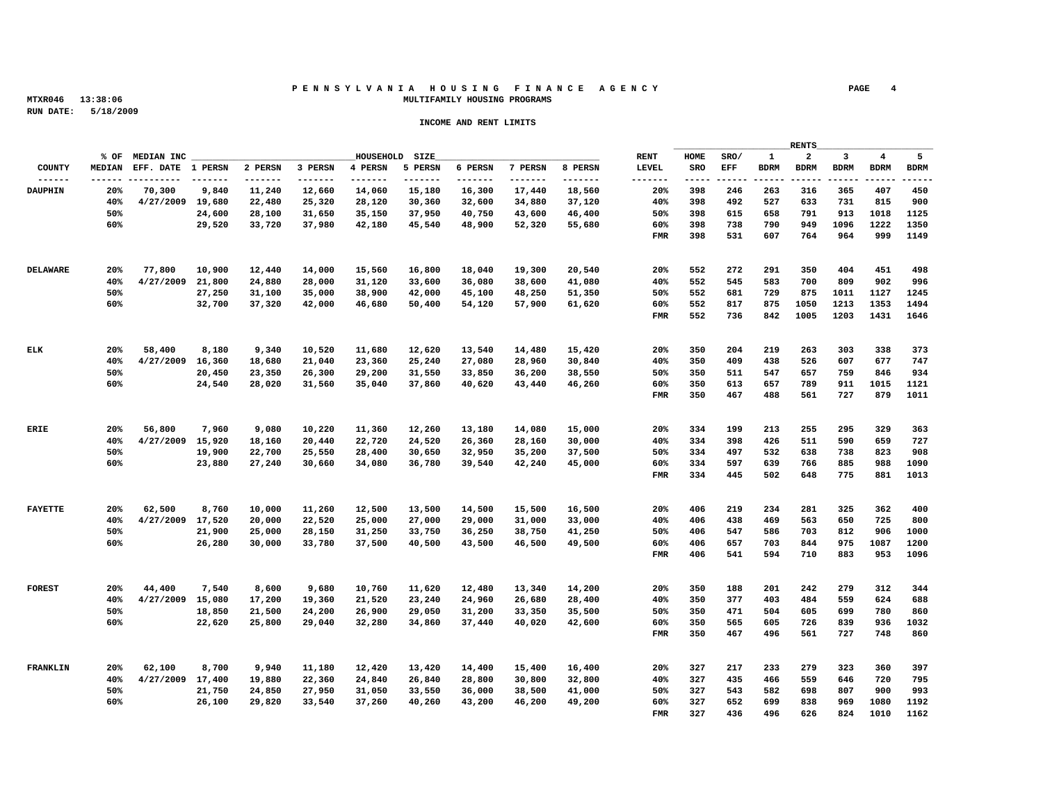**PENNSYLVANIA HOUSING FINANCE AGENCY**
**MULTIFAMILY HOUSING PROGRAMS**

MTXR046 13:38:06
RUN DATE: 5/18/2009

**INCOME AND RENT LIMITS**

| COUNTY | % OF MEDIAN | MEDIAN INC EFF. DATE | 1 PERSN | 2 PERSN | 3 PERSN | 4 PERSN | 5 PERSN | 6 PERSN | 7 PERSN | 8 PERSN | RENT LEVEL | HOME SRO | SRO/ EFF | 1 BDRM | 2 BDRM | 3 BDRM | 4 BDRM | 5 BDRM |
|---|---|---|---|---|---|---|---|---|---|---|---|---|---|---|---|---|---|---|
| DAUPHIN | 20% | 70,300 | 9,840 | 11,240 | 12,660 | 14,060 | 15,180 | 16,300 | 17,440 | 18,560 | 20% | 398 | 246 | 263 | 316 | 365 | 407 | 450 |
| | 40% | 4/27/2009 | 19,680 | 22,480 | 25,320 | 28,120 | 30,360 | 32,600 | 34,880 | 37,120 | 40% | 398 | 492 | 527 | 633 | 731 | 815 | 900 |
| | 50% | | 24,600 | 28,100 | 31,650 | 35,150 | 37,950 | 40,750 | 43,600 | 46,400 | 50% | 398 | 615 | 658 | 791 | 913 | 1018 | 1125 |
| | 60% | | 29,520 | 33,720 | 37,980 | 42,180 | 45,540 | 48,900 | 52,320 | 55,680 | 60% | 398 | 738 | 790 | 949 | 1096 | 1222 | 1350 |
| | | | | | | | | | | | FMR | 398 | 531 | 607 | 764 | 964 | 999 | 1149 |
| DELAWARE | 20% | 77,800 | 10,900 | 12,440 | 14,000 | 15,560 | 16,800 | 18,040 | 19,300 | 20,540 | 20% | 552 | 272 | 291 | 350 | 404 | 451 | 498 |
| | 40% | 4/27/2009 | 21,800 | 24,880 | 28,000 | 31,120 | 33,600 | 36,080 | 38,600 | 41,080 | 40% | 552 | 545 | 583 | 700 | 809 | 902 | 996 |
| | 50% | | 27,250 | 31,100 | 35,000 | 38,900 | 42,000 | 45,100 | 48,250 | 51,350 | 50% | 552 | 681 | 729 | 875 | 1011 | 1127 | 1245 |
| | 60% | | 32,700 | 37,320 | 42,000 | 46,680 | 50,400 | 54,120 | 57,900 | 61,620 | 60% | 552 | 817 | 875 | 1050 | 1213 | 1353 | 1494 |
| | | | | | | | | | | | FMR | 552 | 736 | 842 | 1005 | 1203 | 1431 | 1646 |
| ELK | 20% | 58,400 | 8,180 | 9,340 | 10,520 | 11,680 | 12,620 | 13,540 | 14,480 | 15,420 | 20% | 350 | 204 | 219 | 263 | 303 | 338 | 373 |
| | 40% | 4/27/2009 | 16,360 | 18,680 | 21,040 | 23,360 | 25,240 | 27,080 | 28,960 | 30,840 | 40% | 350 | 409 | 438 | 526 | 607 | 677 | 747 |
| | 50% | | 20,450 | 23,350 | 26,300 | 29,200 | 31,550 | 33,850 | 36,200 | 38,550 | 50% | 350 | 511 | 547 | 657 | 759 | 846 | 934 |
| | 60% | | 24,540 | 28,020 | 31,560 | 35,040 | 37,860 | 40,620 | 43,440 | 46,260 | 60% | 350 | 613 | 657 | 789 | 911 | 1015 | 1121 |
| | | | | | | | | | | | FMR | 350 | 467 | 488 | 561 | 727 | 879 | 1011 |
| ERIE | 20% | 56,800 | 7,960 | 9,080 | 10,220 | 11,360 | 12,260 | 13,180 | 14,080 | 15,000 | 20% | 334 | 199 | 213 | 255 | 295 | 329 | 363 |
| | 40% | 4/27/2009 | 15,920 | 18,160 | 20,440 | 22,720 | 24,520 | 26,360 | 28,160 | 30,000 | 40% | 334 | 398 | 426 | 511 | 590 | 659 | 727 |
| | 50% | | 19,900 | 22,700 | 25,550 | 28,400 | 30,650 | 32,950 | 35,200 | 37,500 | 50% | 334 | 497 | 532 | 638 | 738 | 823 | 908 |
| | 60% | | 23,880 | 27,240 | 30,660 | 34,080 | 36,780 | 39,540 | 42,240 | 45,000 | 60% | 334 | 597 | 639 | 766 | 885 | 988 | 1090 |
| | | | | | | | | | | | FMR | 334 | 445 | 502 | 648 | 775 | 881 | 1013 |
| FAYETTE | 20% | 62,500 | 8,760 | 10,000 | 11,260 | 12,500 | 13,500 | 14,500 | 15,500 | 16,500 | 20% | 406 | 219 | 234 | 281 | 325 | 362 | 400 |
| | 40% | 4/27/2009 | 17,520 | 20,000 | 22,520 | 25,000 | 27,000 | 29,000 | 31,000 | 33,000 | 40% | 406 | 438 | 469 | 563 | 650 | 725 | 800 |
| | 50% | | 21,900 | 25,000 | 28,150 | 31,250 | 33,750 | 36,250 | 38,750 | 41,250 | 50% | 406 | 547 | 586 | 703 | 812 | 906 | 1000 |
| | 60% | | 26,280 | 30,000 | 33,780 | 37,500 | 40,500 | 43,500 | 46,500 | 49,500 | 60% | 406 | 657 | 703 | 844 | 975 | 1087 | 1200 |
| | | | | | | | | | | | FMR | 406 | 541 | 594 | 710 | 883 | 953 | 1096 |
| FOREST | 20% | 44,400 | 7,540 | 8,600 | 9,680 | 10,760 | 11,620 | 12,480 | 13,340 | 14,200 | 20% | 350 | 188 | 201 | 242 | 279 | 312 | 344 |
| | 40% | 4/27/2009 | 15,080 | 17,200 | 19,360 | 21,520 | 23,240 | 24,960 | 26,680 | 28,400 | 40% | 350 | 377 | 403 | 484 | 559 | 624 | 688 |
| | 50% | | 18,850 | 21,500 | 24,200 | 26,900 | 29,050 | 31,200 | 33,350 | 35,500 | 50% | 350 | 471 | 504 | 605 | 699 | 780 | 860 |
| | 60% | | 22,620 | 25,800 | 29,040 | 32,280 | 34,860 | 37,440 | 40,020 | 42,600 | 60% | 350 | 565 | 605 | 726 | 839 | 936 | 1032 |
| | | | | | | | | | | | FMR | 350 | 467 | 496 | 561 | 727 | 748 | 860 |
| FRANKLIN | 20% | 62,100 | 8,700 | 9,940 | 11,180 | 12,420 | 13,420 | 14,400 | 15,400 | 16,400 | 20% | 327 | 217 | 233 | 279 | 323 | 360 | 397 |
| | 40% | 4/27/2009 | 17,400 | 19,880 | 22,360 | 24,840 | 26,840 | 28,800 | 30,800 | 32,800 | 40% | 327 | 435 | 466 | 559 | 646 | 720 | 795 |
| | 50% | | 21,750 | 24,850 | 27,950 | 31,050 | 33,550 | 36,000 | 38,500 | 41,000 | 50% | 327 | 543 | 582 | 698 | 807 | 900 | 993 |
| | 60% | | 26,100 | 29,820 | 33,540 | 37,260 | 40,260 | 43,200 | 46,200 | 49,200 | 60% | 327 | 652 | 699 | 838 | 969 | 1080 | 1192 |
| | | | | | | | | | | | FMR | 327 | 436 | 496 | 626 | 824 | 1010 | 1162 |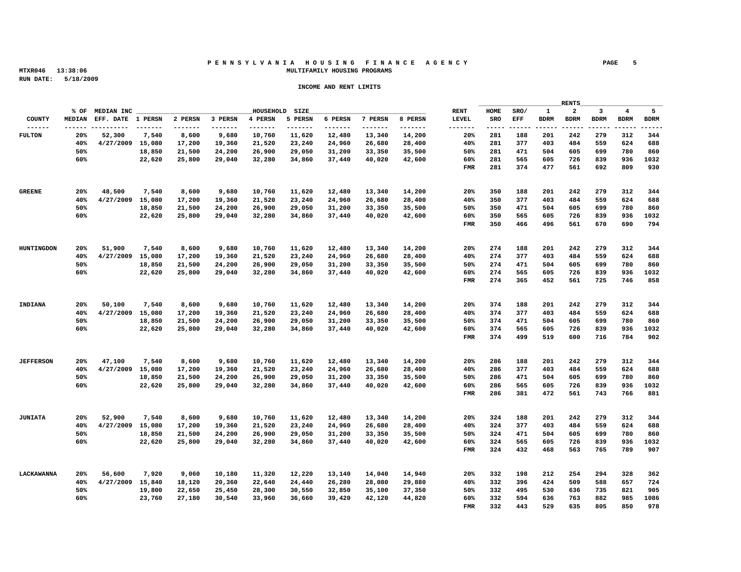**PENNSYLVANIA HOUSING FINANCE AGENCY**

**MULTIFAMILY HOUSING PROGRAMS**

MTXR046 13:38:06

RUN DATE: 5/18/2009

**INCOME AND RENT LIMITS**

| COUNTY | % OF MEDIAN | MEDIAN INC EFF. DATE | 1 PERSN | 2 PERSN | 3 PERSN | 4 PERSN | 5 PERSN | 6 PERSN | 7 PERSN | 8 PERSN | RENT LEVEL | HOME SRO | SRO/ EFF | 1 BDRM | 2 BDRM | 3 BDRM | 4 BDRM | 5 BDRM |
|---|---|---|---|---|---|---|---|---|---|---|---|---|---|---|---|---|---|---|
| FULTON | 20% | 52,300 | 7,540 | 8,600 | 9,680 | 10,760 | 11,620 | 12,480 | 13,340 | 14,200 | 20% | 281 | 188 | 201 | 242 | 279 | 312 | 344 |
| | 40% | 4/27/2009 | 15,080 | 17,200 | 19,360 | 21,520 | 23,240 | 24,960 | 26,680 | 28,400 | 40% | 281 | 377 | 403 | 484 | 559 | 624 | 688 |
| | 50% | | 18,850 | 21,500 | 24,200 | 26,900 | 29,050 | 31,200 | 33,350 | 35,500 | 50% | 281 | 471 | 504 | 605 | 699 | 780 | 860 |
| | 60% | | 22,620 | 25,800 | 29,040 | 32,280 | 34,860 | 37,440 | 40,020 | 42,600 | 60% | 281 | 565 | 605 | 726 | 839 | 936 | 1032 |
| | | | | | | | | | | | FMR | 281 | 374 | 477 | 561 | 692 | 809 | 930 |
| GREENE | 20% | 48,500 | 7,540 | 8,600 | 9,680 | 10,760 | 11,620 | 12,480 | 13,340 | 14,200 | 20% | 350 | 188 | 201 | 242 | 279 | 312 | 344 |
| | 40% | 4/27/2009 | 15,080 | 17,200 | 19,360 | 21,520 | 23,240 | 24,960 | 26,680 | 28,400 | 40% | 350 | 377 | 403 | 484 | 559 | 624 | 688 |
| | 50% | | 18,850 | 21,500 | 24,200 | 26,900 | 29,050 | 31,200 | 33,350 | 35,500 | 50% | 350 | 471 | 504 | 605 | 699 | 780 | 860 |
| | 60% | | 22,620 | 25,800 | 29,040 | 32,280 | 34,860 | 37,440 | 40,020 | 42,600 | 60% | 350 | 565 | 605 | 726 | 839 | 936 | 1032 |
| | | | | | | | | | | | FMR | 350 | 466 | 496 | 561 | 670 | 690 | 794 |
| HUNTINGDON | 20% | 51,900 | 7,540 | 8,600 | 9,680 | 10,760 | 11,620 | 12,480 | 13,340 | 14,200 | 20% | 274 | 188 | 201 | 242 | 279 | 312 | 344 |
| | 40% | 4/27/2009 | 15,080 | 17,200 | 19,360 | 21,520 | 23,240 | 24,960 | 26,680 | 28,400 | 40% | 274 | 377 | 403 | 484 | 559 | 624 | 688 |
| | 50% | | 18,850 | 21,500 | 24,200 | 26,900 | 29,050 | 31,200 | 33,350 | 35,500 | 50% | 274 | 471 | 504 | 605 | 699 | 780 | 860 |
| | 60% | | 22,620 | 25,800 | 29,040 | 32,280 | 34,860 | 37,440 | 40,020 | 42,600 | 60% | 274 | 565 | 605 | 726 | 839 | 936 | 1032 |
| | | | | | | | | | | | FMR | 274 | 365 | 452 | 561 | 725 | 746 | 858 |
| INDIANA | 20% | 50,100 | 7,540 | 8,600 | 9,680 | 10,760 | 11,620 | 12,480 | 13,340 | 14,200 | 20% | 374 | 188 | 201 | 242 | 279 | 312 | 344 |
| | 40% | 4/27/2009 | 15,080 | 17,200 | 19,360 | 21,520 | 23,240 | 24,960 | 26,680 | 28,400 | 40% | 374 | 377 | 403 | 484 | 559 | 624 | 688 |
| | 50% | | 18,850 | 21,500 | 24,200 | 26,900 | 29,050 | 31,200 | 33,350 | 35,500 | 50% | 374 | 471 | 504 | 605 | 699 | 780 | 860 |
| | 60% | | 22,620 | 25,800 | 29,040 | 32,280 | 34,860 | 37,440 | 40,020 | 42,600 | 60% | 374 | 565 | 605 | 726 | 839 | 936 | 1032 |
| | | | | | | | | | | | FMR | 374 | 499 | 519 | 600 | 716 | 784 | 902 |
| JEFFERSON | 20% | 47,100 | 7,540 | 8,600 | 9,680 | 10,760 | 11,620 | 12,480 | 13,340 | 14,200 | 20% | 286 | 188 | 201 | 242 | 279 | 312 | 344 |
| | 40% | 4/27/2009 | 15,080 | 17,200 | 19,360 | 21,520 | 23,240 | 24,960 | 26,680 | 28,400 | 40% | 286 | 377 | 403 | 484 | 559 | 624 | 688 |
| | 50% | | 18,850 | 21,500 | 24,200 | 26,900 | 29,050 | 31,200 | 33,350 | 35,500 | 50% | 286 | 471 | 504 | 605 | 699 | 780 | 860 |
| | 60% | | 22,620 | 25,800 | 29,040 | 32,280 | 34,860 | 37,440 | 40,020 | 42,600 | 60% | 286 | 565 | 605 | 726 | 839 | 936 | 1032 |
| | | | | | | | | | | | FMR | 286 | 381 | 472 | 561 | 743 | 766 | 881 |
| JUNIATA | 20% | 52,900 | 7,540 | 8,600 | 9,680 | 10,760 | 11,620 | 12,480 | 13,340 | 14,200 | 20% | 324 | 188 | 201 | 242 | 279 | 312 | 344 |
| | 40% | 4/27/2009 | 15,080 | 17,200 | 19,360 | 21,520 | 23,240 | 24,960 | 26,680 | 28,400 | 40% | 324 | 377 | 403 | 484 | 559 | 624 | 688 |
| | 50% | | 18,850 | 21,500 | 24,200 | 26,900 | 29,050 | 31,200 | 33,350 | 35,500 | 50% | 324 | 471 | 504 | 605 | 699 | 780 | 860 |
| | 60% | | 22,620 | 25,800 | 29,040 | 32,280 | 34,860 | 37,440 | 40,020 | 42,600 | 60% | 324 | 565 | 605 | 726 | 839 | 936 | 1032 |
| | | | | | | | | | | | FMR | 324 | 432 | 468 | 563 | 765 | 789 | 907 |
| LACKAWANNA | 20% | 56,600 | 7,920 | 9,060 | 10,180 | 11,320 | 12,220 | 13,140 | 14,040 | 14,940 | 20% | 332 | 198 | 212 | 254 | 294 | 328 | 362 |
| | 40% | 4/27/2009 | 15,840 | 18,120 | 20,360 | 22,640 | 24,440 | 26,280 | 28,080 | 29,880 | 40% | 332 | 396 | 424 | 509 | 588 | 657 | 724 |
| | 50% | | 19,800 | 22,650 | 25,450 | 28,300 | 30,550 | 32,850 | 35,100 | 37,350 | 50% | 332 | 495 | 530 | 636 | 735 | 821 | 905 |
| | 60% | | 23,760 | 27,180 | 30,540 | 33,960 | 36,660 | 39,420 | 42,120 | 44,820 | 60% | 332 | 594 | 636 | 763 | 882 | 985 | 1086 |
| | | | | | | | | | | | FMR | 332 | 443 | 529 | 635 | 805 | 850 | 978 |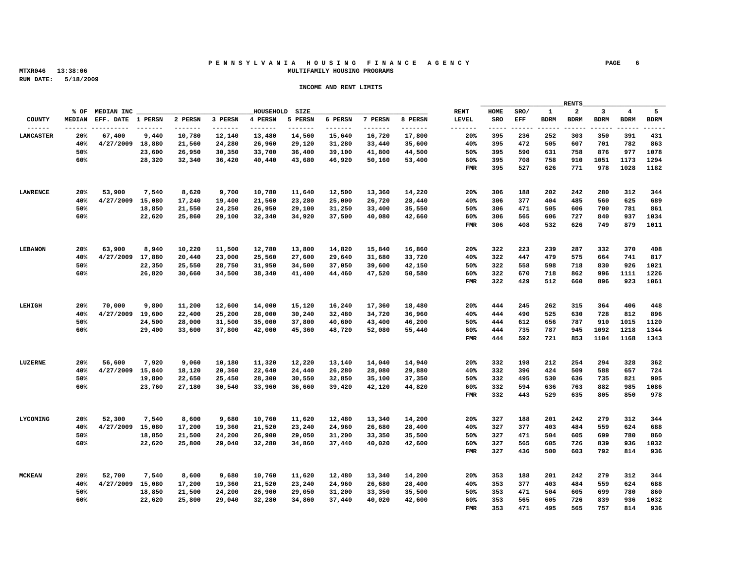# PENNSYLVANIA HOUSING FINANCE AGENCY

MTXR046 13:38:06

RUN DATE: 5/18/2009

## MULTIFAMILY HOUSING PROGRAMS

### INCOME AND RENT LIMITS

| COUNTY | % OF MEDIAN | MEDIAN INC EFF. DATE | 1 PERSN | 2 PERSN | 3 PERSN | 4 PERSN | 5 PERSN | 6 PERSN | 7 PERSN | 8 PERSN | RENT LEVEL | HOME SRO | SRO/ EFF | 1 BDRM | 2 BDRM | 3 BDRM | 4 BDRM | 5 BDRM |
|---|---|---|---|---|---|---|---|---|---|---|---|---|---|---|---|---|---|---|
| | | | HOUSEHOLD SIZE | | | | | | | | | RENTS | | | | | | |
| LANCASTER | 20% | 67,400 | 9,440 | 10,780 | 12,140 | 13,480 | 14,560 | 15,640 | 16,720 | 17,800 | 20% | 395 | 236 | 252 | 303 | 350 | 391 | 431 |
| | 40% | 4/27/2009 | 18,880 | 21,560 | 24,280 | 26,960 | 29,120 | 31,280 | 33,440 | 35,600 | 40% | 395 | 472 | 505 | 607 | 701 | 782 | 863 |
| | 50% | | 23,600 | 26,950 | 30,350 | 33,700 | 36,400 | 39,100 | 41,800 | 44,500 | 50% | 395 | 590 | 631 | 758 | 876 | 977 | 1078 |
| | 60% | | 28,320 | 32,340 | 36,420 | 40,440 | 43,680 | 46,920 | 50,160 | 53,400 | 60% | 395 | 708 | 758 | 910 | 1051 | 1173 | 1294 |
| | | | | | | | | | | | FMR | 395 | 527 | 626 | 771 | 978 | 1028 | 1182 |
| LAWRENCE | 20% | 53,900 | 7,540 | 8,620 | 9,700 | 10,780 | 11,640 | 12,500 | 13,360 | 14,220 | 20% | 306 | 188 | 202 | 242 | 280 | 312 | 344 |
| | 40% | 4/27/2009 | 15,080 | 17,240 | 19,400 | 21,560 | 23,280 | 25,000 | 26,720 | 28,440 | 40% | 306 | 377 | 404 | 485 | 560 | 625 | 689 |
| | 50% | | 18,850 | 21,550 | 24,250 | 26,950 | 29,100 | 31,250 | 33,400 | 35,550 | 50% | 306 | 471 | 505 | 606 | 700 | 781 | 861 |
| | 60% | | 22,620 | 25,860 | 29,100 | 32,340 | 34,920 | 37,500 | 40,080 | 42,660 | 60% | 306 | 565 | 606 | 727 | 840 | 937 | 1034 |
| | | | | | | | | | | | FMR | 306 | 408 | 532 | 626 | 749 | 879 | 1011 |
| LEBANON | 20% | 63,900 | 8,940 | 10,220 | 11,500 | 12,780 | 13,800 | 14,820 | 15,840 | 16,860 | 20% | 322 | 223 | 239 | 287 | 332 | 370 | 408 |
| | 40% | 4/27/2009 | 17,880 | 20,440 | 23,000 | 25,560 | 27,600 | 29,640 | 31,680 | 33,720 | 40% | 322 | 447 | 479 | 575 | 664 | 741 | 817 |
| | 50% | | 22,350 | 25,550 | 28,750 | 31,950 | 34,500 | 37,050 | 39,600 | 42,150 | 50% | 322 | 558 | 598 | 718 | 830 | 926 | 1021 |
| | 60% | | 26,820 | 30,660 | 34,500 | 38,340 | 41,400 | 44,460 | 47,520 | 50,580 | 60% | 322 | 670 | 718 | 862 | 996 | 1111 | 1226 |
| | | | | | | | | | | | FMR | 322 | 429 | 512 | 660 | 896 | 923 | 1061 |
| LEHIGH | 20% | 70,000 | 9,800 | 11,200 | 12,600 | 14,000 | 15,120 | 16,240 | 17,360 | 18,480 | 20% | 444 | 245 | 262 | 315 | 364 | 406 | 448 |
| | 40% | 4/27/2009 | 19,600 | 22,400 | 25,200 | 28,000 | 30,240 | 32,480 | 34,720 | 36,960 | 40% | 444 | 490 | 525 | 630 | 728 | 812 | 896 |
| | 50% | | 24,500 | 28,000 | 31,500 | 35,000 | 37,800 | 40,600 | 43,400 | 46,200 | 50% | 444 | 612 | 656 | 787 | 910 | 1015 | 1120 |
| | 60% | | 29,400 | 33,600 | 37,800 | 42,000 | 45,360 | 48,720 | 52,080 | 55,440 | 60% | 444 | 735 | 787 | 945 | 1092 | 1218 | 1344 |
| | | | | | | | | | | | FMR | 444 | 592 | 721 | 853 | 1104 | 1168 | 1343 |
| LUZERNE | 20% | 56,600 | 7,920 | 9,060 | 10,180 | 11,320 | 12,220 | 13,140 | 14,040 | 14,940 | 20% | 332 | 198 | 212 | 254 | 294 | 328 | 362 |
| | 40% | 4/27/2009 | 15,840 | 18,120 | 20,360 | 22,640 | 24,440 | 26,280 | 28,080 | 29,880 | 40% | 332 | 396 | 424 | 509 | 588 | 657 | 724 |
| | 50% | | 19,800 | 22,650 | 25,450 | 28,300 | 30,550 | 32,850 | 35,100 | 37,350 | 50% | 332 | 495 | 530 | 636 | 735 | 821 | 905 |
| | 60% | | 23,760 | 27,180 | 30,540 | 33,960 | 36,660 | 39,420 | 42,120 | 44,820 | 60% | 332 | 594 | 636 | 763 | 882 | 985 | 1086 |
| | | | | | | | | | | | FMR | 332 | 443 | 529 | 635 | 805 | 850 | 978 |
| LYCOMING | 20% | 52,300 | 7,540 | 8,600 | 9,680 | 10,760 | 11,620 | 12,480 | 13,340 | 14,200 | 20% | 327 | 188 | 201 | 242 | 279 | 312 | 344 |
| | 40% | 4/27/2009 | 15,080 | 17,200 | 19,360 | 21,520 | 23,240 | 24,960 | 26,680 | 28,400 | 40% | 327 | 377 | 403 | 484 | 559 | 624 | 688 |
| | 50% | | 18,850 | 21,500 | 24,200 | 26,900 | 29,050 | 31,200 | 33,350 | 35,500 | 50% | 327 | 471 | 504 | 605 | 699 | 780 | 860 |
| | 60% | | 22,620 | 25,800 | 29,040 | 32,280 | 34,860 | 37,440 | 40,020 | 42,600 | 60% | 327 | 565 | 605 | 726 | 839 | 936 | 1032 |
| | | | | | | | | | | | FMR | 327 | 436 | 500 | 603 | 792 | 814 | 936 |
| MCKEAN | 20% | 52,700 | 7,540 | 8,600 | 9,680 | 10,760 | 11,620 | 12,480 | 13,340 | 14,200 | 20% | 353 | 188 | 201 | 242 | 279 | 312 | 344 |
| | 40% | 4/27/2009 | 15,080 | 17,200 | 19,360 | 21,520 | 23,240 | 24,960 | 26,680 | 28,400 | 40% | 353 | 377 | 403 | 484 | 559 | 624 | 688 |
| | 50% | | 18,850 | 21,500 | 24,200 | 26,900 | 29,050 | 31,200 | 33,350 | 35,500 | 50% | 353 | 471 | 504 | 605 | 699 | 780 | 860 |
| | 60% | | 22,620 | 25,800 | 29,040 | 32,280 | 34,860 | 37,440 | 40,020 | 42,600 | 60% | 353 | 565 | 605 | 726 | 839 | 936 | 1032 |
| | | | | | | | | | | | FMR | 353 | 471 | 495 | 565 | 757 | 814 | 936 |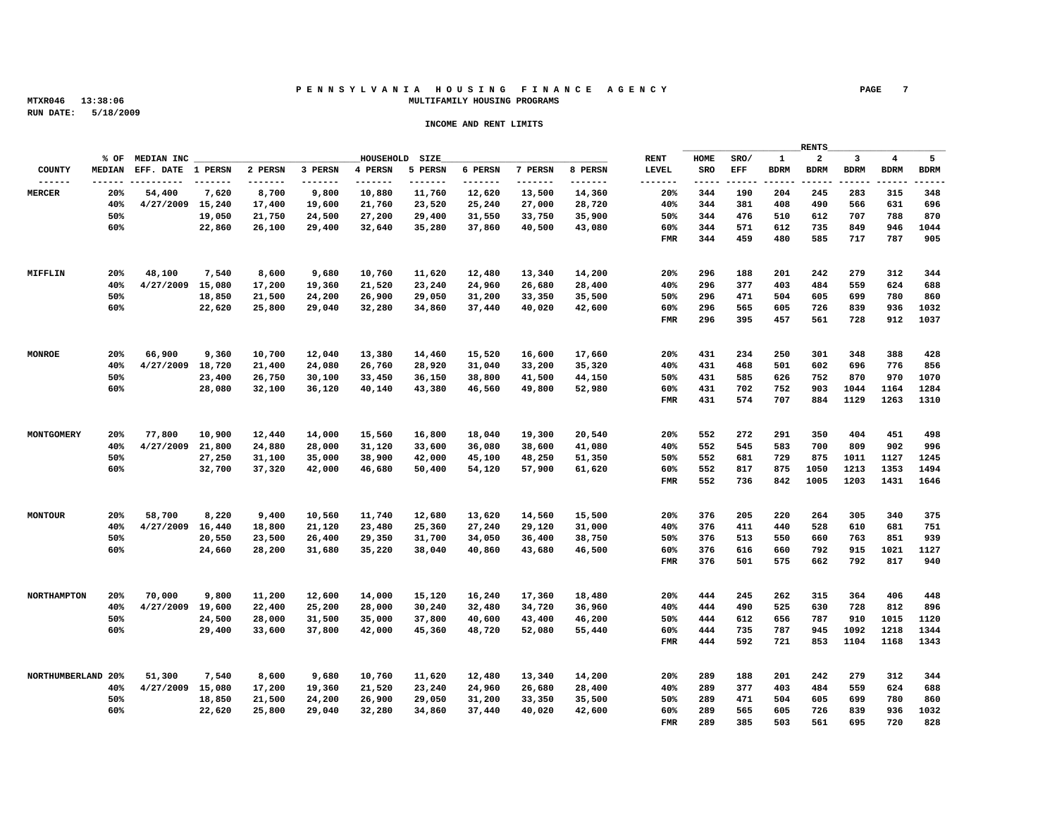# PENNSYLVANIA HOUSING FINANCE AGENCY

MTXR046 13:38:06

RUN DATE: 5/18/2009

## MULTIFAMILY HOUSING PROGRAMS

### INCOME AND RENT LIMITS

| COUNTY | % OF MEDIAN | MEDIAN INC EFF. DATE | 1 PERSN | 2 PERSN | 3 PERSN | 4 PERSN | 5 PERSN | 6 PERSN | 7 PERSN | 8 PERSN | RENT LEVEL | HOME SRO | SRO/ EFF | 1 BDRM | 2 BDRM | 3 BDRM | 4 BDRM | 5 BDRM |
|---|---|---|---|---|---|---|---|---|---|---|---|---|---|---|---|---|---|---|
| | | | HOUSEHOLD SIZE | | | | | | | | | RENTS | | | | | | |
| MERCER | 20% | 54,400 | 7,620 | 8,700 | 9,800 | 10,880 | 11,760 | 12,620 | 13,500 | 14,360 | 20% | 344 | 190 | 204 | 245 | 283 | 315 | 348 |
| | 40% | 4/27/2009 | 15,240 | 17,400 | 19,600 | 21,760 | 23,520 | 25,240 | 27,000 | 28,720 | 40% | 344 | 381 | 408 | 490 | 566 | 631 | 696 |
| | 50% | | 19,050 | 21,750 | 24,500 | 27,200 | 29,400 | 31,550 | 33,750 | 35,900 | 50% | 344 | 476 | 510 | 612 | 707 | 788 | 870 |
| | 60% | | 22,860 | 26,100 | 29,400 | 32,640 | 35,280 | 37,860 | 40,500 | 43,080 | 60% | 344 | 571 | 612 | 735 | 849 | 946 | 1044 |
| | | | | | | | | | | | FMR | 344 | 459 | 480 | 585 | 717 | 787 | 905 |
| MIFFLIN | 20% | 48,100 | 7,540 | 8,600 | 9,680 | 10,760 | 11,620 | 12,480 | 13,340 | 14,200 | 20% | 296 | 188 | 201 | 242 | 279 | 312 | 344 |
| | 40% | 4/27/2009 | 15,080 | 17,200 | 19,360 | 21,520 | 23,240 | 24,960 | 26,680 | 28,400 | 40% | 296 | 377 | 403 | 484 | 559 | 624 | 688 |
| | 50% | | 18,850 | 21,500 | 24,200 | 26,900 | 29,050 | 31,200 | 33,350 | 35,500 | 50% | 296 | 471 | 504 | 605 | 699 | 780 | 860 |
| | 60% | | 22,620 | 25,800 | 29,040 | 32,280 | 34,860 | 37,440 | 40,020 | 42,600 | 60% | 296 | 565 | 605 | 726 | 839 | 936 | 1032 |
| | | | | | | | | | | | FMR | 296 | 395 | 457 | 561 | 728 | 912 | 1037 |
| MONROE | 20% | 66,900 | 9,360 | 10,700 | 12,040 | 13,380 | 14,460 | 15,520 | 16,600 | 17,660 | 20% | 431 | 234 | 250 | 301 | 348 | 388 | 428 |
| | 40% | 4/27/2009 | 18,720 | 21,400 | 24,080 | 26,760 | 28,920 | 31,040 | 33,200 | 35,320 | 40% | 431 | 468 | 501 | 602 | 696 | 776 | 856 |
| | 50% | | 23,400 | 26,750 | 30,100 | 33,450 | 36,150 | 38,800 | 41,500 | 44,150 | 50% | 431 | 585 | 626 | 752 | 870 | 970 | 1070 |
| | 60% | | 28,080 | 32,100 | 36,120 | 40,140 | 43,380 | 46,560 | 49,800 | 52,980 | 60% | 431 | 702 | 752 | 903 | 1044 | 1164 | 1284 |
| | | | | | | | | | | | FMR | 431 | 574 | 707 | 884 | 1129 | 1263 | 1310 |
| MONTGOMERY | 20% | 77,800 | 10,900 | 12,440 | 14,000 | 15,560 | 16,800 | 18,040 | 19,300 | 20,540 | 20% | 552 | 272 | 291 | 350 | 404 | 451 | 498 |
| | 40% | 4/27/2009 | 21,800 | 24,880 | 28,000 | 31,120 | 33,600 | 36,080 | 38,600 | 41,080 | 40% | 552 | 545 | 583 | 700 | 809 | 902 | 996 |
| | 50% | | 27,250 | 31,100 | 35,000 | 38,900 | 42,000 | 45,100 | 48,250 | 51,350 | 50% | 552 | 681 | 729 | 875 | 1011 | 1127 | 1245 |
| | 60% | | 32,700 | 37,320 | 42,000 | 46,680 | 50,400 | 54,120 | 57,900 | 61,620 | 60% | 552 | 817 | 875 | 1050 | 1213 | 1353 | 1494 |
| | | | | | | | | | | | FMR | 552 | 736 | 842 | 1005 | 1203 | 1431 | 1646 |
| MONTOUR | 20% | 58,700 | 8,220 | 9,400 | 10,560 | 11,740 | 12,680 | 13,620 | 14,560 | 15,500 | 20% | 376 | 205 | 220 | 264 | 305 | 340 | 375 |
| | 40% | 4/27/2009 | 16,440 | 18,800 | 21,120 | 23,480 | 25,360 | 27,240 | 29,120 | 31,000 | 40% | 376 | 411 | 440 | 528 | 610 | 681 | 751 |
| | 50% | | 20,550 | 23,500 | 26,400 | 29,350 | 31,700 | 34,050 | 36,400 | 38,750 | 50% | 376 | 513 | 550 | 660 | 763 | 851 | 939 |
| | 60% | | 24,660 | 28,200 | 31,680 | 35,220 | 38,040 | 40,860 | 43,680 | 46,500 | 60% | 376 | 616 | 660 | 792 | 915 | 1021 | 1127 |
| | | | | | | | | | | | FMR | 376 | 501 | 575 | 662 | 792 | 817 | 940 |
| NORTHAMPTON | 20% | 70,000 | 9,800 | 11,200 | 12,600 | 14,000 | 15,120 | 16,240 | 17,360 | 18,480 | 20% | 444 | 245 | 262 | 315 | 364 | 406 | 448 |
| | 40% | 4/27/2009 | 19,600 | 22,400 | 25,200 | 28,000 | 30,240 | 32,480 | 34,720 | 36,960 | 40% | 444 | 490 | 525 | 630 | 728 | 812 | 896 |
| | 50% | | 24,500 | 28,000 | 31,500 | 35,000 | 37,800 | 40,600 | 43,400 | 46,200 | 50% | 444 | 612 | 656 | 787 | 910 | 1015 | 1120 |
| | 60% | | 29,400 | 33,600 | 37,800 | 42,000 | 45,360 | 48,720 | 52,080 | 55,440 | 60% | 444 | 735 | 787 | 945 | 1092 | 1218 | 1344 |
| | | | | | | | | | | | FMR | 444 | 592 | 721 | 853 | 1104 | 1168 | 1343 |
| NORTHUMBERLAND | 20% | 51,300 | 7,540 | 8,600 | 9,680 | 10,760 | 11,620 | 12,480 | 13,340 | 14,200 | 20% | 289 | 188 | 201 | 242 | 279 | 312 | 344 |
| | 40% | 4/27/2009 | 15,080 | 17,200 | 19,360 | 21,520 | 23,240 | 24,960 | 26,680 | 28,400 | 40% | 289 | 377 | 403 | 484 | 559 | 624 | 688 |
| | 50% | | 18,850 | 21,500 | 24,200 | 26,900 | 29,050 | 31,200 | 33,350 | 35,500 | 50% | 289 | 471 | 504 | 605 | 699 | 780 | 860 |
| | 60% | | 22,620 | 25,800 | 29,040 | 32,280 | 34,860 | 37,440 | 40,020 | 42,600 | 60% | 289 | 565 | 605 | 726 | 839 | 936 | 1032 |
| | | | | | | | | | | | FMR | 289 | 385 | 503 | 561 | 695 | 720 | 828 |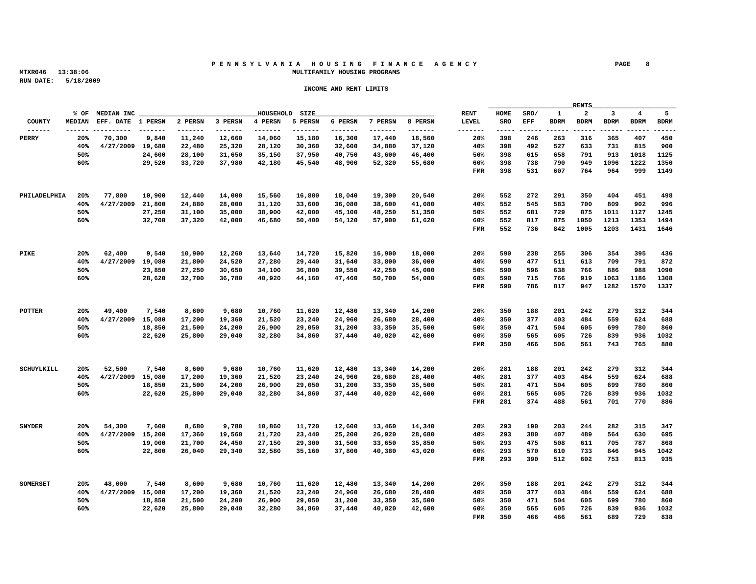**PENNSYLVANIA HOUSING FINANCE AGENCY**
**MULTIFAMILY HOUSING PROGRAMS**

MTXR046 13:38:06
RUN DATE: 5/18/2009

**INCOME AND RENT LIMITS**

| COUNTY | % OF MEDIAN | MEDIAN INC EFF. DATE | 1 PERSN | 2 PERSN | 3 PERSN | 4 PERSN | 5 PERSN | 6 PERSN | 7 PERSN | 8 PERSN | RENT LEVEL | HOME SRO | SRO/ EFF | 1 BDRM | 2 BDRM | 3 BDRM | 4 BDRM | 5 BDRM |
|---|---|---|---|---|---|---|---|---|---|---|---|---|---|---|---|---|---|---|
| PERRY | 20% | 70,300 | 9,840 | 11,240 | 12,660 | 14,060 | 15,180 | 16,300 | 17,440 | 18,560 | 20% | 398 | 246 | 263 | 316 | 365 | 407 | 450 |
| | 40% | 4/27/2009 | 19,680 | 22,480 | 25,320 | 28,120 | 30,360 | 32,600 | 34,880 | 37,120 | 40% | 398 | 492 | 527 | 633 | 731 | 815 | 900 |
| | 50% | | 24,600 | 28,100 | 31,650 | 35,150 | 37,950 | 40,750 | 43,600 | 46,400 | 50% | 398 | 615 | 658 | 791 | 913 | 1018 | 1125 |
| | 60% | | 29,520 | 33,720 | 37,980 | 42,180 | 45,540 | 48,900 | 52,320 | 55,680 | 60% | 398 | 738 | 790 | 949 | 1096 | 1222 | 1350 |
| | | | | | | | | | | | FMR | 398 | 531 | 607 | 764 | 964 | 999 | 1149 |
| PHILADELPHIA | 20% | 77,800 | 10,900 | 12,440 | 14,000 | 15,560 | 16,800 | 18,040 | 19,300 | 20,540 | 20% | 552 | 272 | 291 | 350 | 404 | 451 | 498 |
| | 40% | 4/27/2009 | 21,800 | 24,880 | 28,000 | 31,120 | 33,600 | 36,080 | 38,600 | 41,080 | 40% | 552 | 545 | 583 | 700 | 809 | 902 | 996 |
| | 50% | | 27,250 | 31,100 | 35,000 | 38,900 | 42,000 | 45,100 | 48,250 | 51,350 | 50% | 552 | 681 | 729 | 875 | 1011 | 1127 | 1245 |
| | 60% | | 32,700 | 37,320 | 42,000 | 46,680 | 50,400 | 54,120 | 57,900 | 61,620 | 60% | 552 | 817 | 875 | 1050 | 1213 | 1353 | 1494 |
| | | | | | | | | | | | FMR | 552 | 736 | 842 | 1005 | 1203 | 1431 | 1646 |
| PIKE | 20% | 62,400 | 9,540 | 10,900 | 12,260 | 13,640 | 14,720 | 15,820 | 16,900 | 18,000 | 20% | 590 | 238 | 255 | 306 | 354 | 395 | 436 |
| | 40% | 4/27/2009 | 19,080 | 21,800 | 24,520 | 27,280 | 29,440 | 31,640 | 33,800 | 36,000 | 40% | 590 | 477 | 511 | 613 | 709 | 791 | 872 |
| | 50% | | 23,850 | 27,250 | 30,650 | 34,100 | 36,800 | 39,550 | 42,250 | 45,000 | 50% | 590 | 596 | 638 | 766 | 886 | 988 | 1090 |
| | 60% | | 28,620 | 32,700 | 36,780 | 40,920 | 44,160 | 47,460 | 50,700 | 54,000 | 60% | 590 | 715 | 766 | 919 | 1063 | 1186 | 1308 |
| | | | | | | | | | | | FMR | 590 | 786 | 817 | 947 | 1282 | 1570 | 1337 |
| POTTER | 20% | 49,400 | 7,540 | 8,600 | 9,680 | 10,760 | 11,620 | 12,480 | 13,340 | 14,200 | 20% | 350 | 188 | 201 | 242 | 279 | 312 | 344 |
| | 40% | 4/27/2009 | 15,080 | 17,200 | 19,360 | 21,520 | 23,240 | 24,960 | 26,680 | 28,400 | 40% | 350 | 377 | 403 | 484 | 559 | 624 | 688 |
| | 50% | | 18,850 | 21,500 | 24,200 | 26,900 | 29,050 | 31,200 | 33,350 | 35,500 | 50% | 350 | 471 | 504 | 605 | 699 | 780 | 860 |
| | 60% | | 22,620 | 25,800 | 29,040 | 32,280 | 34,860 | 37,440 | 40,020 | 42,600 | 60% | 350 | 565 | 605 | 726 | 839 | 936 | 1032 |
| | | | | | | | | | | | FMR | 350 | 466 | 506 | 561 | 743 | 765 | 880 |
| SCHUYLKILL | 20% | 52,500 | 7,540 | 8,600 | 9,680 | 10,760 | 11,620 | 12,480 | 13,340 | 14,200 | 20% | 281 | 188 | 201 | 242 | 279 | 312 | 344 |
| | 40% | 4/27/2009 | 15,080 | 17,200 | 19,360 | 21,520 | 23,240 | 24,960 | 26,680 | 28,400 | 40% | 281 | 377 | 403 | 484 | 559 | 624 | 688 |
| | 50% | | 18,850 | 21,500 | 24,200 | 26,900 | 29,050 | 31,200 | 33,350 | 35,500 | 50% | 281 | 471 | 504 | 605 | 699 | 780 | 860 |
| | 60% | | 22,620 | 25,800 | 29,040 | 32,280 | 34,860 | 37,440 | 40,020 | 42,600 | 60% | 281 | 565 | 605 | 726 | 839 | 936 | 1032 |
| | | | | | | | | | | | FMR | 281 | 374 | 488 | 561 | 701 | 770 | 886 |
| SNYDER | 20% | 54,300 | 7,600 | 8,680 | 9,780 | 10,860 | 11,720 | 12,600 | 13,460 | 14,340 | 20% | 293 | 190 | 203 | 244 | 282 | 315 | 347 |
| | 40% | 4/27/2009 | 15,200 | 17,360 | 19,560 | 21,720 | 23,440 | 25,200 | 26,920 | 28,680 | 40% | 293 | 380 | 407 | 489 | 564 | 630 | 695 |
| | 50% | | 19,000 | 21,700 | 24,450 | 27,150 | 29,300 | 31,500 | 33,650 | 35,850 | 50% | 293 | 475 | 508 | 611 | 705 | 787 | 868 |
| | 60% | | 22,800 | 26,040 | 29,340 | 32,580 | 35,160 | 37,800 | 40,380 | 43,020 | 60% | 293 | 570 | 610 | 733 | 846 | 945 | 1042 |
| | | | | | | | | | | | FMR | 293 | 390 | 512 | 602 | 753 | 813 | 935 |
| SOMERSET | 20% | 48,000 | 7,540 | 8,600 | 9,680 | 10,760 | 11,620 | 12,480 | 13,340 | 14,200 | 20% | 350 | 188 | 201 | 242 | 279 | 312 | 344 |
| | 40% | 4/27/2009 | 15,080 | 17,200 | 19,360 | 21,520 | 23,240 | 24,960 | 26,680 | 28,400 | 40% | 350 | 377 | 403 | 484 | 559 | 624 | 688 |
| | 50% | | 18,850 | 21,500 | 24,200 | 26,900 | 29,050 | 31,200 | 33,350 | 35,500 | 50% | 350 | 471 | 504 | 605 | 699 | 780 | 860 |
| | 60% | | 22,620 | 25,800 | 29,040 | 32,280 | 34,860 | 37,440 | 40,020 | 42,600 | 60% | 350 | 565 | 605 | 726 | 839 | 936 | 1032 |
| | | | | | | | | | | | FMR | 350 | 466 | 466 | 561 | 689 | 729 | 838 |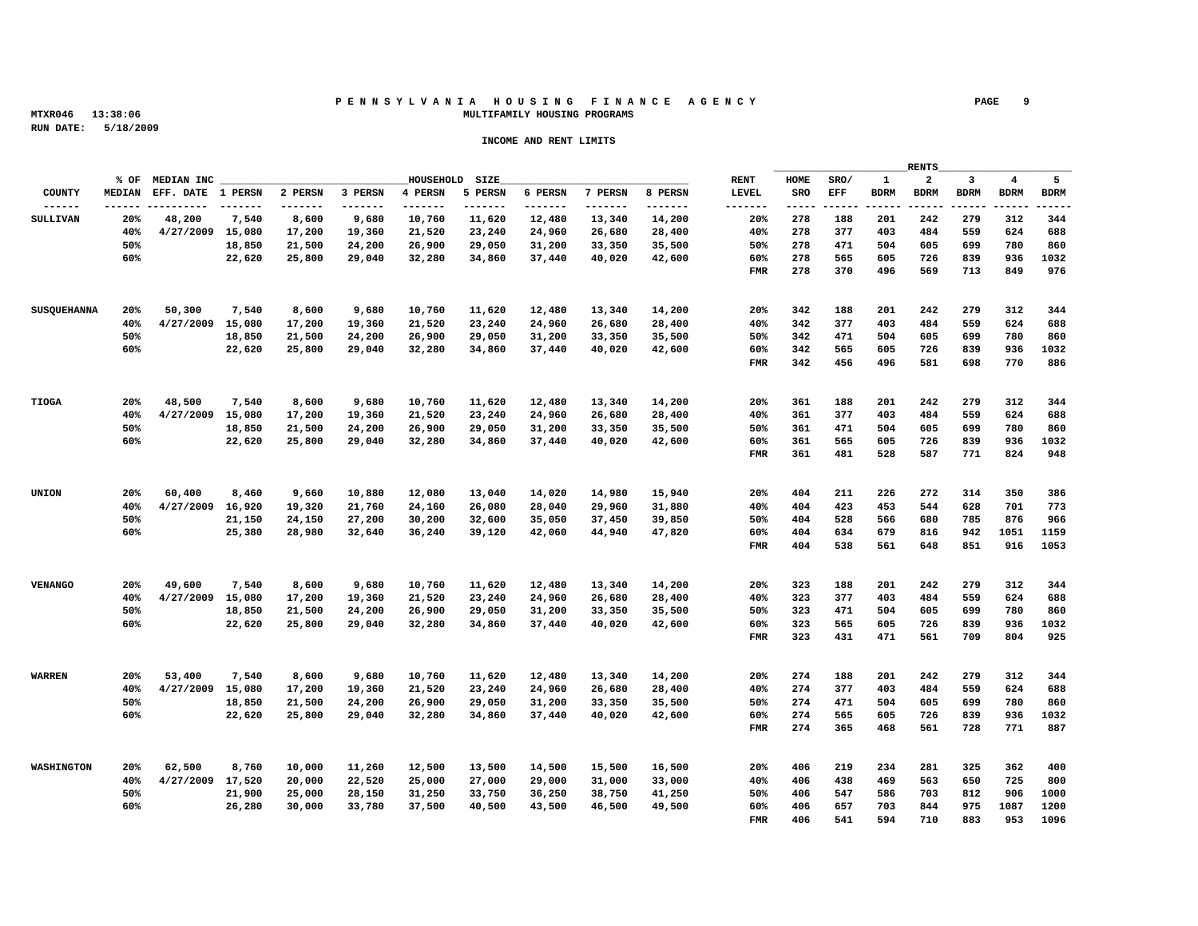# PENNSYLVANIA HOUSING FINANCE AGENCY

MULTIFAMILY HOUSING PROGRAMS

MTXR046 13:38:06

RUN DATE: 5/18/2009

## INCOME AND RENT LIMITS

| COUNTY | % OF MEDIAN | MEDIAN INC EFF. DATE | 1 PERSN | 2 PERSN | 3 PERSN | 4 PERSN | 5 PERSN | 6 PERSN | 7 PERSN | 8 PERSN | RENT LEVEL | HOME SRO | SRO/ EFF | 1 BDRM | 2 BDRM | 3 BDRM | 4 BDRM | 5 BDRM |
|---|---|---|---|---|---|---|---|---|---|---|---|---|---|---|---|---|---|---|
| SULLIVAN | 20% | 48,200 | 7,540 | 8,600 | 9,680 | 10,760 | 11,620 | 12,480 | 13,340 | 14,200 | 20% | 278 | 188 | 201 | 242 | 279 | 312 | 344 |
| | 40% | 4/27/2009 | 15,080 | 17,200 | 19,360 | 21,520 | 23,240 | 24,960 | 26,680 | 28,400 | 40% | 278 | 377 | 403 | 484 | 559 | 624 | 688 |
| | 50% | | 18,850 | 21,500 | 24,200 | 26,900 | 29,050 | 31,200 | 33,350 | 35,500 | 50% | 278 | 471 | 504 | 605 | 699 | 780 | 860 |
| | 60% | | 22,620 | 25,800 | 29,040 | 32,280 | 34,860 | 37,440 | 40,020 | 42,600 | 60% | 278 | 565 | 605 | 726 | 839 | 936 | 1032 |
| | | | | | | | | | | | FMR | 278 | 370 | 496 | 569 | 713 | 849 | 976 |
| SUSQUEHANNA | 20% | 50,300 | 7,540 | 8,600 | 9,680 | 10,760 | 11,620 | 12,480 | 13,340 | 14,200 | 20% | 342 | 188 | 201 | 242 | 279 | 312 | 344 |
| | 40% | 4/27/2009 | 15,080 | 17,200 | 19,360 | 21,520 | 23,240 | 24,960 | 26,680 | 28,400 | 40% | 342 | 377 | 403 | 484 | 559 | 624 | 688 |
| | 50% | | 18,850 | 21,500 | 24,200 | 26,900 | 29,050 | 31,200 | 33,350 | 35,500 | 50% | 342 | 471 | 504 | 605 | 699 | 780 | 860 |
| | 60% | | 22,620 | 25,800 | 29,040 | 32,280 | 34,860 | 37,440 | 40,020 | 42,600 | 60% | 342 | 565 | 605 | 726 | 839 | 936 | 1032 |
| | | | | | | | | | | | FMR | 342 | 456 | 496 | 581 | 698 | 770 | 886 |
| TIOGA | 20% | 48,500 | 7,540 | 8,600 | 9,680 | 10,760 | 11,620 | 12,480 | 13,340 | 14,200 | 20% | 361 | 188 | 201 | 242 | 279 | 312 | 344 |
| | 40% | 4/27/2009 | 15,080 | 17,200 | 19,360 | 21,520 | 23,240 | 24,960 | 26,680 | 28,400 | 40% | 361 | 377 | 403 | 484 | 559 | 624 | 688 |
| | 50% | | 18,850 | 21,500 | 24,200 | 26,900 | 29,050 | 31,200 | 33,350 | 35,500 | 50% | 361 | 471 | 504 | 605 | 699 | 780 | 860 |
| | 60% | | 22,620 | 25,800 | 29,040 | 32,280 | 34,860 | 37,440 | 40,020 | 42,600 | 60% | 361 | 565 | 605 | 726 | 839 | 936 | 1032 |
| | | | | | | | | | | | FMR | 361 | 481 | 528 | 587 | 771 | 824 | 948 |
| UNION | 20% | 60,400 | 8,460 | 9,660 | 10,880 | 12,080 | 13,040 | 14,020 | 14,980 | 15,940 | 20% | 404 | 211 | 226 | 272 | 314 | 350 | 386 |
| | 40% | 4/27/2009 | 16,920 | 19,320 | 21,760 | 24,160 | 26,080 | 28,040 | 29,960 | 31,880 | 40% | 404 | 423 | 453 | 544 | 628 | 701 | 773 |
| | 50% | | 21,150 | 24,150 | 27,200 | 30,200 | 32,600 | 35,050 | 37,450 | 39,850 | 50% | 404 | 528 | 566 | 680 | 785 | 876 | 966 |
| | 60% | | 25,380 | 28,980 | 32,640 | 36,240 | 39,120 | 42,060 | 44,940 | 47,820 | 60% | 404 | 634 | 679 | 816 | 942 | 1051 | 1159 |
| | | | | | | | | | | | FMR | 404 | 538 | 561 | 648 | 851 | 916 | 1053 |
| VENANGO | 20% | 49,600 | 7,540 | 8,600 | 9,680 | 10,760 | 11,620 | 12,480 | 13,340 | 14,200 | 20% | 323 | 188 | 201 | 242 | 279 | 312 | 344 |
| | 40% | 4/27/2009 | 15,080 | 17,200 | 19,360 | 21,520 | 23,240 | 24,960 | 26,680 | 28,400 | 40% | 323 | 377 | 403 | 484 | 559 | 624 | 688 |
| | 50% | | 18,850 | 21,500 | 24,200 | 26,900 | 29,050 | 31,200 | 33,350 | 35,500 | 50% | 323 | 471 | 504 | 605 | 699 | 780 | 860 |
| | 60% | | 22,620 | 25,800 | 29,040 | 32,280 | 34,860 | 37,440 | 40,020 | 42,600 | 60% | 323 | 565 | 605 | 726 | 839 | 936 | 1032 |
| | | | | | | | | | | | FMR | 323 | 431 | 471 | 561 | 709 | 804 | 925 |
| WARREN | 20% | 53,400 | 7,540 | 8,600 | 9,680 | 10,760 | 11,620 | 12,480 | 13,340 | 14,200 | 20% | 274 | 188 | 201 | 242 | 279 | 312 | 344 |
| | 40% | 4/27/2009 | 15,080 | 17,200 | 19,360 | 21,520 | 23,240 | 24,960 | 26,680 | 28,400 | 40% | 274 | 377 | 403 | 484 | 559 | 624 | 688 |
| | 50% | | 18,850 | 21,500 | 24,200 | 26,900 | 29,050 | 31,200 | 33,350 | 35,500 | 50% | 274 | 471 | 504 | 605 | 699 | 780 | 860 |
| | 60% | | 22,620 | 25,800 | 29,040 | 32,280 | 34,860 | 37,440 | 40,020 | 42,600 | 60% | 274 | 565 | 605 | 726 | 839 | 936 | 1032 |
| | | | | | | | | | | | FMR | 274 | 365 | 468 | 561 | 728 | 771 | 887 |
| WASHINGTON | 20% | 62,500 | 8,760 | 10,000 | 11,260 | 12,500 | 13,500 | 14,500 | 15,500 | 16,500 | 20% | 406 | 219 | 234 | 281 | 325 | 362 | 400 |
| | 40% | 4/27/2009 | 17,520 | 20,000 | 22,520 | 25,000 | 27,000 | 29,000 | 31,000 | 33,000 | 40% | 406 | 438 | 469 | 563 | 650 | 725 | 800 |
| | 50% | | 21,900 | 25,000 | 28,150 | 31,250 | 33,750 | 36,250 | 38,750 | 41,250 | 50% | 406 | 547 | 586 | 703 | 812 | 906 | 1000 |
| | 60% | | 26,280 | 30,000 | 33,780 | 37,500 | 40,500 | 43,500 | 46,500 | 49,500 | 60% | 406 | 657 | 703 | 844 | 975 | 1087 | 1200 |
| | | | | | | | | | | | FMR | 406 | 541 | 594 | 710 | 883 | 953 | 1096 |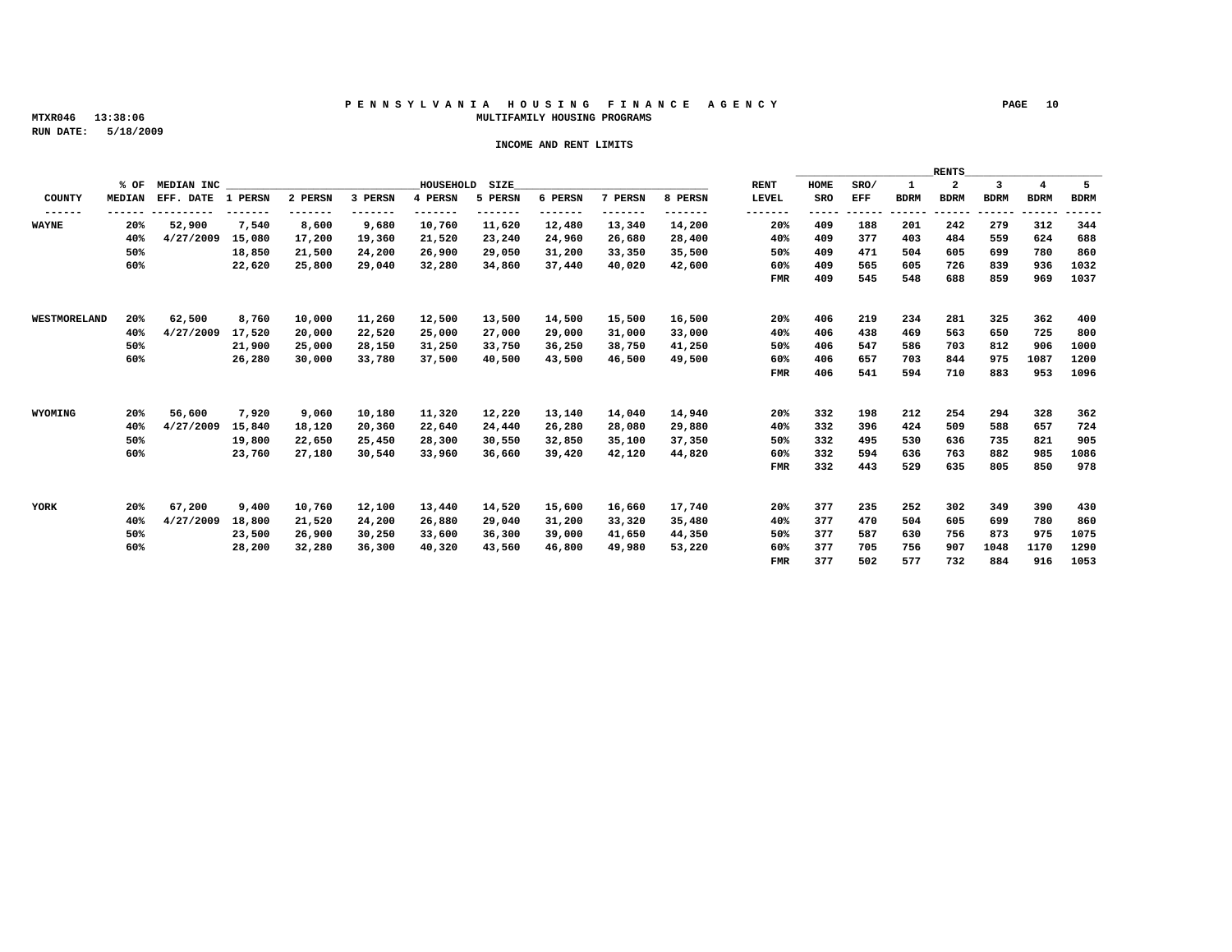# PENNSYLVANIA HOUSING FINANCE AGENCY

MTXR046 13:38:06
RUN DATE: 5/18/2009

## MULTIFAMILY HOUSING PROGRAMS

### INCOME AND RENT LIMITS

| | % OF | MEDIAN INC | HOUSEHOLD SIZE | | | | | | | | RENT | RENTS | | | | | | |
|---|---|---|---|---|---|---|---|---|---|---|---|---|---|---|---|---|---|---|
| COUNTY | MEDIAN | EFF. DATE | 1 PERSN | 2 PERSN | 3 PERSN | 4 PERSN | 5 PERSN | 6 PERSN | 7 PERSN | 8 PERSN | LEVEL | HOME SRO | SRO/ EFF | 1 BDRM | 2 BDRM | 3 BDRM | 4 BDRM | 5 BDRM |
| WAYNE | 20% | 52,900 | 7,540 | 8,600 | 9,680 | 10,760 | 11,620 | 12,480 | 13,340 | 14,200 | 20% | 409 | 188 | 201 | 242 | 279 | 312 | 344 |
| | 40% | 4/27/2009 | 15,080 | 17,200 | 19,360 | 21,520 | 23,240 | 24,960 | 26,680 | 28,400 | 40% | 409 | 377 | 403 | 484 | 559 | 624 | 688 |
| | 50% | | 18,850 | 21,500 | 24,200 | 26,900 | 29,050 | 31,200 | 33,350 | 35,500 | 50% | 409 | 471 | 504 | 605 | 699 | 780 | 860 |
| | 60% | | 22,620 | 25,800 | 29,040 | 32,280 | 34,860 | 37,440 | 40,020 | 42,600 | 60% | 409 | 565 | 605 | 726 | 839 | 936 | 1032 |
| | | | | | | | | | | | FMR | 409 | 545 | 548 | 688 | 859 | 969 | 1037 |
| WESTMORELAND | 20% | 62,500 | 8,760 | 10,000 | 11,260 | 12,500 | 13,500 | 14,500 | 15,500 | 16,500 | 20% | 406 | 219 | 234 | 281 | 325 | 362 | 400 |
| | 40% | 4/27/2009 | 17,520 | 20,000 | 22,520 | 25,000 | 27,000 | 29,000 | 31,000 | 33,000 | 40% | 406 | 438 | 469 | 563 | 650 | 725 | 800 |
| | 50% | | 21,900 | 25,000 | 28,150 | 31,250 | 33,750 | 36,250 | 38,750 | 41,250 | 50% | 406 | 547 | 586 | 703 | 812 | 906 | 1000 |
| | 60% | | 26,280 | 30,000 | 33,780 | 37,500 | 40,500 | 43,500 | 46,500 | 49,500 | 60% | 406 | 657 | 703 | 844 | 975 | 1087 | 1200 |
| | | | | | | | | | | | FMR | 406 | 541 | 594 | 710 | 883 | 953 | 1096 |
| WYOMING | 20% | 56,600 | 7,920 | 9,060 | 10,180 | 11,320 | 12,220 | 13,140 | 14,040 | 14,940 | 20% | 332 | 198 | 212 | 254 | 294 | 328 | 362 |
| | 40% | 4/27/2009 | 15,840 | 18,120 | 20,360 | 22,640 | 24,440 | 26,280 | 28,080 | 29,880 | 40% | 332 | 396 | 424 | 509 | 588 | 657 | 724 |
| | 50% | | 19,800 | 22,650 | 25,450 | 28,300 | 30,550 | 32,850 | 35,100 | 37,350 | 50% | 332 | 495 | 530 | 636 | 735 | 821 | 905 |
| | 60% | | 23,760 | 27,180 | 30,540 | 33,960 | 36,660 | 39,420 | 42,120 | 44,820 | 60% | 332 | 594 | 636 | 763 | 882 | 985 | 1086 |
| | | | | | | | | | | | FMR | 332 | 443 | 529 | 635 | 805 | 850 | 978 |
| YORK | 20% | 67,200 | 9,400 | 10,760 | 12,100 | 13,440 | 14,520 | 15,600 | 16,660 | 17,740 | 20% | 377 | 235 | 252 | 302 | 349 | 390 | 430 |
| | 40% | 4/27/2009 | 18,800 | 21,520 | 24,200 | 26,880 | 29,040 | 31,200 | 33,320 | 35,480 | 40% | 377 | 470 | 504 | 605 | 699 | 780 | 860 |
| | 50% | | 23,500 | 26,900 | 30,250 | 33,600 | 36,300 | 39,000 | 41,650 | 44,350 | 50% | 377 | 587 | 630 | 756 | 873 | 975 | 1075 |
| | 60% | | 28,200 | 32,280 | 36,300 | 40,320 | 43,560 | 46,800 | 49,980 | 53,220 | 60% | 377 | 705 | 756 | 907 | 1048 | 1170 | 1290 |
| | | | | | | | | | | | FMR | 377 | 502 | 577 | 732 | 884 | 916 | 1053 |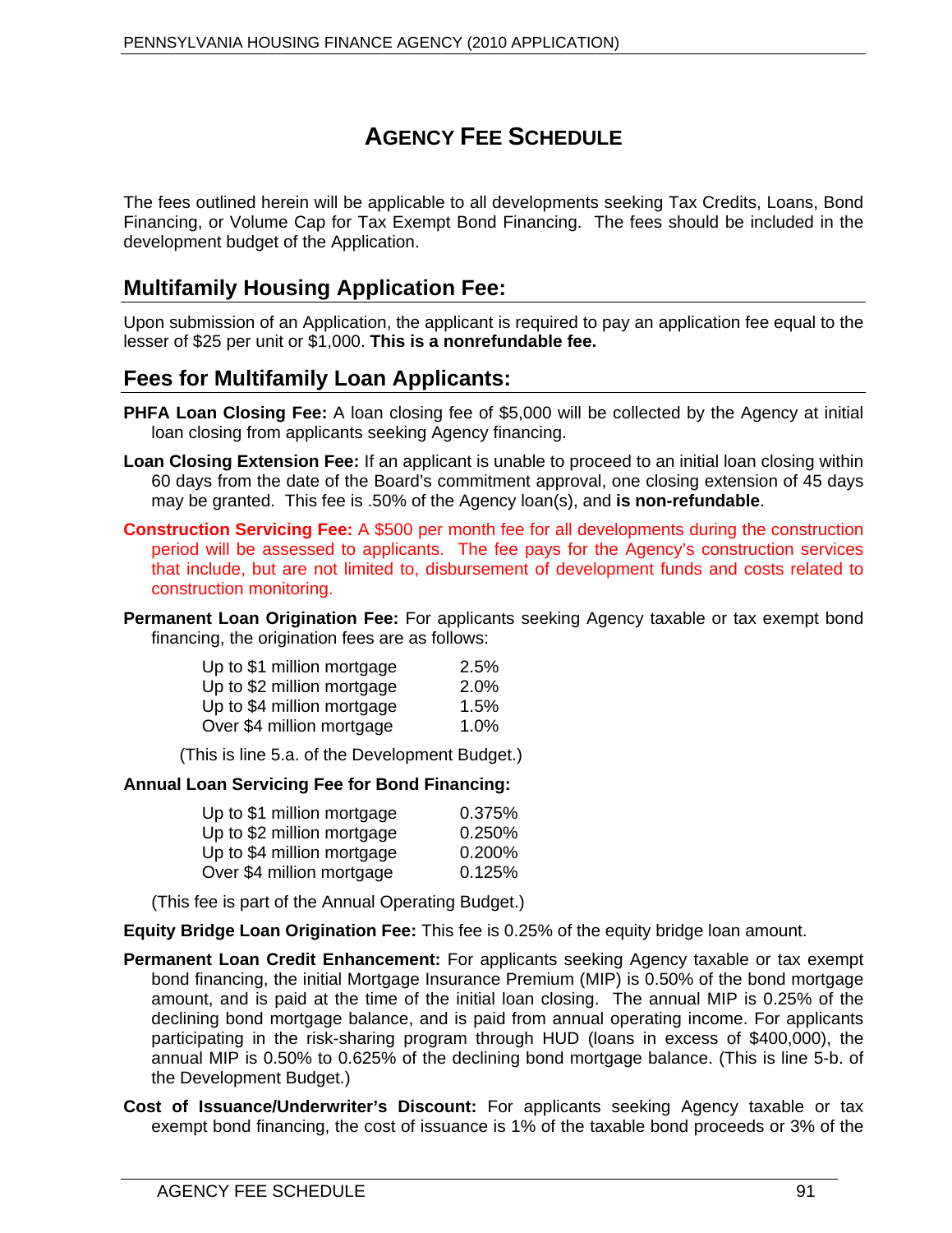# AGENCY FEE SCHEDULE

The fees outlined herein will be applicable to all developments seeking Tax Credits, Loans, Bond Financing, or Volume Cap for Tax Exempt Bond Financing. The fees should be included in the development budget of the Application.

## Multifamily Housing Application Fee:

Upon submission of an Application, the applicant is required to pay an application fee equal to the lesser of $25 per unit or $1,000. **This is a nonrefundable fee.**

## Fees for Multifamily Loan Applicants:

**PHFA Loan Closing Fee:** A loan closing fee of $5,000 will be collected by the Agency at initial loan closing from applicants seeking Agency financing.

**Loan Closing Extension Fee:** If an applicant is unable to proceed to an initial loan closing within 60 days from the date of the Board's commitment approval, one closing extension of 45 days may be granted. This fee is .50% of the Agency loan(s), and **is non-refundable**.

**Construction Servicing Fee:** A $500 per month fee for all developments during the construction period will be assessed to applicants. The fee pays for the Agency's construction services that include, but are not limited to, disbursement of development funds and costs related to construction monitoring.

**Permanent Loan Origination Fee:** For applicants seeking Agency taxable or tax exempt bond financing, the origination fees are as follows:

| | |
|---|---|
| Up to $1 million mortgage | 2.5% |
| Up to $2 million mortgage | 2.0% |
| Up to $4 million mortgage | 1.5% |
| Over $4 million mortgage | 1.0% |

(This is line 5.a. of the Development Budget.)

**Annual Loan Servicing Fee for Bond Financing:**

| | |
|---|---|
| Up to $1 million mortgage | 0.375% |
| Up to $2 million mortgage | 0.250% |
| Up to $4 million mortgage | 0.200% |
| Over $4 million mortgage | 0.125% |

(This fee is part of the Annual Operating Budget.)

**Equity Bridge Loan Origination Fee:** This fee is 0.25% of the equity bridge loan amount.

**Permanent Loan Credit Enhancement:** For applicants seeking Agency taxable or tax exempt bond financing, the initial Mortgage Insurance Premium (MIP) is 0.50% of the bond mortgage amount, and is paid at the time of the initial loan closing. The annual MIP is 0.25% of the declining bond mortgage balance, and is paid from annual operating income. For applicants participating in the risk-sharing program through HUD (loans in excess of $400,000), the annual MIP is 0.50% to 0.625% of the declining bond mortgage balance. (This is line 5-b. of the Development Budget.)

**Cost of Issuance/Underwriter's Discount:** For applicants seeking Agency taxable or tax exempt bond financing, the cost of issuance is 1% of the taxable bond proceeds or 3% of the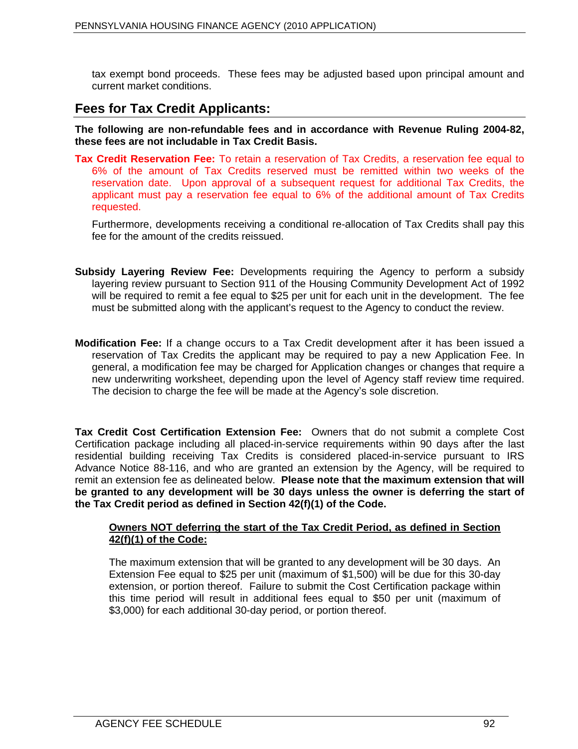tax exempt bond proceeds. These fees may be adjusted based upon principal amount and current market conditions.

## Fees for Tax Credit Applicants:

**The following are non-refundable fees and in accordance with Revenue Ruling 2004-82, these fees are not includable in Tax Credit Basis.**

**Tax Credit Reservation Fee:** To retain a reservation of Tax Credits, a reservation fee equal to 6% of the amount of Tax Credits reserved must be remitted within two weeks of the reservation date. Upon approval of a subsequent request for additional Tax Credits, the applicant must pay a reservation fee equal to 6% of the additional amount of Tax Credits requested.

Furthermore, developments receiving a conditional re-allocation of Tax Credits shall pay this fee for the amount of the credits reissued.

**Subsidy Layering Review Fee:** Developments requiring the Agency to perform a subsidy layering review pursuant to Section 911 of the Housing Community Development Act of 1992 will be required to remit a fee equal to $25 per unit for each unit in the development. The fee must be submitted along with the applicant's request to the Agency to conduct the review.

**Modification Fee:** If a change occurs to a Tax Credit development after it has been issued a reservation of Tax Credits the applicant may be required to pay a new Application Fee. In general, a modification fee may be charged for Application changes or changes that require a new underwriting worksheet, depending upon the level of Agency staff review time required. The decision to charge the fee will be made at the Agency's sole discretion.

**Tax Credit Cost Certification Extension Fee:** Owners that do not submit a complete Cost Certification package including all placed-in-service requirements within 90 days after the last residential building receiving Tax Credits is considered placed-in-service pursuant to IRS Advance Notice 88-116, and who are granted an extension by the Agency, will be required to remit an extension fee as delineated below. **Please note that the maximum extension that will be granted to any development will be 30 days unless the owner is deferring the start of the Tax Credit period as defined in Section 42(f)(1) of the Code.**

**Owners NOT deferring the start of the Tax Credit Period, as defined in Section 42(f)(1) of the Code:**

The maximum extension that will be granted to any development will be 30 days. An Extension Fee equal to $25 per unit (maximum of $1,500) will be due for this 30-day extension, or portion thereof. Failure to submit the Cost Certification package within this time period will result in additional fees equal to $50 per unit (maximum of $3,000) for each additional 30-day period, or portion thereof.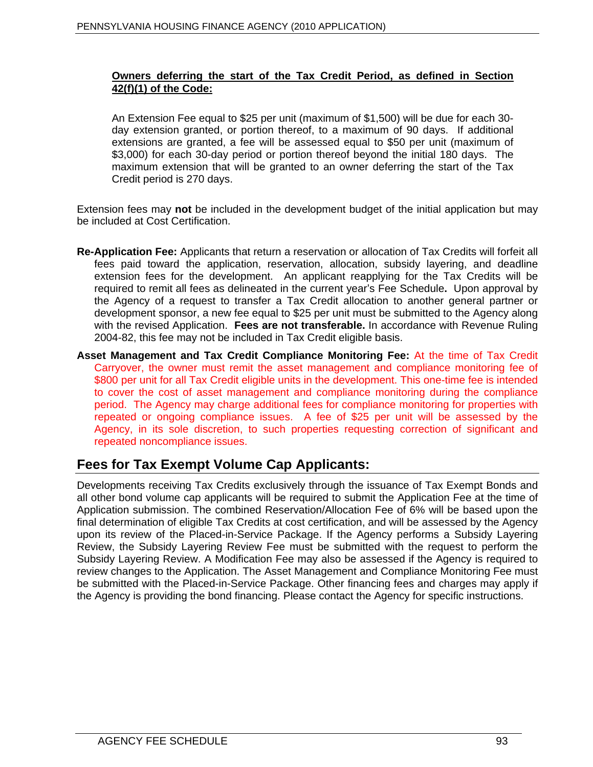**Owners deferring the start of the Tax Credit Period, as defined in Section 42(f)(1) of the Code:**

An Extension Fee equal to $25 per unit (maximum of $1,500) will be due for each 30-day extension granted, or portion thereof, to a maximum of 90 days. If additional extensions are granted, a fee will be assessed equal to $50 per unit (maximum of $3,000) for each 30-day period or portion thereof beyond the initial 180 days. The maximum extension that will be granted to an owner deferring the start of the Tax Credit period is 270 days.

Extension fees may **not** be included in the development budget of the initial application but may be included at Cost Certification.

**Re-Application Fee:** Applicants that return a reservation or allocation of Tax Credits will forfeit all fees paid toward the application, reservation, allocation, subsidy layering, and deadline extension fees for the development. An applicant reapplying for the Tax Credits will be required to remit all fees as delineated in the current year's Fee Schedule**.** Upon approval by the Agency of a request to transfer a Tax Credit allocation to another general partner or development sponsor, a new fee equal to $25 per unit must be submitted to the Agency along with the revised Application. **Fees are not transferable.** In accordance with Revenue Ruling 2004-82, this fee may not be included in Tax Credit eligible basis.

**Asset Management and Tax Credit Compliance Monitoring Fee:** At the time of Tax Credit Carryover, the owner must remit the asset management and compliance monitoring fee of $800 per unit for all Tax Credit eligible units in the development. This one-time fee is intended to cover the cost of asset management and compliance monitoring during the compliance period. The Agency may charge additional fees for compliance monitoring for properties with repeated or ongoing compliance issues. A fee of $25 per unit will be assessed by the Agency, in its sole discretion, to such properties requesting correction of significant and repeated noncompliance issues.

## Fees for Tax Exempt Volume Cap Applicants:

Developments receiving Tax Credits exclusively through the issuance of Tax Exempt Bonds and all other bond volume cap applicants will be required to submit the Application Fee at the time of Application submission. The combined Reservation/Allocation Fee of 6% will be based upon the final determination of eligible Tax Credits at cost certification, and will be assessed by the Agency upon its review of the Placed-in-Service Package. If the Agency performs a Subsidy Layering Review, the Subsidy Layering Review Fee must be submitted with the request to perform the Subsidy Layering Review. A Modification Fee may also be assessed if the Agency is required to review changes to the Application. The Asset Management and Compliance Monitoring Fee must be submitted with the Placed-in-Service Package. Other financing fees and charges may apply if the Agency is providing the bond financing. Please contact the Agency for specific instructions.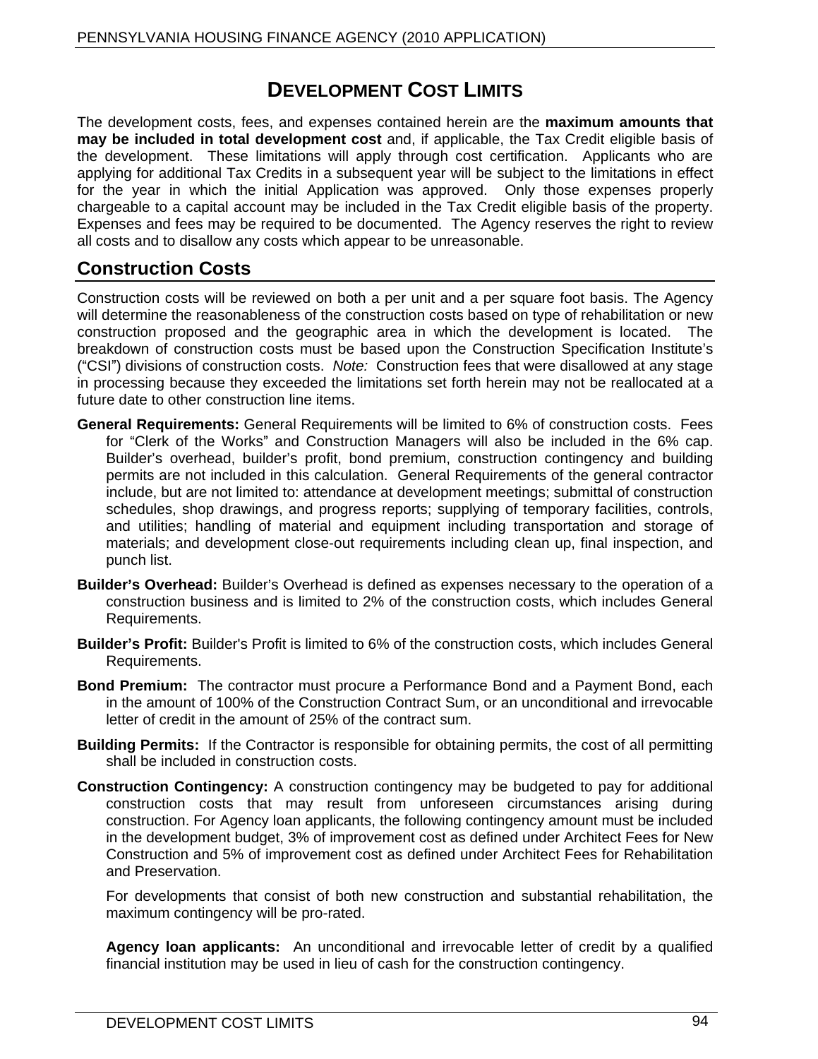# DEVELOPMENT COST LIMITS

The development costs, fees, and expenses contained herein are the **maximum amounts that may be included in total development cost** and, if applicable, the Tax Credit eligible basis of the development. These limitations will apply through cost certification. Applicants who are applying for additional Tax Credits in a subsequent year will be subject to the limitations in effect for the year in which the initial Application was approved. Only those expenses properly chargeable to a capital account may be included in the Tax Credit eligible basis of the property. Expenses and fees may be required to be documented. The Agency reserves the right to review all costs and to disallow any costs which appear to be unreasonable.

## Construction Costs

Construction costs will be reviewed on both a per unit and a per square foot basis. The Agency will determine the reasonableness of the construction costs based on type of rehabilitation or new construction proposed and the geographic area in which the development is located. The breakdown of construction costs must be based upon the Construction Specification Institute's ("CSI") divisions of construction costs. *Note:* Construction fees that were disallowed at any stage in processing because they exceeded the limitations set forth herein may not be reallocated at a future date to other construction line items.

**General Requirements:** General Requirements will be limited to 6% of construction costs. Fees for "Clerk of the Works" and Construction Managers will also be included in the 6% cap. Builder's overhead, builder's profit, bond premium, construction contingency and building permits are not included in this calculation. General Requirements of the general contractor include, but are not limited to: attendance at development meetings; submittal of construction schedules, shop drawings, and progress reports; supplying of temporary facilities, controls, and utilities; handling of material and equipment including transportation and storage of materials; and development close-out requirements including clean up, final inspection, and punch list.

**Builder's Overhead:** Builder's Overhead is defined as expenses necessary to the operation of a construction business and is limited to 2% of the construction costs, which includes General Requirements.

**Builder's Profit:** Builder's Profit is limited to 6% of the construction costs, which includes General Requirements.

**Bond Premium:** The contractor must procure a Performance Bond and a Payment Bond, each in the amount of 100% of the Construction Contract Sum, or an unconditional and irrevocable letter of credit in the amount of 25% of the contract sum.

**Building Permits:** If the Contractor is responsible for obtaining permits, the cost of all permitting shall be included in construction costs.

**Construction Contingency:** A construction contingency may be budgeted to pay for additional construction costs that may result from unforeseen circumstances arising during construction. For Agency loan applicants, the following contingency amount must be included in the development budget, 3% of improvement cost as defined under Architect Fees for New Construction and 5% of improvement cost as defined under Architect Fees for Rehabilitation and Preservation.

For developments that consist of both new construction and substantial rehabilitation, the maximum contingency will be pro-rated.

**Agency loan applicants:** An unconditional and irrevocable letter of credit by a qualified financial institution may be used in lieu of cash for the construction contingency.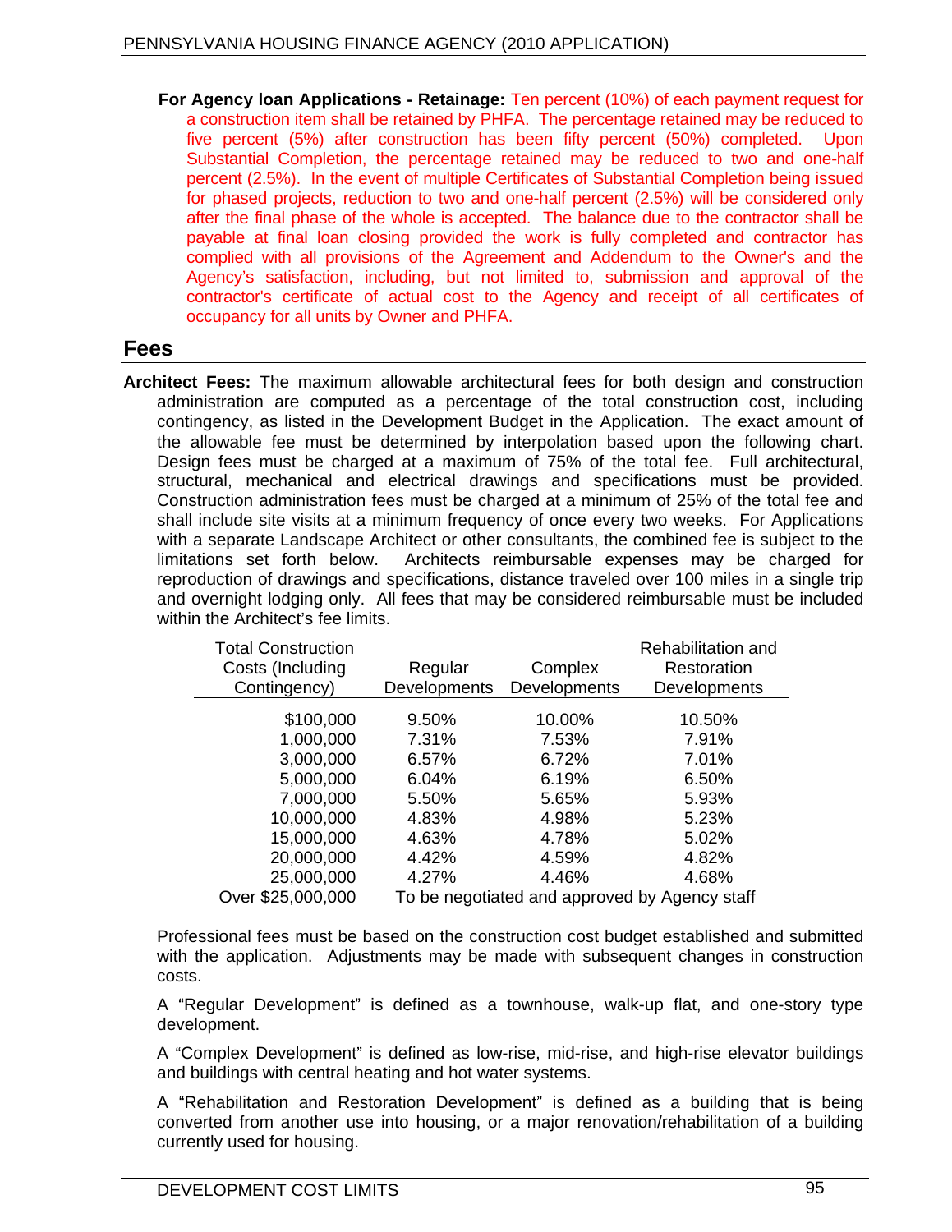**For Agency loan Applications - Retainage:** Ten percent (10%) of each payment request for a construction item shall be retained by PHFA. The percentage retained may be reduced to five percent (5%) after construction has been fifty percent (50%) completed. Upon Substantial Completion, the percentage retained may be reduced to two and one-half percent (2.5%). In the event of multiple Certificates of Substantial Completion being issued for phased projects, reduction to two and one-half percent (2.5%) will be considered only after the final phase of the whole is accepted. The balance due to the contractor shall be payable at final loan closing provided the work is fully completed and contractor has complied with all provisions of the Agreement and Addendum to the Owner's and the Agency's satisfaction, including, but not limited to, submission and approval of the contractor's certificate of actual cost to the Agency and receipt of all certificates of occupancy for all units by Owner and PHFA.

## Fees

**Architect Fees:** The maximum allowable architectural fees for both design and construction administration are computed as a percentage of the total construction cost, including contingency, as listed in the Development Budget in the Application. The exact amount of the allowable fee must be determined by interpolation based upon the following chart. Design fees must be charged at a maximum of 75% of the total fee. Full architectural, structural, mechanical and electrical drawings and specifications must be provided. Construction administration fees must be charged at a minimum of 25% of the total fee and shall include site visits at a minimum frequency of once every two weeks. For Applications with a separate Landscape Architect or other consultants, the combined fee is subject to the limitations set forth below. Architects reimbursable expenses may be charged for reproduction of drawings and specifications, distance traveled over 100 miles in a single trip and overnight lodging only. All fees that may be considered reimbursable must be included within the Architect's fee limits.

| Total Construction Costs (Including Contingency) | Regular Developments | Complex Developments | Rehabilitation and Restoration Developments |
|---|---|---|---|
| $100,000 | 9.50% | 10.00% | 10.50% |
| 1,000,000 | 7.31% | 7.53% | 7.91% |
| 3,000,000 | 6.57% | 6.72% | 7.01% |
| 5,000,000 | 6.04% | 6.19% | 6.50% |
| 7,000,000 | 5.50% | 5.65% | 5.93% |
| 10,000,000 | 4.83% | 4.98% | 5.23% |
| 15,000,000 | 4.63% | 4.78% | 5.02% |
| 20,000,000 | 4.42% | 4.59% | 4.82% |
| 25,000,000 | 4.27% | 4.46% | 4.68% |
| Over $25,000,000 | To be negotiated and approved by Agency staff | | |

Professional fees must be based on the construction cost budget established and submitted with the application. Adjustments may be made with subsequent changes in construction costs.

A "Regular Development" is defined as a townhouse, walk-up flat, and one-story type development.

A "Complex Development" is defined as low-rise, mid-rise, and high-rise elevator buildings and buildings with central heating and hot water systems.

A "Rehabilitation and Restoration Development" is defined as a building that is being converted from another use into housing, or a major renovation/rehabilitation of a building currently used for housing.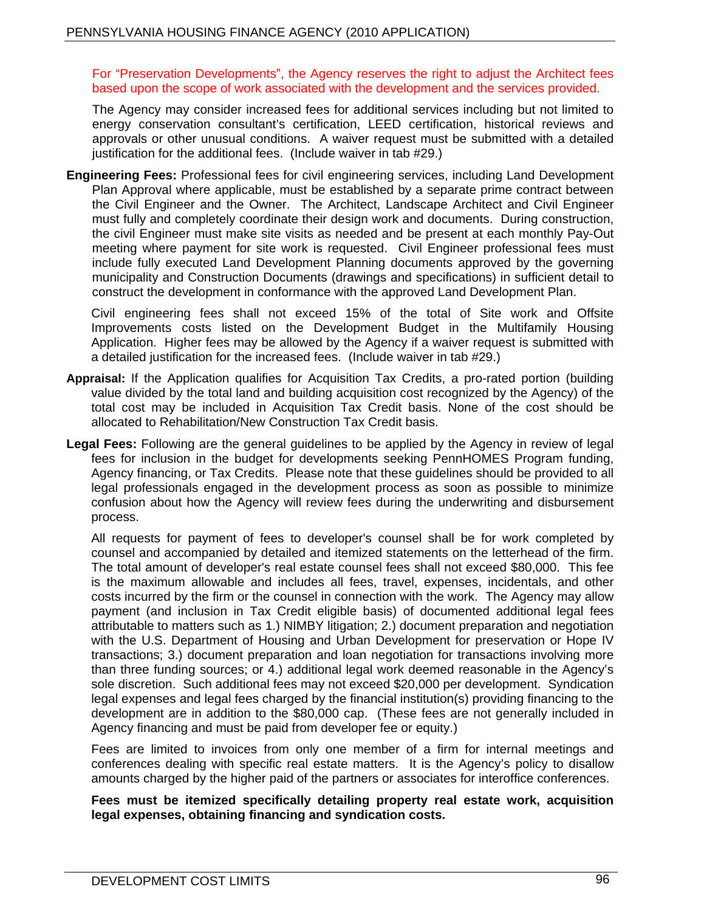For "Preservation Developments", the Agency reserves the right to adjust the Architect fees based upon the scope of work associated with the development and the services provided.

The Agency may consider increased fees for additional services including but not limited to energy conservation consultant's certification, LEED certification, historical reviews and approvals or other unusual conditions. A waiver request must be submitted with a detailed justification for the additional fees. (Include waiver in tab #29.)

**Engineering Fees:** Professional fees for civil engineering services, including Land Development Plan Approval where applicable, must be established by a separate prime contract between the Civil Engineer and the Owner. The Architect, Landscape Architect and Civil Engineer must fully and completely coordinate their design work and documents. During construction, the civil Engineer must make site visits as needed and be present at each monthly Pay-Out meeting where payment for site work is requested. Civil Engineer professional fees must include fully executed Land Development Planning documents approved by the governing municipality and Construction Documents (drawings and specifications) in sufficient detail to construct the development in conformance with the approved Land Development Plan.

Civil engineering fees shall not exceed 15% of the total of Site work and Offsite Improvements costs listed on the Development Budget in the Multifamily Housing Application. Higher fees may be allowed by the Agency if a waiver request is submitted with a detailed justification for the increased fees. (Include waiver in tab #29.)

**Appraisal:** If the Application qualifies for Acquisition Tax Credits, a pro-rated portion (building value divided by the total land and building acquisition cost recognized by the Agency) of the total cost may be included in Acquisition Tax Credit basis. None of the cost should be allocated to Rehabilitation/New Construction Tax Credit basis.

**Legal Fees:** Following are the general guidelines to be applied by the Agency in review of legal fees for inclusion in the budget for developments seeking PennHOMES Program funding, Agency financing, or Tax Credits. Please note that these guidelines should be provided to all legal professionals engaged in the development process as soon as possible to minimize confusion about how the Agency will review fees during the underwriting and disbursement process.

All requests for payment of fees to developer's counsel shall be for work completed by counsel and accompanied by detailed and itemized statements on the letterhead of the firm. The total amount of developer's real estate counsel fees shall not exceed $80,000. This fee is the maximum allowable and includes all fees, travel, expenses, incidentals, and other costs incurred by the firm or the counsel in connection with the work. The Agency may allow payment (and inclusion in Tax Credit eligible basis) of documented additional legal fees attributable to matters such as 1.) NIMBY litigation; 2.) document preparation and negotiation with the U.S. Department of Housing and Urban Development for preservation or Hope IV transactions; 3.) document preparation and loan negotiation for transactions involving more than three funding sources; or 4.) additional legal work deemed reasonable in the Agency's sole discretion. Such additional fees may not exceed $20,000 per development. Syndication legal expenses and legal fees charged by the financial institution(s) providing financing to the development are in addition to the $80,000 cap. (These fees are not generally included in Agency financing and must be paid from developer fee or equity.)

Fees are limited to invoices from only one member of a firm for internal meetings and conferences dealing with specific real estate matters. It is the Agency's policy to disallow amounts charged by the higher paid of the partners or associates for interoffice conferences.

**Fees must be itemized specifically detailing property real estate work, acquisition legal expenses, obtaining financing and syndication costs.**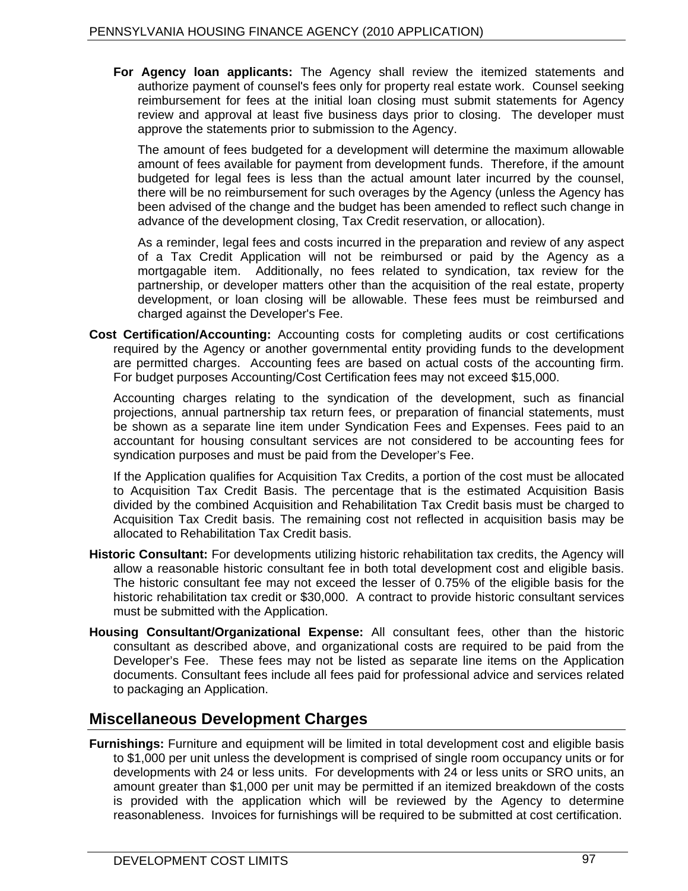**For Agency loan applicants:** The Agency shall review the itemized statements and authorize payment of counsel's fees only for property real estate work. Counsel seeking reimbursement for fees at the initial loan closing must submit statements for Agency review and approval at least five business days prior to closing. The developer must approve the statements prior to submission to the Agency.

The amount of fees budgeted for a development will determine the maximum allowable amount of fees available for payment from development funds. Therefore, if the amount budgeted for legal fees is less than the actual amount later incurred by the counsel, there will be no reimbursement for such overages by the Agency (unless the Agency has been advised of the change and the budget has been amended to reflect such change in advance of the development closing, Tax Credit reservation, or allocation).

As a reminder, legal fees and costs incurred in the preparation and review of any aspect of a Tax Credit Application will not be reimbursed or paid by the Agency as a mortgagable item. Additionally, no fees related to syndication, tax review for the partnership, or developer matters other than the acquisition of the real estate, property development, or loan closing will be allowable. These fees must be reimbursed and charged against the Developer's Fee.

**Cost Certification/Accounting:** Accounting costs for completing audits or cost certifications required by the Agency or another governmental entity providing funds to the development are permitted charges. Accounting fees are based on actual costs of the accounting firm. For budget purposes Accounting/Cost Certification fees may not exceed $15,000.

Accounting charges relating to the syndication of the development, such as financial projections, annual partnership tax return fees, or preparation of financial statements, must be shown as a separate line item under Syndication Fees and Expenses. Fees paid to an accountant for housing consultant services are not considered to be accounting fees for syndication purposes and must be paid from the Developer's Fee.

If the Application qualifies for Acquisition Tax Credits, a portion of the cost must be allocated to Acquisition Tax Credit Basis. The percentage that is the estimated Acquisition Basis divided by the combined Acquisition and Rehabilitation Tax Credit basis must be charged to Acquisition Tax Credit basis. The remaining cost not reflected in acquisition basis may be allocated to Rehabilitation Tax Credit basis.

**Historic Consultant:** For developments utilizing historic rehabilitation tax credits, the Agency will allow a reasonable historic consultant fee in both total development cost and eligible basis. The historic consultant fee may not exceed the lesser of 0.75% of the eligible basis for the historic rehabilitation tax credit or $30,000. A contract to provide historic consultant services must be submitted with the Application.

**Housing Consultant/Organizational Expense:** All consultant fees, other than the historic consultant as described above, and organizational costs are required to be paid from the Developer's Fee. These fees may not be listed as separate line items on the Application documents. Consultant fees include all fees paid for professional advice and services related to packaging an Application.

## Miscellaneous Development Charges

**Furnishings:** Furniture and equipment will be limited in total development cost and eligible basis to $1,000 per unit unless the development is comprised of single room occupancy units or for developments with 24 or less units. For developments with 24 or less units or SRO units, an amount greater than $1,000 per unit may be permitted if an itemized breakdown of the costs is provided with the application which will be reviewed by the Agency to determine reasonableness. Invoices for furnishings will be required to be submitted at cost certification.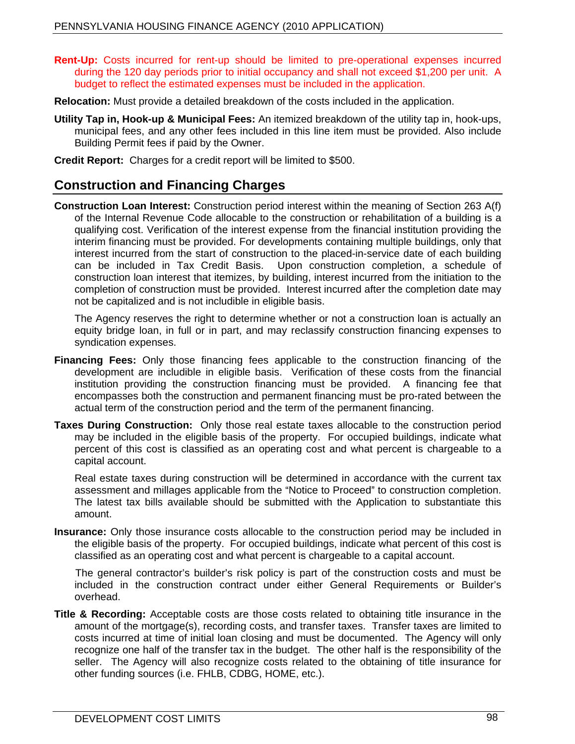**Rent-Up:** Costs incurred for rent-up should be limited to pre-operational expenses incurred during the 120 day periods prior to initial occupancy and shall not exceed $1,200 per unit. A budget to reflect the estimated expenses must be included in the application.

**Relocation:** Must provide a detailed breakdown of the costs included in the application.

**Utility Tap in, Hook-up & Municipal Fees:** An itemized breakdown of the utility tap in, hook-ups, municipal fees, and any other fees included in this line item must be provided. Also include Building Permit fees if paid by the Owner.

**Credit Report:** Charges for a credit report will be limited to $500.

## Construction and Financing Charges

**Construction Loan Interest:** Construction period interest within the meaning of Section 263 A(f) of the Internal Revenue Code allocable to the construction or rehabilitation of a building is a qualifying cost. Verification of the interest expense from the financial institution providing the interim financing must be provided. For developments containing multiple buildings, only that interest incurred from the start of construction to the placed-in-service date of each building can be included in Tax Credit Basis. Upon construction completion, a schedule of construction loan interest that itemizes, by building, interest incurred from the initiation to the completion of construction must be provided. Interest incurred after the completion date may not be capitalized and is not includible in eligible basis.

The Agency reserves the right to determine whether or not a construction loan is actually an equity bridge loan, in full or in part, and may reclassify construction financing expenses to syndication expenses.

**Financing Fees:** Only those financing fees applicable to the construction financing of the development are includible in eligible basis. Verification of these costs from the financial institution providing the construction financing must be provided. A financing fee that encompasses both the construction and permanent financing must be pro-rated between the actual term of the construction period and the term of the permanent financing.

**Taxes During Construction:** Only those real estate taxes allocable to the construction period may be included in the eligible basis of the property. For occupied buildings, indicate what percent of this cost is classified as an operating cost and what percent is chargeable to a capital account.

Real estate taxes during construction will be determined in accordance with the current tax assessment and millages applicable from the "Notice to Proceed" to construction completion. The latest tax bills available should be submitted with the Application to substantiate this amount.

**Insurance:** Only those insurance costs allocable to the construction period may be included in the eligible basis of the property. For occupied buildings, indicate what percent of this cost is classified as an operating cost and what percent is chargeable to a capital account.

The general contractor's builder's risk policy is part of the construction costs and must be included in the construction contract under either General Requirements or Builder's overhead.

**Title & Recording:** Acceptable costs are those costs related to obtaining title insurance in the amount of the mortgage(s), recording costs, and transfer taxes. Transfer taxes are limited to costs incurred at time of initial loan closing and must be documented. The Agency will only recognize one half of the transfer tax in the budget. The other half is the responsibility of the seller. The Agency will also recognize costs related to the obtaining of title insurance for other funding sources (i.e. FHLB, CDBG, HOME, etc.).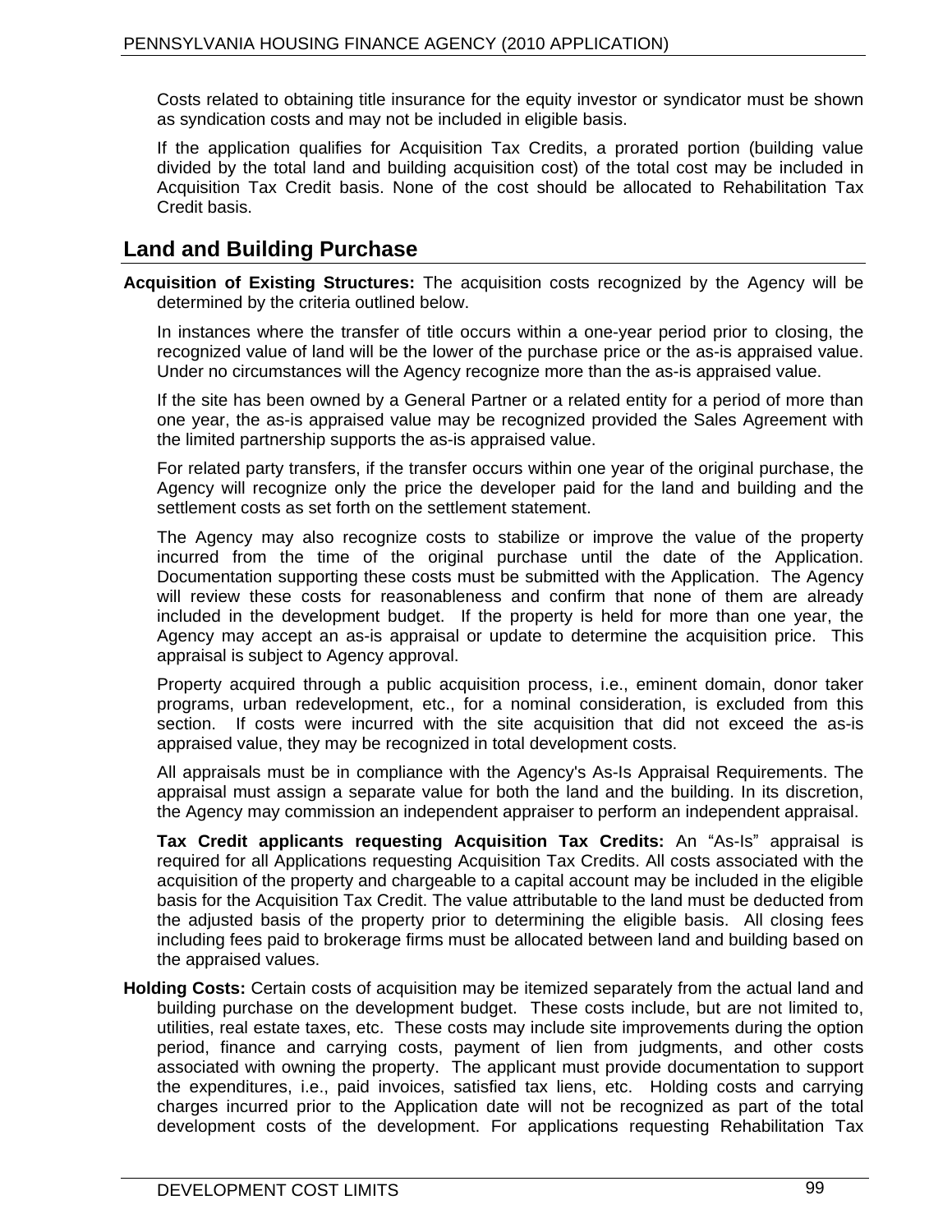Costs related to obtaining title insurance for the equity investor or syndicator must be shown as syndication costs and may not be included in eligible basis.

If the application qualifies for Acquisition Tax Credits, a prorated portion (building value divided by the total land and building acquisition cost) of the total cost may be included in Acquisition Tax Credit basis. None of the cost should be allocated to Rehabilitation Tax Credit basis.

## Land and Building Purchase

**Acquisition of Existing Structures:** The acquisition costs recognized by the Agency will be determined by the criteria outlined below.

In instances where the transfer of title occurs within a one-year period prior to closing, the recognized value of land will be the lower of the purchase price or the as-is appraised value. Under no circumstances will the Agency recognize more than the as-is appraised value.

If the site has been owned by a General Partner or a related entity for a period of more than one year, the as-is appraised value may be recognized provided the Sales Agreement with the limited partnership supports the as-is appraised value.

For related party transfers, if the transfer occurs within one year of the original purchase, the Agency will recognize only the price the developer paid for the land and building and the settlement costs as set forth on the settlement statement.

The Agency may also recognize costs to stabilize or improve the value of the property incurred from the time of the original purchase until the date of the Application. Documentation supporting these costs must be submitted with the Application. The Agency will review these costs for reasonableness and confirm that none of them are already included in the development budget. If the property is held for more than one year, the Agency may accept an as-is appraisal or update to determine the acquisition price. This appraisal is subject to Agency approval.

Property acquired through a public acquisition process, i.e., eminent domain, donor taker programs, urban redevelopment, etc., for a nominal consideration, is excluded from this section. If costs were incurred with the site acquisition that did not exceed the as-is appraised value, they may be recognized in total development costs.

All appraisals must be in compliance with the Agency's As-Is Appraisal Requirements. The appraisal must assign a separate value for both the land and the building. In its discretion, the Agency may commission an independent appraiser to perform an independent appraisal.

**Tax Credit applicants requesting Acquisition Tax Credits:** An "As-Is" appraisal is required for all Applications requesting Acquisition Tax Credits. All costs associated with the acquisition of the property and chargeable to a capital account may be included in the eligible basis for the Acquisition Tax Credit. The value attributable to the land must be deducted from the adjusted basis of the property prior to determining the eligible basis. All closing fees including fees paid to brokerage firms must be allocated between land and building based on the appraised values.

**Holding Costs:** Certain costs of acquisition may be itemized separately from the actual land and building purchase on the development budget. These costs include, but are not limited to, utilities, real estate taxes, etc. These costs may include site improvements during the option period, finance and carrying costs, payment of lien from judgments, and other costs associated with owning the property. The applicant must provide documentation to support the expenditures, i.e., paid invoices, satisfied tax liens, etc. Holding costs and carrying charges incurred prior to the Application date will not be recognized as part of the total development costs of the development. For applications requesting Rehabilitation Tax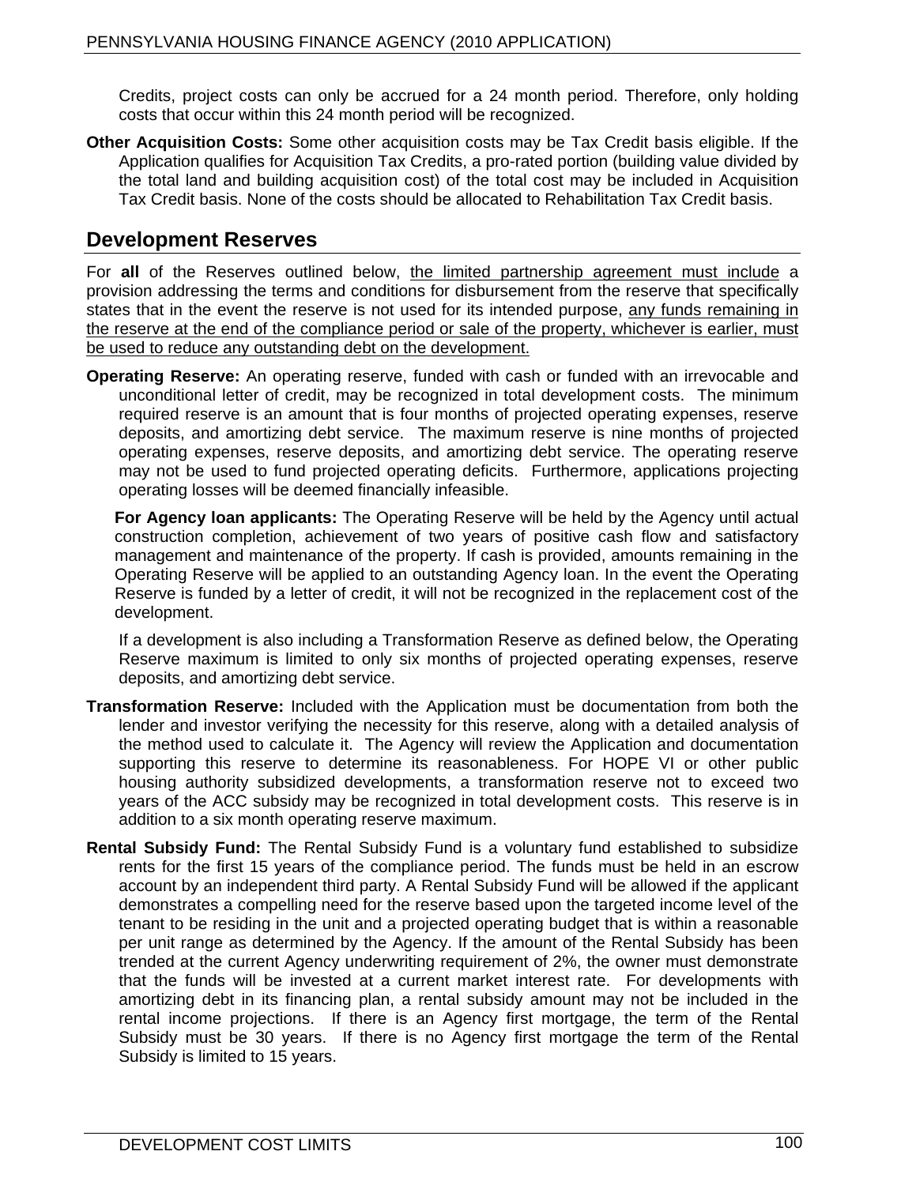Credits, project costs can only be accrued for a 24 month period. Therefore, only holding costs that occur within this 24 month period will be recognized.

**Other Acquisition Costs:** Some other acquisition costs may be Tax Credit basis eligible. If the Application qualifies for Acquisition Tax Credits, a pro-rated portion (building value divided by the total land and building acquisition cost) of the total cost may be included in Acquisition Tax Credit basis. None of the costs should be allocated to Rehabilitation Tax Credit basis.

## Development Reserves

For **all** of the Reserves outlined below, <u>the limited partnership agreement must include</u> a provision addressing the terms and conditions for disbursement from the reserve that specifically states that in the event the reserve is not used for its intended purpose, <u>any funds remaining in the reserve at the end of the compliance period or sale of the property, whichever is earlier, must be used to reduce any outstanding debt on the development.</u>

**Operating Reserve:** An operating reserve, funded with cash or funded with an irrevocable and unconditional letter of credit, may be recognized in total development costs. The minimum required reserve is an amount that is four months of projected operating expenses, reserve deposits, and amortizing debt service. The maximum reserve is nine months of projected operating expenses, reserve deposits, and amortizing debt service. The operating reserve may not be used to fund projected operating deficits. Furthermore, applications projecting operating losses will be deemed financially infeasible.

**For Agency loan applicants:** The Operating Reserve will be held by the Agency until actual construction completion, achievement of two years of positive cash flow and satisfactory management and maintenance of the property. If cash is provided, amounts remaining in the Operating Reserve will be applied to an outstanding Agency loan. In the event the Operating Reserve is funded by a letter of credit, it will not be recognized in the replacement cost of the development.

If a development is also including a Transformation Reserve as defined below, the Operating Reserve maximum is limited to only six months of projected operating expenses, reserve deposits, and amortizing debt service.

**Transformation Reserve:** Included with the Application must be documentation from both the lender and investor verifying the necessity for this reserve, along with a detailed analysis of the method used to calculate it. The Agency will review the Application and documentation supporting this reserve to determine its reasonableness. For HOPE VI or other public housing authority subsidized developments, a transformation reserve not to exceed two years of the ACC subsidy may be recognized in total development costs. This reserve is in addition to a six month operating reserve maximum.

**Rental Subsidy Fund:** The Rental Subsidy Fund is a voluntary fund established to subsidize rents for the first 15 years of the compliance period. The funds must be held in an escrow account by an independent third party. A Rental Subsidy Fund will be allowed if the applicant demonstrates a compelling need for the reserve based upon the targeted income level of the tenant to be residing in the unit and a projected operating budget that is within a reasonable per unit range as determined by the Agency. If the amount of the Rental Subsidy has been trended at the current Agency underwriting requirement of 2%, the owner must demonstrate that the funds will be invested at a current market interest rate. For developments with amortizing debt in its financing plan, a rental subsidy amount may not be included in the rental income projections. If there is an Agency first mortgage, the term of the Rental Subsidy must be 30 years. If there is no Agency first mortgage the term of the Rental Subsidy is limited to 15 years.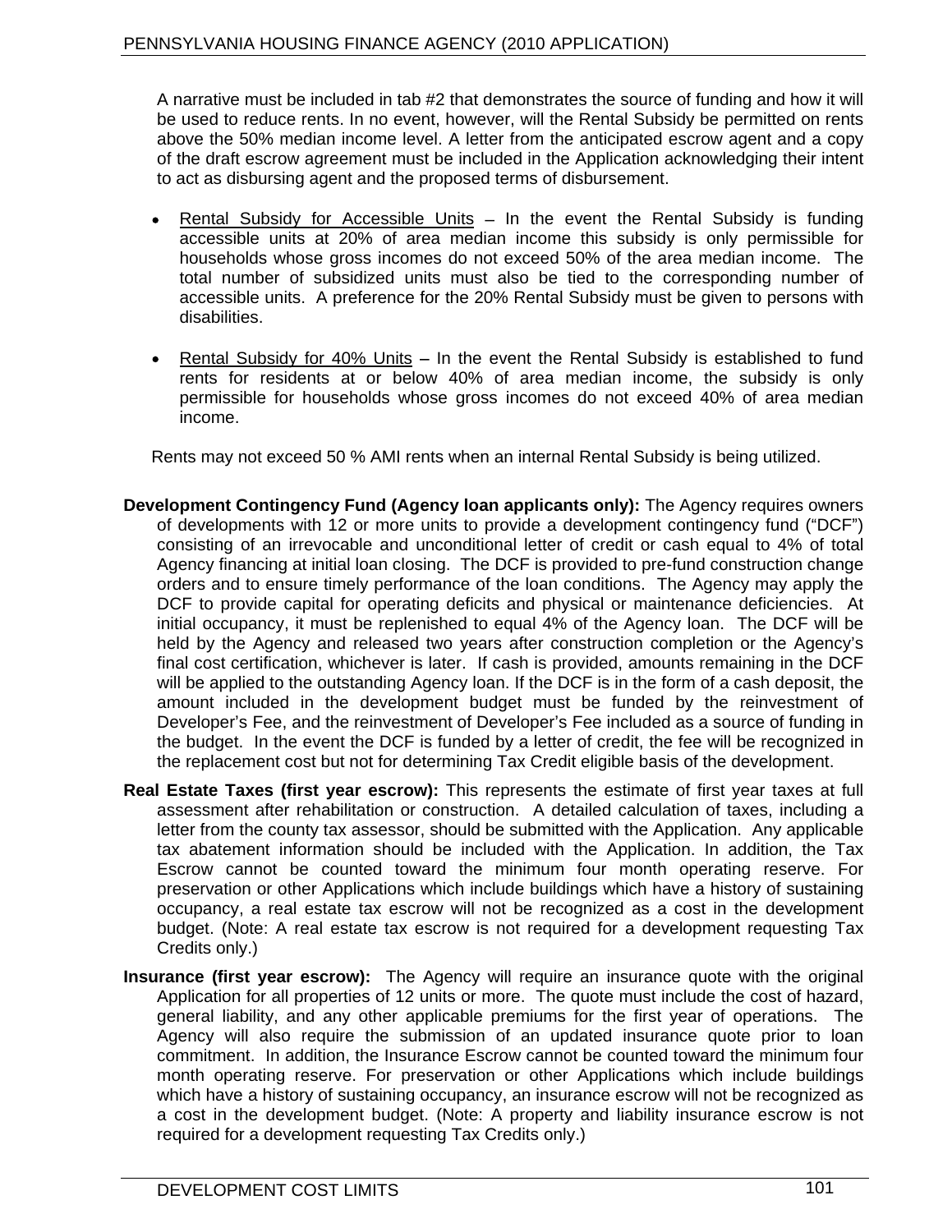A narrative must be included in tab #2 that demonstrates the source of funding and how it will be used to reduce rents. In no event, however, will the Rental Subsidy be permitted on rents above the 50% median income level. A letter from the anticipated escrow agent and a copy of the draft escrow agreement must be included in the Application acknowledging their intent to act as disbursing agent and the proposed terms of disbursement.

- Rental Subsidy for Accessible Units – In the event the Rental Subsidy is funding accessible units at 20% of area median income this subsidy is only permissible for households whose gross incomes do not exceed 50% of the area median income. The total number of subsidized units must also be tied to the corresponding number of accessible units. A preference for the 20% Rental Subsidy must be given to persons with disabilities.

- Rental Subsidy for 40% Units – In the event the Rental Subsidy is established to fund rents for residents at or below 40% of area median income, the subsidy is only permissible for households whose gross incomes do not exceed 40% of area median income.

Rents may not exceed 50 % AMI rents when an internal Rental Subsidy is being utilized.

**Development Contingency Fund (Agency loan applicants only):** The Agency requires owners of developments with 12 or more units to provide a development contingency fund ("DCF") consisting of an irrevocable and unconditional letter of credit or cash equal to 4% of total Agency financing at initial loan closing. The DCF is provided to pre-fund construction change orders and to ensure timely performance of the loan conditions. The Agency may apply the DCF to provide capital for operating deficits and physical or maintenance deficiencies. At initial occupancy, it must be replenished to equal 4% of the Agency loan. The DCF will be held by the Agency and released two years after construction completion or the Agency's final cost certification, whichever is later. If cash is provided, amounts remaining in the DCF will be applied to the outstanding Agency loan. If the DCF is in the form of a cash deposit, the amount included in the development budget must be funded by the reinvestment of Developer's Fee, and the reinvestment of Developer's Fee included as a source of funding in the budget. In the event the DCF is funded by a letter of credit, the fee will be recognized in the replacement cost but not for determining Tax Credit eligible basis of the development.

**Real Estate Taxes (first year escrow):** This represents the estimate of first year taxes at full assessment after rehabilitation or construction. A detailed calculation of taxes, including a letter from the county tax assessor, should be submitted with the Application. Any applicable tax abatement information should be included with the Application. In addition, the Tax Escrow cannot be counted toward the minimum four month operating reserve. For preservation or other Applications which include buildings which have a history of sustaining occupancy, a real estate tax escrow will not be recognized as a cost in the development budget. (Note: A real estate tax escrow is not required for a development requesting Tax Credits only.)

**Insurance (first year escrow):** The Agency will require an insurance quote with the original Application for all properties of 12 units or more. The quote must include the cost of hazard, general liability, and any other applicable premiums for the first year of operations. The Agency will also require the submission of an updated insurance quote prior to loan commitment. In addition, the Insurance Escrow cannot be counted toward the minimum four month operating reserve. For preservation or other Applications which include buildings which have a history of sustaining occupancy, an insurance escrow will not be recognized as a cost in the development budget. (Note: A property and liability insurance escrow is not required for a development requesting Tax Credits only.)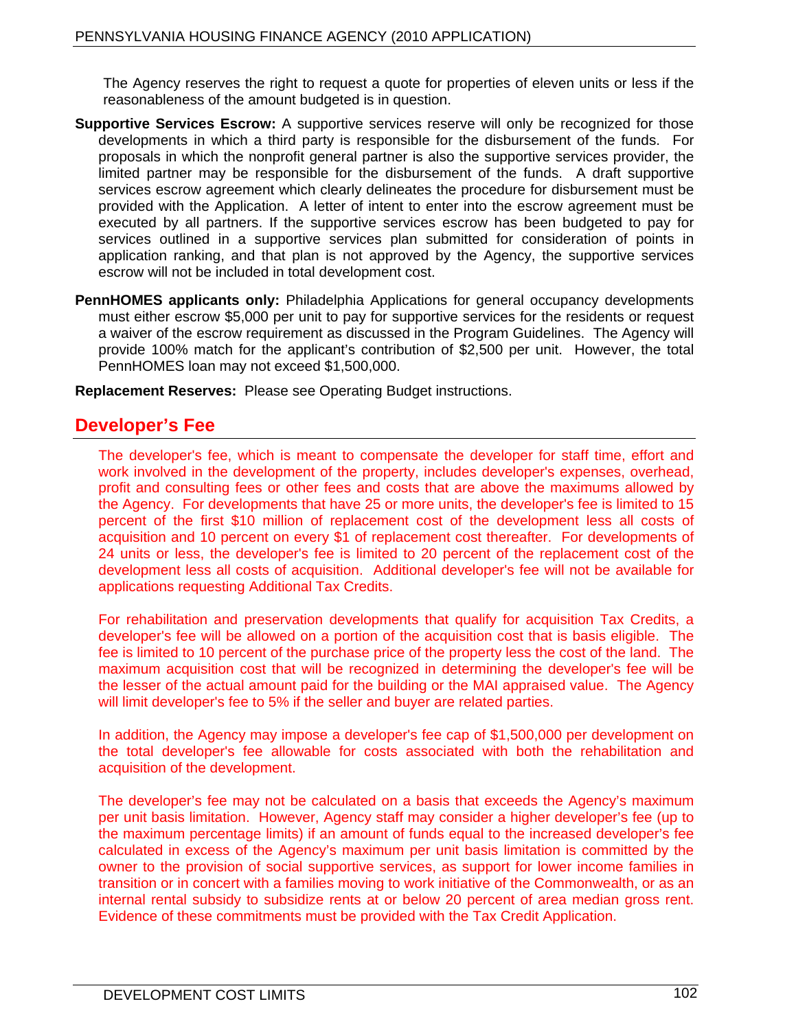The Agency reserves the right to request a quote for properties of eleven units or less if the reasonableness of the amount budgeted is in question.

**Supportive Services Escrow:** A supportive services reserve will only be recognized for those developments in which a third party is responsible for the disbursement of the funds. For proposals in which the nonprofit general partner is also the supportive services provider, the limited partner may be responsible for the disbursement of the funds. A draft supportive services escrow agreement which clearly delineates the procedure for disbursement must be provided with the Application. A letter of intent to enter into the escrow agreement must be executed by all partners. If the supportive services escrow has been budgeted to pay for services outlined in a supportive services plan submitted for consideration of points in application ranking, and that plan is not approved by the Agency, the supportive services escrow will not be included in total development cost.

**PennHOMES applicants only:** Philadelphia Applications for general occupancy developments must either escrow $5,000 per unit to pay for supportive services for the residents or request a waiver of the escrow requirement as discussed in the Program Guidelines. The Agency will provide 100% match for the applicant's contribution of $2,500 per unit. However, the total PennHOMES loan may not exceed $1,500,000.

**Replacement Reserves:** Please see Operating Budget instructions.

## Developer's Fee

The developer's fee, which is meant to compensate the developer for staff time, effort and work involved in the development of the property, includes developer's expenses, overhead, profit and consulting fees or other fees and costs that are above the maximums allowed by the Agency. For developments that have 25 or more units, the developer's fee is limited to 15 percent of the first $10 million of replacement cost of the development less all costs of acquisition and 10 percent on every $1 of replacement cost thereafter. For developments of 24 units or less, the developer's fee is limited to 20 percent of the replacement cost of the development less all costs of acquisition. Additional developer's fee will not be available for applications requesting Additional Tax Credits.

For rehabilitation and preservation developments that qualify for acquisition Tax Credits, a developer's fee will be allowed on a portion of the acquisition cost that is basis eligible. The fee is limited to 10 percent of the purchase price of the property less the cost of the land. The maximum acquisition cost that will be recognized in determining the developer's fee will be the lesser of the actual amount paid for the building or the MAI appraised value. The Agency will limit developer's fee to 5% if the seller and buyer are related parties.

In addition, the Agency may impose a developer's fee cap of $1,500,000 per development on the total developer's fee allowable for costs associated with both the rehabilitation and acquisition of the development.

The developer's fee may not be calculated on a basis that exceeds the Agency's maximum per unit basis limitation. However, Agency staff may consider a higher developer's fee (up to the maximum percentage limits) if an amount of funds equal to the increased developer's fee calculated in excess of the Agency's maximum per unit basis limitation is committed by the owner to the provision of social supportive services, as support for lower income families in transition or in concert with a families moving to work initiative of the Commonwealth, or as an internal rental subsidy to subsidize rents at or below 20 percent of area median gross rent. Evidence of these commitments must be provided with the Tax Credit Application.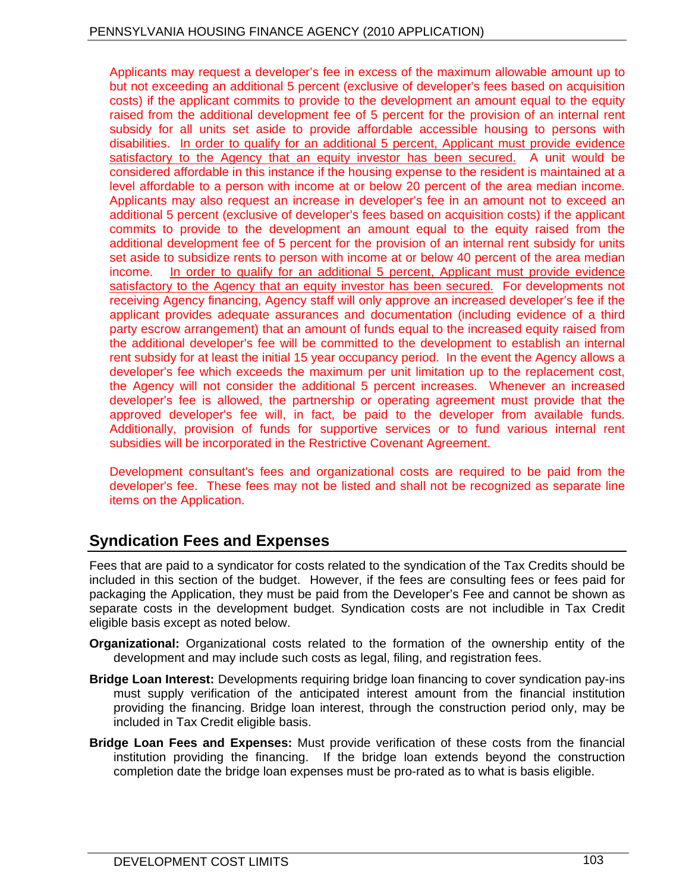Applicants may request a developer's fee in excess of the maximum allowable amount up to but not exceeding an additional 5 percent (exclusive of developer's fees based on acquisition costs) if the applicant commits to provide to the development an amount equal to the equity raised from the additional development fee of 5 percent for the provision of an internal rent subsidy for all units set aside to provide affordable accessible housing to persons with disabilities. <u>In order to qualify for an additional 5 percent, Applicant must provide evidence satisfactory to the Agency that an equity investor has been secured.</u> A unit would be considered affordable in this instance if the housing expense to the resident is maintained at a level affordable to a person with income at or below 20 percent of the area median income. Applicants may also request an increase in developer's fee in an amount not to exceed an additional 5 percent (exclusive of developer's fees based on acquisition costs) if the applicant commits to provide to the development an amount equal to the equity raised from the additional development fee of 5 percent for the provision of an internal rent subsidy for units set aside to subsidize rents to person with income at or below 40 percent of the area median income. <u>In order to qualify for an additional 5 percent, Applicant must provide evidence satisfactory to the Agency that an equity investor has been secured.</u> For developments not receiving Agency financing, Agency staff will only approve an increased developer's fee if the applicant provides adequate assurances and documentation (including evidence of a third party escrow arrangement) that an amount of funds equal to the increased equity raised from the additional developer's fee will be committed to the development to establish an internal rent subsidy for at least the initial 15 year occupancy period. In the event the Agency allows a developer's fee which exceeds the maximum per unit limitation up to the replacement cost, the Agency will not consider the additional 5 percent increases. Whenever an increased developer's fee is allowed, the partnership or operating agreement must provide that the approved developer's fee will, in fact, be paid to the developer from available funds. Additionally, provision of funds for supportive services or to fund various internal rent subsidies will be incorporated in the Restrictive Covenant Agreement.

Development consultant's fees and organizational costs are required to be paid from the developer's fee. These fees may not be listed and shall not be recognized as separate line items on the Application.

## Syndication Fees and Expenses

Fees that are paid to a syndicator for costs related to the syndication of the Tax Credits should be included in this section of the budget. However, if the fees are consulting fees or fees paid for packaging the Application, they must be paid from the Developer's Fee and cannot be shown as separate costs in the development budget. Syndication costs are not includible in Tax Credit eligible basis except as noted below.

**Organizational:** Organizational costs related to the formation of the ownership entity of the development and may include such costs as legal, filing, and registration fees.

**Bridge Loan Interest:** Developments requiring bridge loan financing to cover syndication pay-ins must supply verification of the anticipated interest amount from the financial institution providing the financing. Bridge loan interest, through the construction period only, may be included in Tax Credit eligible basis.

**Bridge Loan Fees and Expenses:** Must provide verification of these costs from the financial institution providing the financing. If the bridge loan extends beyond the construction completion date the bridge loan expenses must be pro-rated as to what is basis eligible.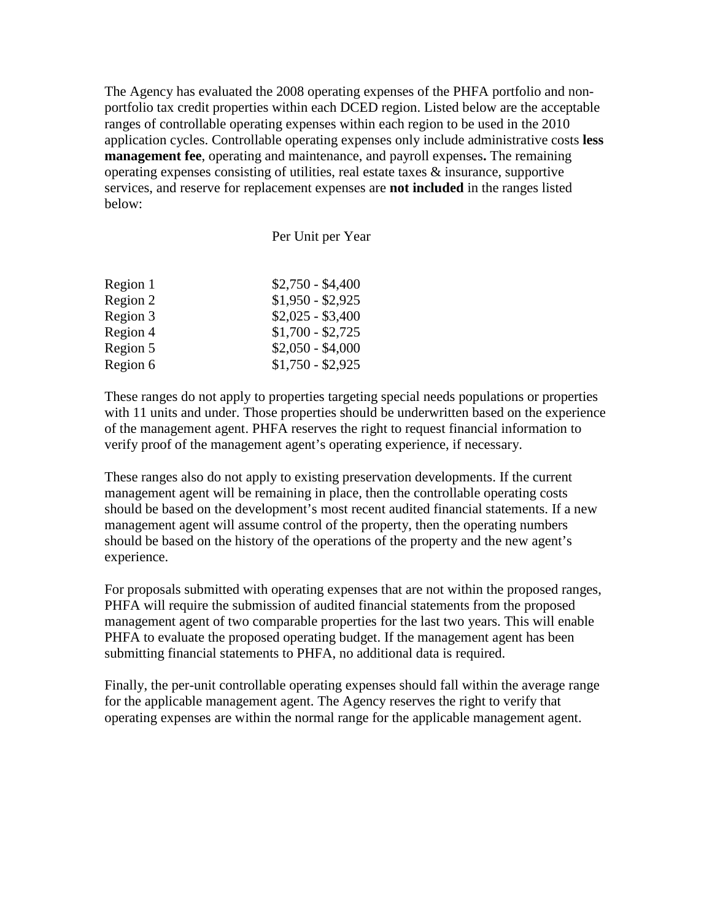The Agency has evaluated the 2008 operating expenses of the PHFA portfolio and non-portfolio tax credit properties within each DCED region. Listed below are the acceptable ranges of controllable operating expenses within each region to be used in the 2010 application cycles. Controllable operating expenses only include administrative costs **less management fee**, operating and maintenance, and payroll expenses**.** The remaining operating expenses consisting of utilities, real estate taxes & insurance, supportive services, and reserve for replacement expenses are **not included** in the ranges listed below:

| | Per Unit per Year |
|---|---|
| Region 1 | $2,750 - $4,400 |
| Region 2 | $1,950 - $2,925 |
| Region 3 | $2,025 - $3,400 |
| Region 4 | $1,700 - $2,725 |
| Region 5 | $2,050 - $4,000 |
| Region 6 | $1,750 - $2,925 |

These ranges do not apply to properties targeting special needs populations or properties with 11 units and under. Those properties should be underwritten based on the experience of the management agent. PHFA reserves the right to request financial information to verify proof of the management agent's operating experience, if necessary.

These ranges also do not apply to existing preservation developments. If the current management agent will be remaining in place, then the controllable operating costs should be based on the development's most recent audited financial statements. If a new management agent will assume control of the property, then the operating numbers should be based on the history of the operations of the property and the new agent's experience.

For proposals submitted with operating expenses that are not within the proposed ranges, PHFA will require the submission of audited financial statements from the proposed management agent of two comparable properties for the last two years. This will enable PHFA to evaluate the proposed operating budget. If the management agent has been submitting financial statements to PHFA, no additional data is required.

Finally, the per-unit controllable operating expenses should fall within the average range for the applicable management agent. The Agency reserves the right to verify that operating expenses are within the normal range for the applicable management agent.